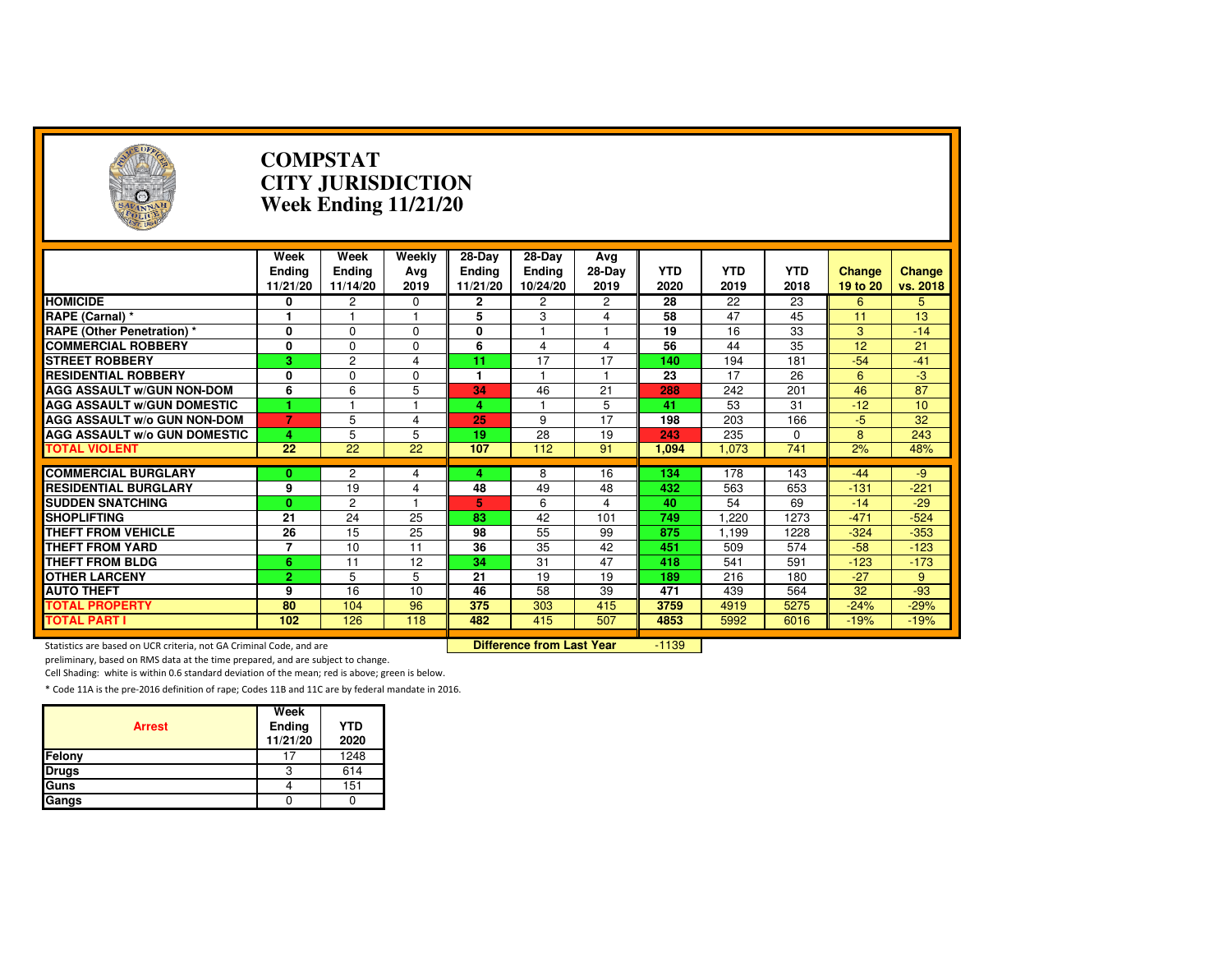# COMPSTAT
# CITY JURISDICTION
# Week Ending 11/21/20

| | Week Ending 11/21/20 | Week Ending 11/14/20 | Weekly Avg 2019 | 28-Day Ending 11/21/20 | 28-Day Ending 10/24/20 | Avg 28-Day 2019 | YTD 2020 | YTD 2019 | YTD 2018 | Change 19 to 20 | Change vs. 2018 |
|---|---|---|---|---|---|---|---|---|---|---|---|
| **HOMICIDE** | 0 | 2 | 0 | 2 | 2 | 2 | 28 | 22 | 23 | 6 | 5 |
| **RAPE (Carnal) *** | 1 | 1 | 1 | 5 | 3 | 4 | 58 | 47 | 45 | 11 | 13 |
| **RAPE (Other Penetration) *** | 0 | 0 | 0 | 0 | 1 | 1 | 19 | 16 | 33 | 3 | -14 |
| **COMMERCIAL ROBBERY** | 0 | 0 | 0 | 6 | 4 | 4 | 56 | 44 | 35 | 12 | 21 |
| **STREET ROBBERY** | 3 | 2 | 4 | 11 | 17 | 17 | 140 | 194 | 181 | -54 | -41 |
| **RESIDENTIAL ROBBERY** | 0 | 0 | 0 | 1 | 1 | 1 | 23 | 17 | 26 | 6 | -3 |
| **AGG ASSAULT w/GUN NON-DOM** | 6 | 6 | 5 | 34 | 46 | 21 | 288 | 242 | 201 | 46 | 87 |
| **AGG ASSAULT w/GUN DOMESTIC** | 1 | 1 | 1 | 4 | 1 | 5 | 41 | 53 | 31 | -12 | 10 |
| **AGG ASSAULT w/o GUN NON-DOM** | 7 | 5 | 4 | 25 | 9 | 17 | 198 | 203 | 166 | -5 | 32 |
| **AGG ASSAULT w/o GUN DOMESTIC** | 4 | 5 | 5 | 19 | 28 | 19 | 243 | 235 | 0 | 8 | 243 |
| **TOTAL VIOLENT** | 22 | 22 | 22 | 107 | 112 | 91 | 1,094 | 1,073 | 741 | 2% | 48% |
| **COMMERCIAL BURGLARY** | 0 | 2 | 4 | 4 | 8 | 16 | 134 | 178 | 143 | -44 | -9 |
| **RESIDENTIAL BURGLARY** | 9 | 19 | 4 | 48 | 49 | 48 | 432 | 563 | 653 | -131 | -221 |
| **SUDDEN SNATCHING** | 0 | 2 | 1 | 5 | 6 | 4 | 40 | 54 | 69 | -14 | -29 |
| **SHOPLIFTING** | 21 | 24 | 25 | 83 | 42 | 101 | 749 | 1,220 | 1273 | -471 | -524 |
| **THEFT FROM VEHICLE** | 26 | 15 | 25 | 98 | 55 | 99 | 875 | 1,199 | 1228 | -324 | -353 |
| **THEFT FROM YARD** | 7 | 10 | 11 | 36 | 35 | 42 | 451 | 509 | 574 | -58 | -123 |
| **THEFT FROM BLDG** | 6 | 11 | 12 | 34 | 31 | 47 | 418 | 541 | 591 | -123 | -173 |
| **OTHER LARCENY** | 2 | 5 | 5 | 21 | 19 | 19 | 189 | 216 | 180 | -27 | 9 |
| **AUTO THEFT** | 9 | 16 | 10 | 46 | 58 | 39 | 471 | 439 | 564 | 32 | -93 |
| **TOTAL PROPERTY** | 80 | 104 | 96 | 375 | 303 | 415 | 3759 | 4919 | 5275 | -24% | -29% |
| **TOTAL PART I** | 102 | 126 | 118 | 482 | 415 | 507 | 4853 | 5992 | 6016 | -19% | -19% |

**Difference from Last Year** -1139

Statistics are based on UCR criteria, not GA Criminal Code, and are preliminary, based on RMS data at the time prepared, and are subject to change.

Cell Shading: white is within 0.6 standard deviation of the mean; red is above; green is below.

* Code 11A is the pre-2016 definition of rape; Codes 11B and 11C are by federal mandate in 2016.

| Arrest | Week Ending 11/21/20 | YTD 2020 |
|---|---|---|
| Felony | 17 | 1248 |
| Drugs | 3 | 614 |
| Guns | 4 | 151 |
| Gangs | 0 | 0 |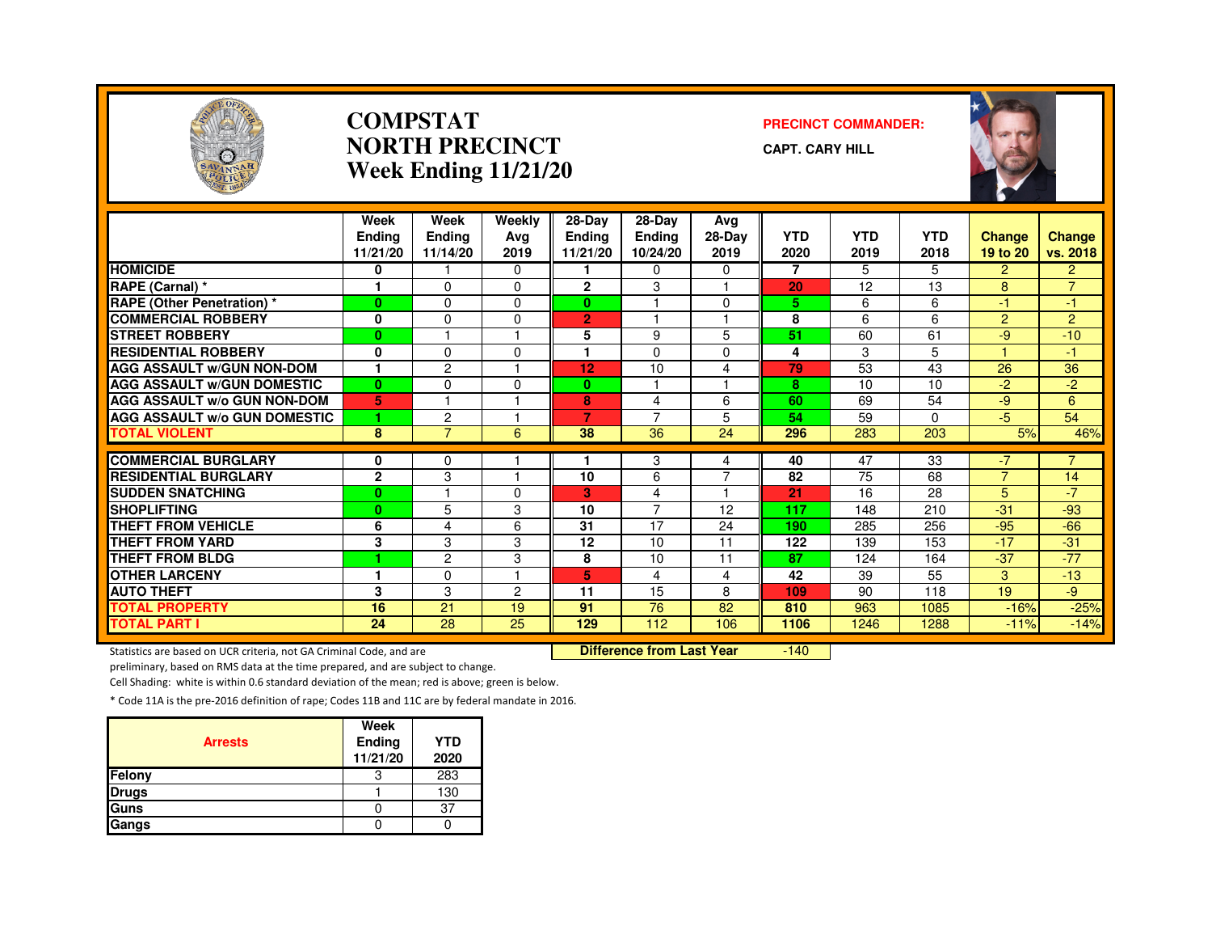# COMPSTAT
# NORTH PRECINCT
## Week Ending 11/21/20

**PRECINCT COMMANDER:**

**CAPT. CARY HILL**

| | Week Ending 11/21/20 | Week Ending 11/14/20 | Weekly Avg 2019 | 28-Day Ending 11/21/20 | 28-Day Ending 10/24/20 | Avg 28-Day 2019 | YTD 2020 | YTD 2019 | YTD 2018 | Change 19 to 20 | Change vs. 2018 |
|---|---|---|---|---|---|---|---|---|---|---|---|
| HOMICIDE | 0 | 1 | 0 | 1 | 0 | 0 | 7 | 5 | 5 | 2 | 2 |
| RAPE (Carnal) * | 1 | 0 | 0 | 2 | 3 | 1 | 20 | 12 | 13 | 8 | 7 |
| RAPE (Other Penetration) * | 0 | 0 | 0 | 0 | 1 | 0 | 5 | 6 | 6 | -1 | -1 |
| COMMERCIAL ROBBERY | 0 | 0 | 0 | 2 | 1 | 1 | 8 | 6 | 6 | 2 | 2 |
| STREET ROBBERY | 0 | 1 | 1 | 5 | 9 | 5 | 51 | 60 | 61 | -9 | -10 |
| RESIDENTIAL ROBBERY | 0 | 0 | 0 | 1 | 0 | 0 | 4 | 3 | 5 | 1 | -1 |
| AGG ASSAULT w/GUN NON-DOM | 1 | 2 | 1 | 12 | 10 | 4 | 79 | 53 | 43 | 26 | 36 |
| AGG ASSAULT w/GUN DOMESTIC | 0 | 0 | 0 | 0 | 1 | 1 | 8 | 10 | 10 | -2 | -2 |
| AGG ASSAULT w/o GUN NON-DOM | 5 | 1 | 1 | 8 | 4 | 6 | 60 | 69 | 54 | -9 | 6 |
| AGG ASSAULT w/o GUN DOMESTIC | 1 | 2 | 1 | 7 | 7 | 5 | 54 | 59 | 0 | -5 | 54 |
| TOTAL VIOLENT | 8 | 7 | 6 | 38 | 36 | 24 | 296 | 283 | 203 | 5% | 46% |
| COMMERCIAL BURGLARY | 0 | 0 | 1 | 1 | 3 | 4 | 40 | 47 | 33 | -7 | 7 |
| RESIDENTIAL BURGLARY | 2 | 3 | 1 | 10 | 6 | 7 | 82 | 75 | 68 | 7 | 14 |
| SUDDEN SNATCHING | 0 | 1 | 0 | 3 | 4 | 1 | 21 | 16 | 28 | 5 | -7 |
| SHOPLIFTING | 0 | 5 | 3 | 10 | 7 | 12 | 117 | 148 | 210 | -31 | -93 |
| THEFT FROM VEHICLE | 6 | 4 | 6 | 31 | 17 | 24 | 190 | 285 | 256 | -95 | -66 |
| THEFT FROM YARD | 3 | 3 | 3 | 12 | 10 | 11 | 122 | 139 | 153 | -17 | -31 |
| THEFT FROM BLDG | 1 | 2 | 3 | 8 | 10 | 11 | 87 | 124 | 164 | -37 | -77 |
| OTHER LARCENY | 1 | 0 | 1 | 5 | 4 | 4 | 42 | 39 | 55 | 3 | -13 |
| AUTO THEFT | 3 | 3 | 2 | 11 | 15 | 8 | 109 | 90 | 118 | 19 | -9 |
| TOTAL PROPERTY | 16 | 21 | 19 | 91 | 76 | 82 | 810 | 963 | 1085 | -16% | -25% |
| TOTAL PART I | 24 | 28 | 25 | 129 | 112 | 106 | 1106 | 1246 | 1288 | -11% | -14% |

**Difference from Last Year** -140

Statistics are based on UCR criteria, not GA Criminal Code, and are preliminary, based on RMS data at the time prepared, and are subject to change.

Cell Shading: white is within 0.6 standard deviation of the mean; red is above; green is below.

* Code 11A is the pre-2016 definition of rape; Codes 11B and 11C are by federal mandate in 2016.

| Arrests | Week Ending 11/21/20 | YTD 2020 |
|---|---|---|
| Felony | 3 | 283 |
| Drugs | 1 | 130 |
| Guns | 0 | 37 |
| Gangs | 0 | 0 |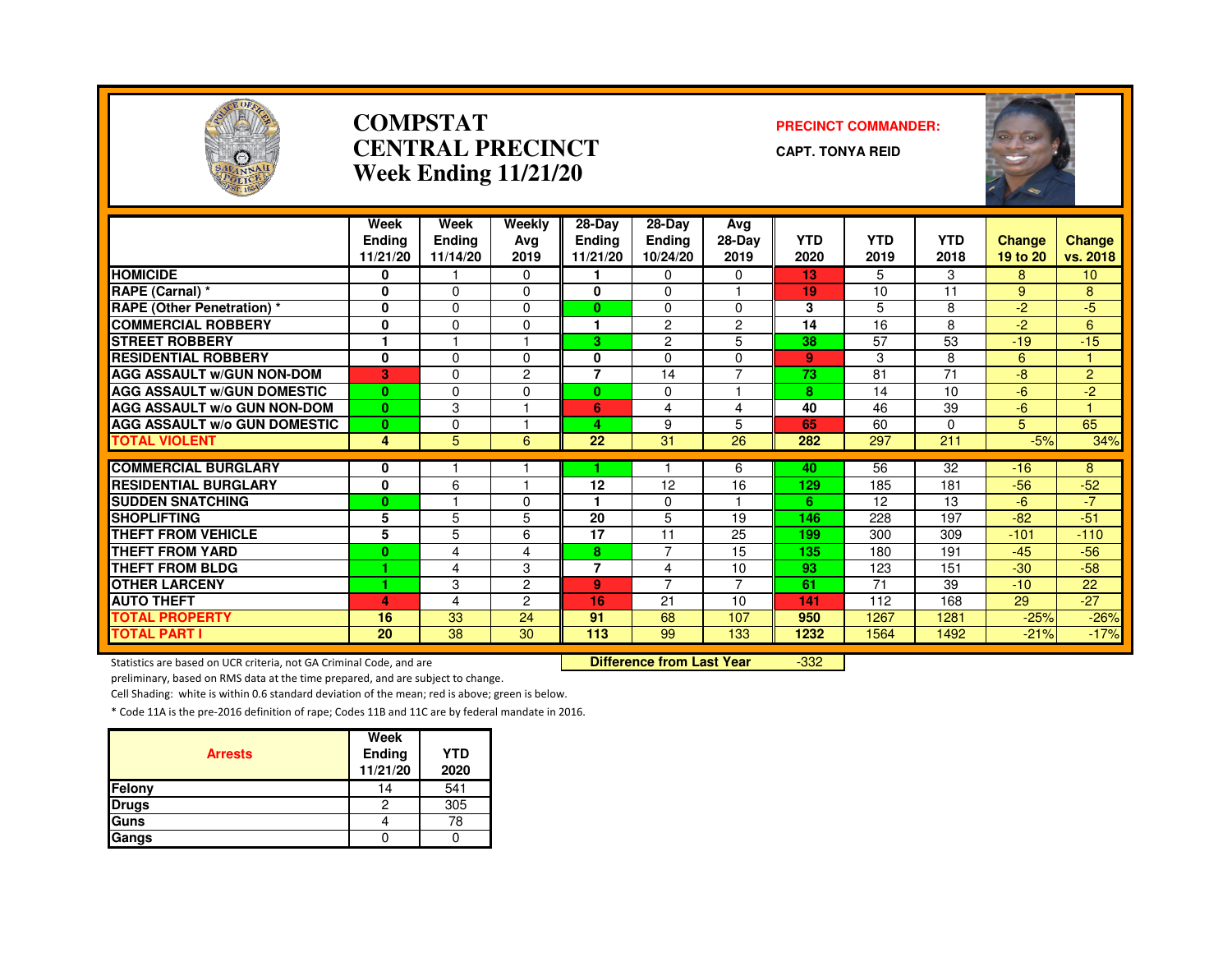# COMPSTAT
# CENTRAL PRECINCT
# Week Ending 11/21/20

**PRECINCT COMMANDER:**

**CAPT. TONYA REID**

| | Week Ending 11/21/20 | Week Ending 11/14/20 | Weekly Avg 2019 | 28-Day Ending 11/21/20 | 28-Day Ending 10/24/20 | Avg 28-Day 2019 | YTD 2020 | YTD 2019 | YTD 2018 | Change 19 to 20 | Change vs. 2018 |
|---|---|---|---|---|---|---|---|---|---|---|---|
| HOMICIDE | 0 | 1 | 0 | 1 | 0 | 0 | 13 | 5 | 3 | 8 | 10 |
| RAPE (Carnal) * | 0 | 0 | 0 | 0 | 0 | 1 | 19 | 10 | 11 | 9 | 8 |
| RAPE (Other Penetration) * | 0 | 0 | 0 | 0 | 0 | 0 | 3 | 5 | 8 | -2 | -5 |
| COMMERCIAL ROBBERY | 0 | 0 | 0 | 1 | 2 | 2 | 14 | 16 | 8 | -2 | 6 |
| STREET ROBBERY | 1 | 1 | 1 | 3 | 2 | 5 | 38 | 57 | 53 | -19 | -15 |
| RESIDENTIAL ROBBERY | 0 | 0 | 0 | 0 | 0 | 0 | 9 | 3 | 8 | 6 | 1 |
| AGG ASSAULT w/GUN NON-DOM | 3 | 0 | 2 | 7 | 14 | 7 | 73 | 81 | 71 | -8 | 2 |
| AGG ASSAULT w/GUN DOMESTIC | 0 | 0 | 0 | 0 | 0 | 1 | 8 | 14 | 10 | -6 | -2 |
| AGG ASSAULT w/o GUN NON-DOM | 0 | 3 | 1 | 6 | 4 | 4 | 40 | 46 | 39 | -6 | 1 |
| AGG ASSAULT w/o GUN DOMESTIC | 0 | 0 | 1 | 4 | 9 | 5 | 65 | 60 | 0 | 5 | 65 |
| TOTAL VIOLENT | 4 | 5 | 6 | 22 | 31 | 26 | 282 | 297 | 211 | -5% | 34% |
| COMMERCIAL BURGLARY | 0 | 1 | 1 | 1 | 1 | 6 | 40 | 56 | 32 | -16 | 8 |
| RESIDENTIAL BURGLARY | 0 | 6 | 1 | 12 | 12 | 16 | 129 | 185 | 181 | -56 | -52 |
| SUDDEN SNATCHING | 0 | 1 | 0 | 1 | 0 | 1 | 6 | 12 | 13 | -6 | -7 |
| SHOPLIFTING | 5 | 5 | 5 | 20 | 5 | 19 | 146 | 228 | 197 | -82 | -51 |
| THEFT FROM VEHICLE | 5 | 5 | 6 | 17 | 11 | 25 | 199 | 300 | 309 | -101 | -110 |
| THEFT FROM YARD | 0 | 4 | 4 | 8 | 7 | 15 | 135 | 180 | 191 | -45 | -56 |
| THEFT FROM BLDG | 1 | 4 | 3 | 7 | 4 | 10 | 93 | 123 | 151 | -30 | -58 |
| OTHER LARCENY | 1 | 3 | 2 | 9 | 7 | 7 | 61 | 71 | 39 | -10 | 22 |
| AUTO THEFT | 4 | 4 | 2 | 16 | 21 | 10 | 141 | 112 | 168 | 29 | -27 |
| TOTAL PROPERTY | 16 | 33 | 24 | 91 | 68 | 107 | 950 | 1267 | 1281 | -25% | -26% |
| TOTAL PART I | 20 | 38 | 30 | 113 | 99 | 133 | 1232 | 1564 | 1492 | -21% | -17% |

**Difference from Last Year** -332

Statistics are based on UCR criteria, not GA Criminal Code, and are preliminary, based on RMS data at the time prepared, and are subject to change.

Cell Shading: white is within 0.6 standard deviation of the mean; red is above; green is below.

* Code 11A is the pre-2016 definition of rape; Codes 11B and 11C are by federal mandate in 2016.

| Arrests | Week Ending 11/21/20 | YTD 2020 |
|---|---|---|
| Felony | 14 | 541 |
| Drugs | 2 | 305 |
| Guns | 4 | 78 |
| Gangs | 0 | 0 |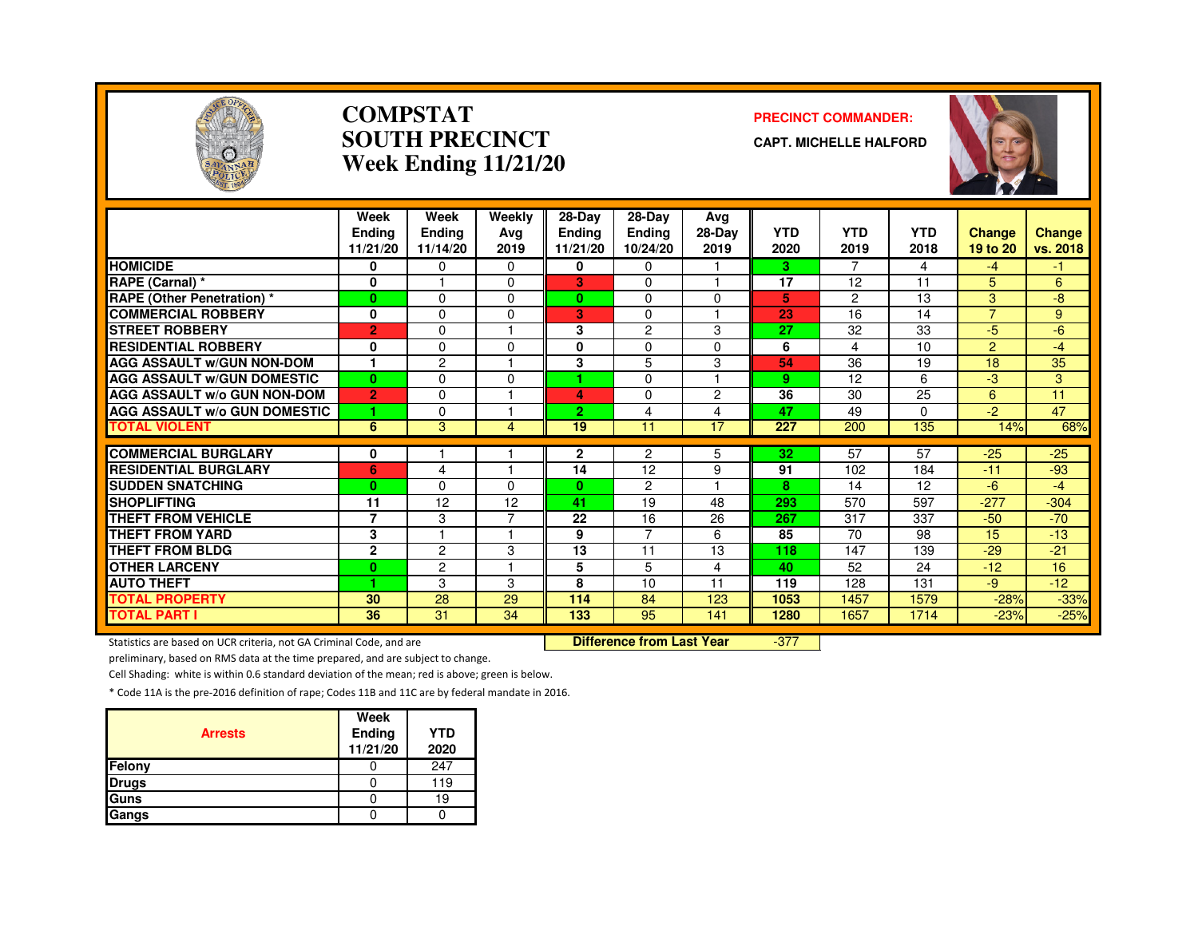# COMPSTAT
# SOUTH PRECINCT
# Week Ending 11/21/20

**PRECINCT COMMANDER:**

**CAPT. MICHELLE HALFORD**

| | Week Ending 11/21/20 | Week Ending 11/14/20 | Weekly Avg 2019 | 28-Day Ending 11/21/20 | 28-Day Ending 10/24/20 | Avg 28-Day 2019 | YTD 2020 | YTD 2019 | YTD 2018 | Change 19 to 20 | Change vs. 2018 |
|---|---|---|---|---|---|---|---|---|---|---|---|
| HOMICIDE | 0 | 0 | 0 | 0 | 0 | 1 | 3 | 7 | 4 | -4 | -1 |
| RAPE (Carnal) * | 0 | 1 | 0 | 3 | 0 | 1 | 17 | 12 | 11 | 5 | 6 |
| RAPE (Other Penetration) * | 0 | 0 | 0 | 0 | 0 | 0 | 5 | 2 | 13 | 3 | -8 |
| COMMERCIAL ROBBERY | 0 | 0 | 0 | 3 | 0 | 1 | 23 | 16 | 14 | 7 | 9 |
| STREET ROBBERY | 2 | 0 | 1 | 3 | 2 | 3 | 27 | 32 | 33 | -5 | -6 |
| RESIDENTIAL ROBBERY | 0 | 0 | 0 | 0 | 0 | 0 | 6 | 4 | 10 | 2 | -4 |
| AGG ASSAULT w/GUN NON-DOM | 1 | 2 | 1 | 3 | 5 | 3 | 54 | 36 | 19 | 18 | 35 |
| AGG ASSAULT w/GUN DOMESTIC | 0 | 0 | 0 | 1 | 0 | 1 | 9 | 12 | 6 | -3 | 3 |
| AGG ASSAULT w/o GUN NON-DOM | 2 | 0 | 1 | 4 | 0 | 2 | 36 | 30 | 25 | 6 | 11 |
| AGG ASSAULT w/o GUN DOMESTIC | 1 | 0 | 1 | 2 | 4 | 4 | 47 | 49 | 0 | -2 | 47 |
| TOTAL VIOLENT | 6 | 3 | 4 | 19 | 11 | 17 | 227 | 200 | 135 | 14% | 68% |
| COMMERCIAL BURGLARY | 0 | 1 | 1 | 2 | 2 | 5 | 32 | 57 | 57 | -25 | -25 |
| RESIDENTIAL BURGLARY | 6 | 4 | 1 | 14 | 12 | 9 | 91 | 102 | 184 | -11 | -93 |
| SUDDEN SNATCHING | 0 | 0 | 0 | 0 | 2 | 1 | 8 | 14 | 12 | -6 | -4 |
| SHOPLIFTING | 11 | 12 | 12 | 41 | 19 | 48 | 293 | 570 | 597 | -277 | -304 |
| THEFT FROM VEHICLE | 7 | 3 | 7 | 22 | 16 | 26 | 267 | 317 | 337 | -50 | -70 |
| THEFT FROM YARD | 3 | 1 | 1 | 9 | 7 | 6 | 85 | 70 | 98 | 15 | -13 |
| THEFT FROM BLDG | 2 | 2 | 3 | 13 | 11 | 13 | 118 | 147 | 139 | -29 | -21 |
| OTHER LARCENY | 0 | 2 | 1 | 5 | 5 | 4 | 40 | 52 | 24 | -12 | 16 |
| AUTO THEFT | 1 | 3 | 3 | 8 | 10 | 11 | 119 | 128 | 131 | -9 | -12 |
| TOTAL PROPERTY | 30 | 28 | 29 | 114 | 84 | 123 | 1053 | 1457 | 1579 | -28% | -33% |
| TOTAL PART I | 36 | 31 | 34 | 133 | 95 | 141 | 1280 | 1657 | 1714 | -23% | -25% |

**Difference from Last Year** -377

Statistics are based on UCR criteria, not GA Criminal Code, and are preliminary, based on RMS data at the time prepared, and are subject to change.

Cell Shading: white is within 0.6 standard deviation of the mean; red is above; green is below.

* Code 11A is the pre-2016 definition of rape; Codes 11B and 11C are by federal mandate in 2016.

| Arrests | Week Ending 11/21/20 | YTD 2020 |
|---|---|---|
| Felony | 0 | 247 |
| Drugs | 0 | 119 |
| Guns | 0 | 19 |
| Gangs | 0 | 0 |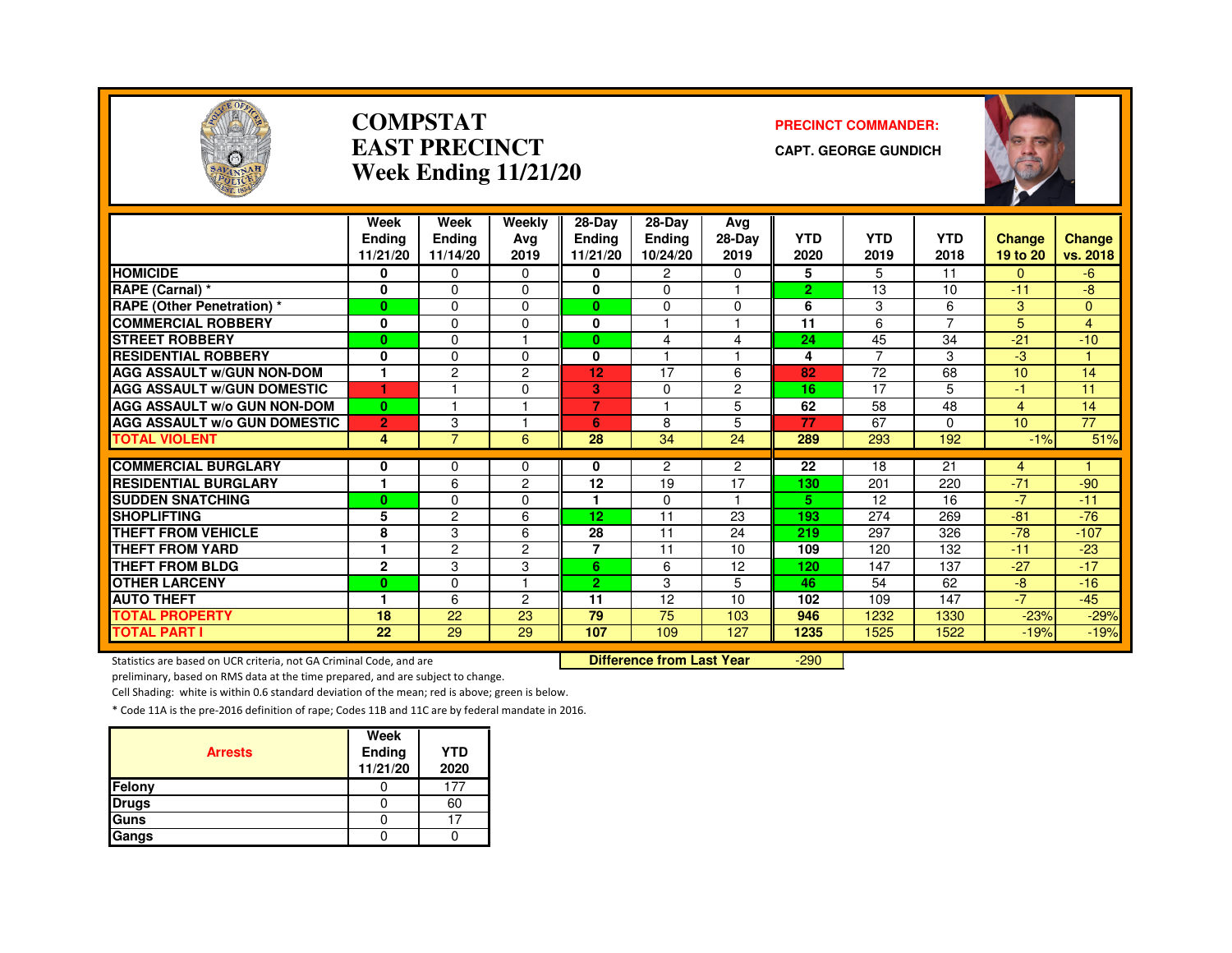# COMPSTAT
# EAST PRECINCT
## Week Ending 11/21/20

**PRECINCT COMMANDER:**

**CAPT. GEORGE GUNDICH**

| | Week Ending 11/21/20 | Week Ending 11/14/20 | Weekly Avg 2019 | 28-Day Ending 11/21/20 | 28-Day Ending 10/24/20 | Avg 28-Day 2019 | YTD 2020 | YTD 2019 | YTD 2018 | Change 19 to 20 | Change vs. 2018 |
|---|---|---|---|---|---|---|---|---|---|---|---|
| **HOMICIDE** | 0 | 0 | 0 | 0 | 2 | 0 | 5 | 5 | 11 | 0 | -6 |
| **RAPE (Carnal) *** | 0 | 0 | 0 | 0 | 0 | 1 | 2 | 13 | 10 | -11 | -8 |
| **RAPE (Other Penetration) *** | 0 | 0 | 0 | 0 | 0 | 0 | 6 | 3 | 6 | 3 | 0 |
| **COMMERCIAL ROBBERY** | 0 | 0 | 0 | 0 | 1 | 1 | 11 | 6 | 7 | 5 | 4 |
| **STREET ROBBERY** | 0 | 0 | 1 | 0 | 4 | 4 | 24 | 45 | 34 | -21 | -10 |
| **RESIDENTIAL ROBBERY** | 0 | 0 | 0 | 0 | 1 | 1 | 4 | 7 | 3 | -3 | 1 |
| **AGG ASSAULT w/GUN NON-DOM** | 1 | 2 | 2 | 12 | 17 | 6 | 82 | 72 | 68 | 10 | 14 |
| **AGG ASSAULT w/GUN DOMESTIC** | 1 | 1 | 0 | 3 | 0 | 2 | 16 | 17 | 5 | -1 | 11 |
| **AGG ASSAULT w/o GUN NON-DOM** | 0 | 1 | 1 | 7 | 1 | 5 | 62 | 58 | 48 | 4 | 14 |
| **AGG ASSAULT w/o GUN DOMESTIC** | 2 | 3 | 1 | 6 | 8 | 5 | 77 | 67 | 0 | 10 | 77 |
| **TOTAL VIOLENT** | 4 | 7 | 6 | 28 | 34 | 24 | 289 | 293 | 192 | -1% | 51% |
| **COMMERCIAL BURGLARY** | 0 | 0 | 0 | 0 | 2 | 2 | 22 | 18 | 21 | 4 | 1 |
| **RESIDENTIAL BURGLARY** | 1 | 6 | 2 | 12 | 19 | 17 | 130 | 201 | 220 | -71 | -90 |
| **SUDDEN SNATCHING** | 0 | 0 | 0 | 1 | 0 | 1 | 5 | 12 | 16 | -7 | -11 |
| **SHOPLIFTING** | 5 | 2 | 6 | 12 | 11 | 23 | 193 | 274 | 269 | -81 | -76 |
| **THEFT FROM VEHICLE** | 8 | 3 | 6 | 28 | 11 | 24 | 219 | 297 | 326 | -78 | -107 |
| **THEFT FROM YARD** | 1 | 2 | 2 | 7 | 11 | 10 | 109 | 120 | 132 | -11 | -23 |
| **THEFT FROM BLDG** | 2 | 3 | 3 | 6 | 6 | 12 | 120 | 147 | 137 | -27 | -17 |
| **OTHER LARCENY** | 0 | 0 | 1 | 2 | 3 | 5 | 46 | 54 | 62 | -8 | -16 |
| **AUTO THEFT** | 1 | 6 | 2 | 11 | 12 | 10 | 102 | 109 | 147 | -7 | -45 |
| **TOTAL PROPERTY** | 18 | 22 | 23 | 79 | 75 | 103 | 946 | 1232 | 1330 | -23% | -29% |
| **TOTAL PART I** | 22 | 29 | 29 | 107 | 109 | 127 | 1235 | 1525 | 1522 | -19% | -19% |

**Difference from Last Year** -290

Statistics are based on UCR criteria, not GA Criminal Code, and are preliminary, based on RMS data at the time prepared, and are subject to change.

Cell Shading: white is within 0.6 standard deviation of the mean; red is above; green is below.

* Code 11A is the pre-2016 definition of rape; Codes 11B and 11C are by federal mandate in 2016.

| Arrests | Week Ending 11/21/20 | YTD 2020 |
|---|---|---|
| **Felony** | 0 | 177 |
| **Drugs** | 0 | 60 |
| **Guns** | 0 | 17 |
| **Gangs** | 0 | 0 |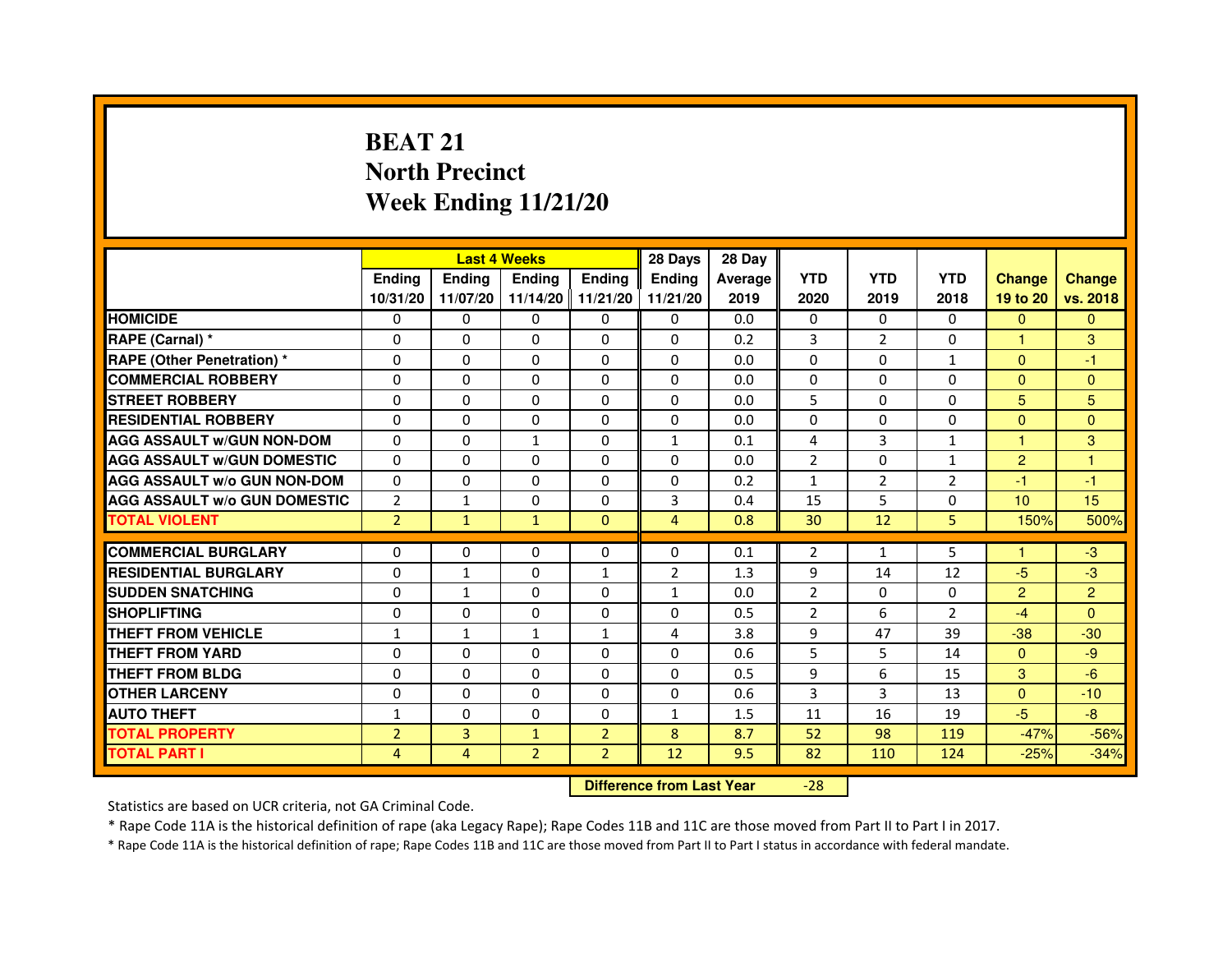# BEAT 21
## North Precinct
## Week Ending 11/21/20

| | Last 4 Weeks | | | | 28 Days | 28 Day | | | | | |
|---|---|---|---|---|---|---|---|---|---|---|---|
| | Ending 10/31/20 | Ending 11/07/20 | Ending 11/14/20 | Ending 11/21/20 | Ending 11/21/20 | Average 2019 | YTD 2020 | YTD 2019 | YTD 2018 | Change 19 to 20 | Change vs. 2018 |
| **HOMICIDE** | 0 | 0 | 0 | 0 | 0 | 0.0 | 0 | 0 | 0 | 0 | 0 |
| **RAPE (Carnal) *** | 0 | 0 | 0 | 0 | 0 | 0.2 | 3 | 2 | 0 | 1 | 3 |
| **RAPE (Other Penetration) *** | 0 | 0 | 0 | 0 | 0 | 0.0 | 0 | 0 | 1 | 0 | -1 |
| **COMMERCIAL ROBBERY** | 0 | 0 | 0 | 0 | 0 | 0.0 | 0 | 0 | 0 | 0 | 0 |
| **STREET ROBBERY** | 0 | 0 | 0 | 0 | 0 | 0.0 | 5 | 0 | 0 | 5 | 5 |
| **RESIDENTIAL ROBBERY** | 0 | 0 | 0 | 0 | 0 | 0.0 | 0 | 0 | 0 | 0 | 0 |
| **AGG ASSAULT w/GUN NON-DOM** | 0 | 0 | 1 | 0 | 1 | 0.1 | 4 | 3 | 1 | 1 | 3 |
| **AGG ASSAULT w/GUN DOMESTIC** | 0 | 0 | 0 | 0 | 0 | 0.0 | 2 | 0 | 1 | 2 | 1 |
| **AGG ASSAULT w/o GUN NON-DOM** | 0 | 0 | 0 | 0 | 0 | 0.2 | 1 | 2 | 2 | -1 | -1 |
| **AGG ASSAULT w/o GUN DOMESTIC** | 2 | 1 | 0 | 0 | 3 | 0.4 | 15 | 5 | 0 | 10 | 15 |
| **TOTAL VIOLENT** | 2 | 1 | 1 | 0 | 4 | 0.8 | 30 | 12 | 5 | 150% | 500% |
| **COMMERCIAL BURGLARY** | 0 | 0 | 0 | 0 | 0 | 0.1 | 2 | 1 | 5 | 1 | -3 |
| **RESIDENTIAL BURGLARY** | 0 | 1 | 0 | 1 | 2 | 1.3 | 9 | 14 | 12 | -5 | -3 |
| **SUDDEN SNATCHING** | 0 | 1 | 0 | 0 | 1 | 0.0 | 2 | 0 | 0 | 2 | 2 |
| **SHOPLIFTING** | 0 | 0 | 0 | 0 | 0 | 0.5 | 2 | 6 | 2 | -4 | 0 |
| **THEFT FROM VEHICLE** | 1 | 1 | 1 | 1 | 4 | 3.8 | 9 | 47 | 39 | -38 | -30 |
| **THEFT FROM YARD** | 0 | 0 | 0 | 0 | 0 | 0.6 | 5 | 5 | 14 | 0 | -9 |
| **THEFT FROM BLDG** | 0 | 0 | 0 | 0 | 0 | 0.5 | 9 | 6 | 15 | 3 | -6 |
| **OTHER LARCENY** | 0 | 0 | 0 | 0 | 0 | 0.6 | 3 | 3 | 13 | 0 | -10 |
| **AUTO THEFT** | 1 | 0 | 0 | 0 | 1 | 1.5 | 11 | 16 | 19 | -5 | -8 |
| **TOTAL PROPERTY** | 2 | 3 | 1 | 2 | 8 | 8.7 | 52 | 98 | 119 | -47% | -56% |
| **TOTAL PART I** | 4 | 4 | 2 | 2 | 12 | 9.5 | 82 | 110 | 124 | -25% | -34% |

**Difference from Last Year** -28

Statistics are based on UCR criteria, not GA Criminal Code.

* Rape Code 11A is the historical definition of rape (aka Legacy Rape); Rape Codes 11B and 11C are those moved from Part II to Part I in 2017.

* Rape Code 11A is the historical definition of rape; Rape Codes 11B and 11C are those moved from Part II to Part I status in accordance with federal mandate.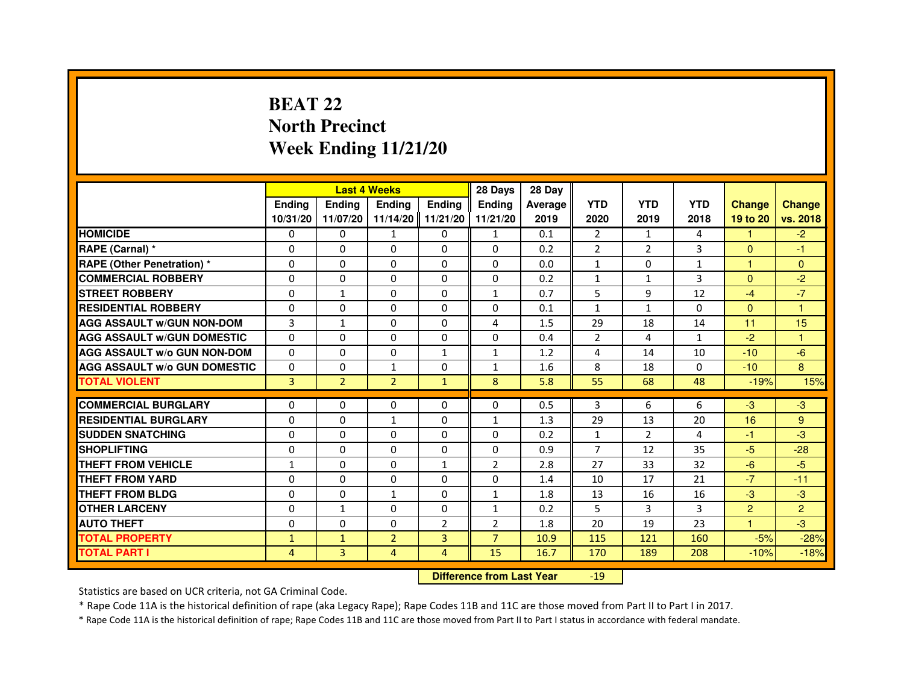# BEAT 22
## North Precinct
## Week Ending 11/21/20

| | Last 4 Weeks | | | | 28 Days | 28 Day | | | | | |
|---|---|---|---|---|---|---|---|---|---|---|---|
| | Ending 10/31/20 | Ending 11/07/20 | Ending 11/14/20 | Ending 11/21/20 | Ending 11/21/20 | Average 2019 | YTD 2020 | YTD 2019 | YTD 2018 | Change 19 to 20 | Change vs. 2018 |
| HOMICIDE | 0 | 0 | 1 | 0 | 1 | 0.1 | 2 | 1 | 4 | 1 | -2 |
| RAPE (Carnal) * | 0 | 0 | 0 | 0 | 0 | 0.2 | 2 | 2 | 3 | 0 | -1 |
| RAPE (Other Penetration) * | 0 | 0 | 0 | 0 | 0 | 0.0 | 1 | 0 | 1 | 1 | 0 |
| COMMERCIAL ROBBERY | 0 | 0 | 0 | 0 | 0 | 0.2 | 1 | 1 | 3 | 0 | -2 |
| STREET ROBBERY | 0 | 1 | 0 | 0 | 1 | 0.7 | 5 | 9 | 12 | -4 | -7 |
| RESIDENTIAL ROBBERY | 0 | 0 | 0 | 0 | 0 | 0.1 | 1 | 1 | 0 | 0 | 1 |
| AGG ASSAULT w/GUN NON-DOM | 3 | 1 | 0 | 0 | 4 | 1.5 | 29 | 18 | 14 | 11 | 15 |
| AGG ASSAULT w/GUN DOMESTIC | 0 | 0 | 0 | 0 | 0 | 0.4 | 2 | 4 | 1 | -2 | 1 |
| AGG ASSAULT w/o GUN NON-DOM | 0 | 0 | 0 | 1 | 1 | 1.2 | 4 | 14 | 10 | -10 | -6 |
| AGG ASSAULT w/o GUN DOMESTIC | 0 | 0 | 1 | 0 | 1 | 1.6 | 8 | 18 | 0 | -10 | 8 |
| TOTAL VIOLENT | 3 | 2 | 2 | 1 | 8 | 5.8 | 55 | 68 | 48 | -19% | 15% |
| COMMERCIAL BURGLARY | 0 | 0 | 0 | 0 | 0 | 0.5 | 3 | 6 | 6 | -3 | -3 |
| RESIDENTIAL BURGLARY | 0 | 0 | 1 | 0 | 1 | 1.3 | 29 | 13 | 20 | 16 | 9 |
| SUDDEN SNATCHING | 0 | 0 | 0 | 0 | 0 | 0.2 | 1 | 2 | 4 | -1 | -3 |
| SHOPLIFTING | 0 | 0 | 0 | 0 | 0 | 0.9 | 7 | 12 | 35 | -5 | -28 |
| THEFT FROM VEHICLE | 1 | 0 | 0 | 1 | 2 | 2.8 | 27 | 33 | 32 | -6 | -5 |
| THEFT FROM YARD | 0 | 0 | 0 | 0 | 0 | 1.4 | 10 | 17 | 21 | -7 | -11 |
| THEFT FROM BLDG | 0 | 0 | 1 | 0 | 1 | 1.8 | 13 | 16 | 16 | -3 | -3 |
| OTHER LARCENY | 0 | 1 | 0 | 0 | 1 | 0.2 | 5 | 3 | 3 | 2 | 2 |
| AUTO THEFT | 0 | 0 | 0 | 2 | 2 | 1.8 | 20 | 19 | 23 | 1 | -3 |
| TOTAL PROPERTY | 1 | 1 | 2 | 3 | 7 | 10.9 | 115 | 121 | 160 | -5% | -28% |
| TOTAL PART I | 4 | 3 | 4 | 4 | 15 | 16.7 | 170 | 189 | 208 | -10% | -18% |

**Difference from Last Year** -19

Statistics are based on UCR criteria, not GA Criminal Code.

* Rape Code 11A is the historical definition of rape (aka Legacy Rape); Rape Codes 11B and 11C are those moved from Part II to Part I in 2017.

* Rape Code 11A is the historical definition of rape; Rape Codes 11B and 11C are those moved from Part II to Part I status in accordance with federal mandate.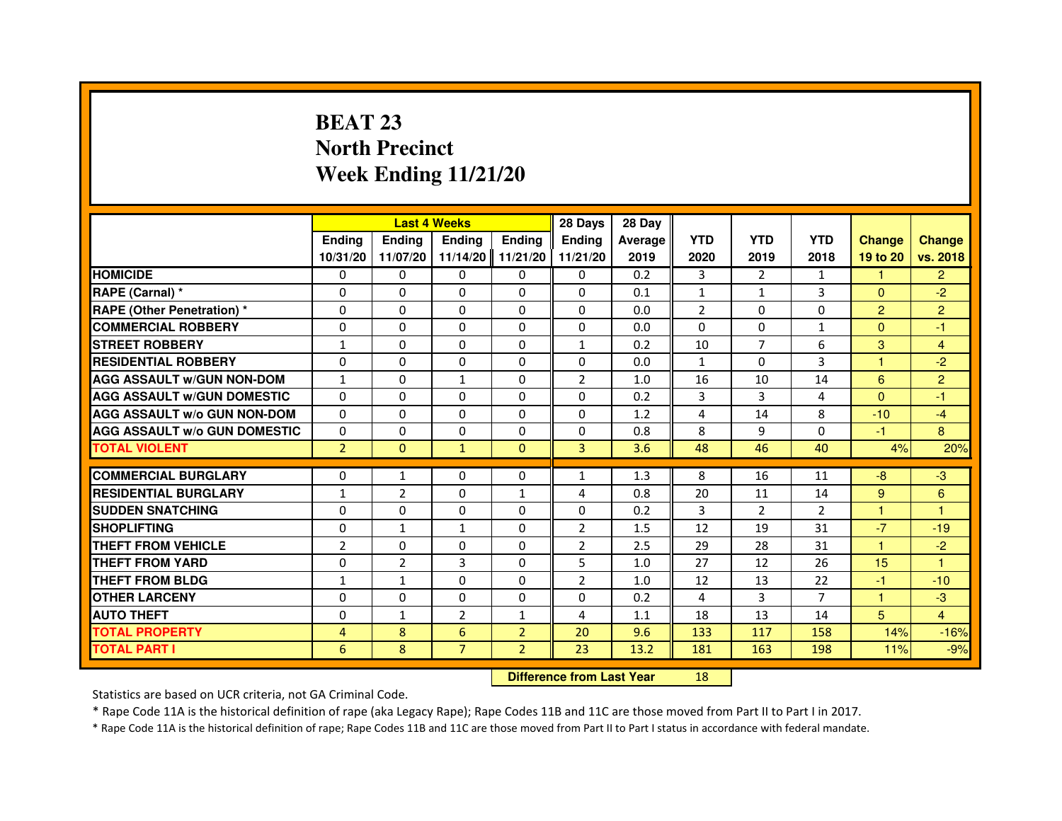# BEAT 23
# North Precinct
# Week Ending 11/21/20

| | Last 4 Weeks | | | | 28 Days | 28 Day | | | | | |
|---|---|---|---|---|---|---|---|---|---|---|---|
| | Ending 10/31/20 | Ending 11/07/20 | Ending 11/14/20 | Ending 11/21/20 | Ending 11/21/20 | Average 2019 | YTD 2020 | YTD 2019 | YTD 2018 | Change 19 to 20 | Change vs. 2018 |
| **HOMICIDE** | 0 | 0 | 0 | 0 | 0 | 0.2 | 3 | 2 | 1 | 1 | 2 |
| **RAPE (Carnal) *** | 0 | 0 | 0 | 0 | 0 | 0.1 | 1 | 1 | 3 | 0 | -2 |
| **RAPE (Other Penetration) *** | 0 | 0 | 0 | 0 | 0 | 0.0 | 2 | 0 | 0 | 2 | 2 |
| **COMMERCIAL ROBBERY** | 0 | 0 | 0 | 0 | 0 | 0.0 | 0 | 0 | 1 | 0 | -1 |
| **STREET ROBBERY** | 1 | 0 | 0 | 0 | 1 | 0.2 | 10 | 7 | 6 | 3 | 4 |
| **RESIDENTIAL ROBBERY** | 0 | 0 | 0 | 0 | 0 | 0.0 | 1 | 0 | 3 | 1 | -2 |
| **AGG ASSAULT w/GUN NON-DOM** | 1 | 0 | 1 | 0 | 2 | 1.0 | 16 | 10 | 14 | 6 | 2 |
| **AGG ASSAULT w/GUN DOMESTIC** | 0 | 0 | 0 | 0 | 0 | 0.2 | 3 | 3 | 4 | 0 | -1 |
| **AGG ASSAULT w/o GUN NON-DOM** | 0 | 0 | 0 | 0 | 0 | 1.2 | 4 | 14 | 8 | -10 | -4 |
| **AGG ASSAULT w/o GUN DOMESTIC** | 0 | 0 | 0 | 0 | 0 | 0.8 | 8 | 9 | 0 | -1 | 8 |
| **TOTAL VIOLENT** | 2 | 0 | 1 | 0 | 3 | 3.6 | 48 | 46 | 40 | 4% | 20% |
| **COMMERCIAL BURGLARY** | 0 | 1 | 0 | 0 | 1 | 1.3 | 8 | 16 | 11 | -8 | -3 |
| **RESIDENTIAL BURGLARY** | 1 | 2 | 0 | 1 | 4 | 0.8 | 20 | 11 | 14 | 9 | 6 |
| **SUDDEN SNATCHING** | 0 | 0 | 0 | 0 | 0 | 0.2 | 3 | 2 | 2 | 1 | 1 |
| **SHOPLIFTING** | 0 | 1 | 1 | 0 | 2 | 1.5 | 12 | 19 | 31 | -7 | -19 |
| **THEFT FROM VEHICLE** | 2 | 0 | 0 | 0 | 2 | 2.5 | 29 | 28 | 31 | 1 | -2 |
| **THEFT FROM YARD** | 0 | 2 | 3 | 0 | 5 | 1.0 | 27 | 12 | 26 | 15 | 1 |
| **THEFT FROM BLDG** | 1 | 1 | 0 | 0 | 2 | 1.0 | 12 | 13 | 22 | -1 | -10 |
| **OTHER LARCENY** | 0 | 0 | 0 | 0 | 0 | 0.2 | 4 | 3 | 7 | 1 | -3 |
| **AUTO THEFT** | 0 | 1 | 2 | 1 | 4 | 1.1 | 18 | 13 | 14 | 5 | 4 |
| **TOTAL PROPERTY** | 4 | 8 | 6 | 2 | 20 | 9.6 | 133 | 117 | 158 | 14% | -16% |
| **TOTAL PART I** | 6 | 8 | 7 | 2 | 23 | 13.2 | 181 | 163 | 198 | 11% | -9% |

**Difference from Last Year** 18

Statistics are based on UCR criteria, not GA Criminal Code.

\* Rape Code 11A is the historical definition of rape (aka Legacy Rape); Rape Codes 11B and 11C are those moved from Part II to Part I in 2017.

\* Rape Code 11A is the historical definition of rape; Rape Codes 11B and 11C are those moved from Part II to Part I status in accordance with federal mandate.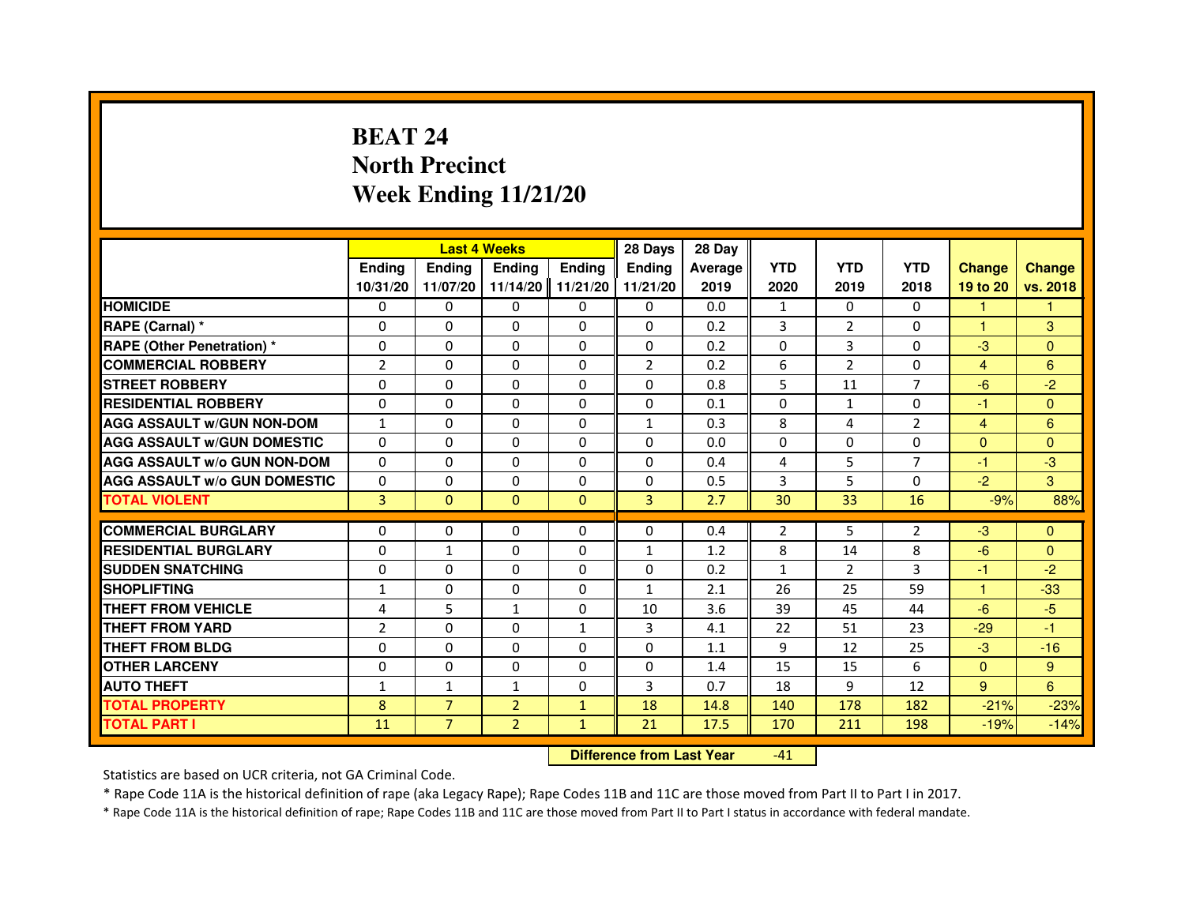# BEAT 24
# North Precinct
# Week Ending 11/21/20

| | Last 4 Weeks | | | | 28 Days | 28 Day | | | | | |
|---|---|---|---|---|---|---|---|---|---|---|---|
| | Ending 10/31/20 | Ending 11/07/20 | Ending 11/14/20 | Ending 11/21/20 | Ending 11/21/20 | Average 2019 | YTD 2020 | YTD 2019 | YTD 2018 | Change 19 to 20 | Change vs. 2018 |
| HOMICIDE | 0 | 0 | 0 | 0 | 0 | 0.0 | 1 | 0 | 0 | 1 | 1 |
| RAPE (Carnal) * | 0 | 0 | 0 | 0 | 0 | 0.2 | 3 | 2 | 0 | 1 | 3 |
| RAPE (Other Penetration) * | 0 | 0 | 0 | 0 | 0 | 0.2 | 0 | 3 | 0 | -3 | 0 |
| COMMERCIAL ROBBERY | 2 | 0 | 0 | 0 | 2 | 0.2 | 6 | 2 | 0 | 4 | 6 |
| STREET ROBBERY | 0 | 0 | 0 | 0 | 0 | 0.8 | 5 | 11 | 7 | -6 | -2 |
| RESIDENTIAL ROBBERY | 0 | 0 | 0 | 0 | 0 | 0.1 | 0 | 1 | 0 | -1 | 0 |
| AGG ASSAULT w/GUN NON-DOM | 1 | 0 | 0 | 0 | 1 | 0.3 | 8 | 4 | 2 | 4 | 6 |
| AGG ASSAULT w/GUN DOMESTIC | 0 | 0 | 0 | 0 | 0 | 0.0 | 0 | 0 | 0 | 0 | 0 |
| AGG ASSAULT w/o GUN NON-DOM | 0 | 0 | 0 | 0 | 0 | 0.4 | 4 | 5 | 7 | -1 | -3 |
| AGG ASSAULT w/o GUN DOMESTIC | 0 | 0 | 0 | 0 | 0 | 0.5 | 3 | 5 | 0 | -2 | 3 |
| TOTAL VIOLENT | 3 | 0 | 0 | 0 | 3 | 2.7 | 30 | 33 | 16 | -9% | 88% |
| COMMERCIAL BURGLARY | 0 | 0 | 0 | 0 | 0 | 0.4 | 2 | 5 | 2 | -3 | 0 |
| RESIDENTIAL BURGLARY | 0 | 1 | 0 | 0 | 1 | 1.2 | 8 | 14 | 8 | -6 | 0 |
| SUDDEN SNATCHING | 0 | 0 | 0 | 0 | 0 | 0.2 | 1 | 2 | 3 | -1 | -2 |
| SHOPLIFTING | 1 | 0 | 0 | 0 | 1 | 2.1 | 26 | 25 | 59 | 1 | -33 |
| THEFT FROM VEHICLE | 4 | 5 | 1 | 0 | 10 | 3.6 | 39 | 45 | 44 | -6 | -5 |
| THEFT FROM YARD | 2 | 0 | 0 | 1 | 3 | 4.1 | 22 | 51 | 23 | -29 | -1 |
| THEFT FROM BLDG | 0 | 0 | 0 | 0 | 0 | 1.1 | 9 | 12 | 25 | -3 | -16 |
| OTHER LARCENY | 0 | 0 | 0 | 0 | 0 | 1.4 | 15 | 15 | 6 | 0 | 9 |
| AUTO THEFT | 1 | 1 | 1 | 0 | 3 | 0.7 | 18 | 9 | 12 | 9 | 6 |
| TOTAL PROPERTY | 8 | 7 | 2 | 1 | 18 | 14.8 | 140 | 178 | 182 | -21% | -23% |
| TOTAL PART I | 11 | 7 | 2 | 1 | 21 | 17.5 | 170 | 211 | 198 | -19% | -14% |

| Difference from Last Year | -41 |
|---|---|

Statistics are based on UCR criteria, not GA Criminal Code.

* Rape Code 11A is the historical definition of rape (aka Legacy Rape); Rape Codes 11B and 11C are those moved from Part II to Part I in 2017.

* Rape Code 11A is the historical definition of rape; Rape Codes 11B and 11C are those moved from Part II to Part I status in accordance with federal mandate.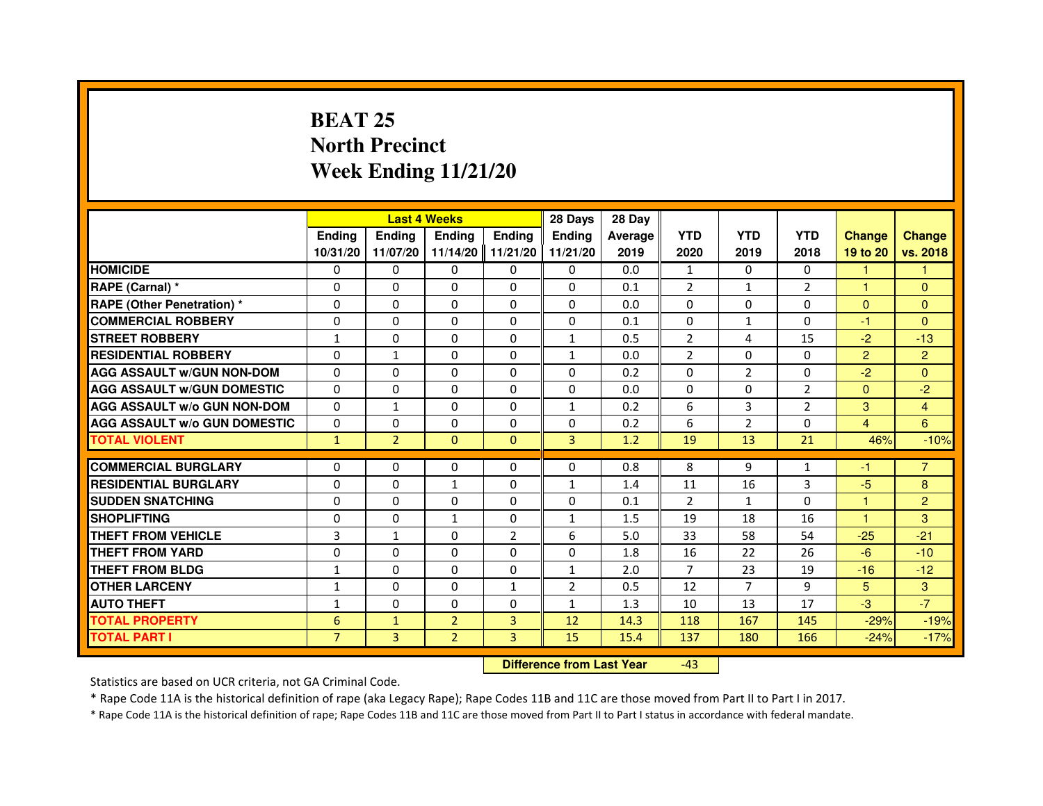# BEAT 25
# North Precinct
# Week Ending 11/21/20

| | Last 4 Weeks | | | | 28 Days | 28 Day | | | | | |
|---|---|---|---|---|---|---|---|---|---|---|---|
| | Ending 10/31/20 | Ending 11/07/20 | Ending 11/14/20 | Ending 11/21/20 | Ending 11/21/20 | Average 2019 | YTD 2020 | YTD 2019 | YTD 2018 | Change 19 to 20 | Change vs. 2018 |
| HOMICIDE | 0 | 0 | 0 | 0 | 0 | 0.0 | 1 | 0 | 0 | 1 | 1 |
| RAPE (Carnal) * | 0 | 0 | 0 | 0 | 0 | 0.1 | 2 | 1 | 2 | 1 | 0 |
| RAPE (Other Penetration) * | 0 | 0 | 0 | 0 | 0 | 0.0 | 0 | 0 | 0 | 0 | 0 |
| COMMERCIAL ROBBERY | 0 | 0 | 0 | 0 | 0 | 0.1 | 0 | 1 | 0 | -1 | 0 |
| STREET ROBBERY | 1 | 0 | 0 | 0 | 1 | 0.5 | 2 | 4 | 15 | -2 | -13 |
| RESIDENTIAL ROBBERY | 0 | 1 | 0 | 0 | 1 | 0.0 | 2 | 0 | 0 | 2 | 2 |
| AGG ASSAULT w/GUN NON-DOM | 0 | 0 | 0 | 0 | 0 | 0.2 | 0 | 2 | 0 | -2 | 0 |
| AGG ASSAULT w/GUN DOMESTIC | 0 | 0 | 0 | 0 | 0 | 0.0 | 0 | 0 | 2 | 0 | -2 |
| AGG ASSAULT w/o GUN NON-DOM | 0 | 1 | 0 | 0 | 1 | 0.2 | 6 | 3 | 2 | 3 | 4 |
| AGG ASSAULT w/o GUN DOMESTIC | 0 | 0 | 0 | 0 | 0 | 0.2 | 6 | 2 | 0 | 4 | 6 |
| TOTAL VIOLENT | 1 | 2 | 0 | 0 | 3 | 1.2 | 19 | 13 | 21 | 46% | -10% |
| COMMERCIAL BURGLARY | 0 | 0 | 0 | 0 | 0 | 0.8 | 8 | 9 | 1 | -1 | 7 |
| RESIDENTIAL BURGLARY | 0 | 0 | 1 | 0 | 1 | 1.4 | 11 | 16 | 3 | -5 | 8 |
| SUDDEN SNATCHING | 0 | 0 | 0 | 0 | 0 | 0.1 | 2 | 1 | 0 | 1 | 2 |
| SHOPLIFTING | 0 | 0 | 1 | 0 | 1 | 1.5 | 19 | 18 | 16 | 1 | 3 |
| THEFT FROM VEHICLE | 3 | 1 | 0 | 2 | 6 | 5.0 | 33 | 58 | 54 | -25 | -21 |
| THEFT FROM YARD | 0 | 0 | 0 | 0 | 0 | 1.8 | 16 | 22 | 26 | -6 | -10 |
| THEFT FROM BLDG | 1 | 0 | 0 | 0 | 1 | 2.0 | 7 | 23 | 19 | -16 | -12 |
| OTHER LARCENY | 1 | 0 | 0 | 1 | 2 | 0.5 | 12 | 7 | 9 | 5 | 3 |
| AUTO THEFT | 1 | 0 | 0 | 0 | 1 | 1.3 | 10 | 13 | 17 | -3 | -7 |
| TOTAL PROPERTY | 6 | 1 | 2 | 3 | 12 | 14.3 | 118 | 167 | 145 | -29% | -19% |
| TOTAL PART I | 7 | 3 | 2 | 3 | 15 | 15.4 | 137 | 180 | 166 | -24% | -17% |

**Difference from Last Year** -43

Statistics are based on UCR criteria, not GA Criminal Code.

* Rape Code 11A is the historical definition of rape (aka Legacy Rape); Rape Codes 11B and 11C are those moved from Part II to Part I in 2017.

* Rape Code 11A is the historical definition of rape; Rape Codes 11B and 11C are those moved from Part II to Part I status in accordance with federal mandate.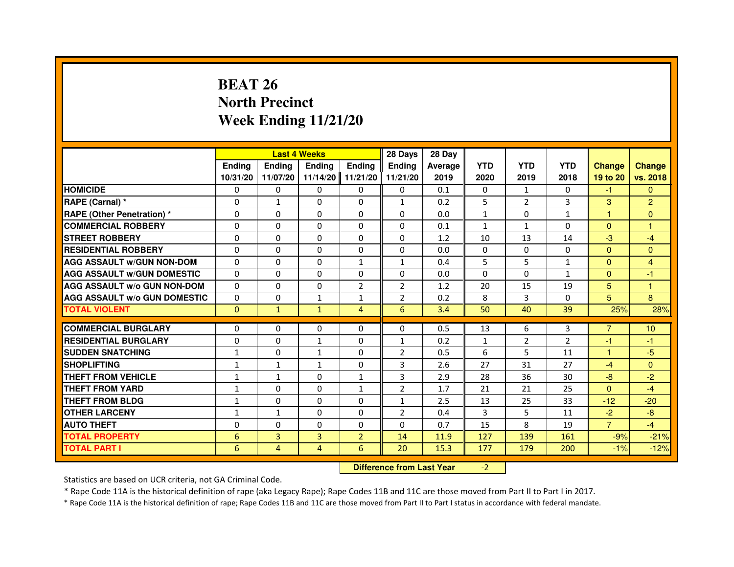# BEAT 26
## North Precinct
## Week Ending 11/21/20

| | Last 4 Weeks | | | | 28 Days | 28 Day | | | | | |
|---|---|---|---|---|---|---|---|---|---|---|---|
| | Ending 10/31/20 | Ending 11/07/20 | Ending 11/14/20 | Ending 11/21/20 | Ending 11/21/20 | Average 2019 | YTD 2020 | YTD 2019 | YTD 2018 | Change 19 to 20 | Change vs. 2018 |
| HOMICIDE | 0 | 0 | 0 | 0 | 0 | 0.1 | 0 | 1 | 0 | -1 | 0 |
| RAPE (Carnal) * | 0 | 1 | 0 | 0 | 1 | 0.2 | 5 | 2 | 3 | 3 | 2 |
| RAPE (Other Penetration) * | 0 | 0 | 0 | 0 | 0 | 0.0 | 1 | 0 | 1 | 1 | 0 |
| COMMERCIAL ROBBERY | 0 | 0 | 0 | 0 | 0 | 0.1 | 1 | 1 | 0 | 0 | 1 |
| STREET ROBBERY | 0 | 0 | 0 | 0 | 0 | 1.2 | 10 | 13 | 14 | -3 | -4 |
| RESIDENTIAL ROBBERY | 0 | 0 | 0 | 0 | 0 | 0.0 | 0 | 0 | 0 | 0 | 0 |
| AGG ASSAULT w/GUN NON-DOM | 0 | 0 | 0 | 1 | 1 | 0.4 | 5 | 5 | 1 | 0 | 4 |
| AGG ASSAULT w/GUN DOMESTIC | 0 | 0 | 0 | 0 | 0 | 0.0 | 0 | 0 | 1 | 0 | -1 |
| AGG ASSAULT w/o GUN NON-DOM | 0 | 0 | 0 | 2 | 2 | 1.2 | 20 | 15 | 19 | 5 | 1 |
| AGG ASSAULT w/o GUN DOMESTIC | 0 | 0 | 1 | 1 | 2 | 0.2 | 8 | 3 | 0 | 5 | 8 |
| TOTAL VIOLENT | 0 | 1 | 1 | 4 | 6 | 3.4 | 50 | 40 | 39 | 25% | 28% |
| COMMERCIAL BURGLARY | 0 | 0 | 0 | 0 | 0 | 0.5 | 13 | 6 | 3 | 7 | 10 |
| RESIDENTIAL BURGLARY | 0 | 0 | 1 | 0 | 1 | 0.2 | 1 | 2 | 2 | -1 | -1 |
| SUDDEN SNATCHING | 1 | 0 | 1 | 0 | 2 | 0.5 | 6 | 5 | 11 | 1 | -5 |
| SHOPLIFTING | 1 | 1 | 1 | 0 | 3 | 2.6 | 27 | 31 | 27 | -4 | 0 |
| THEFT FROM VEHICLE | 1 | 1 | 0 | 1 | 3 | 2.9 | 28 | 36 | 30 | -8 | -2 |
| THEFT FROM YARD | 1 | 0 | 0 | 1 | 2 | 1.7 | 21 | 21 | 25 | 0 | -4 |
| THEFT FROM BLDG | 1 | 0 | 0 | 0 | 1 | 2.5 | 13 | 25 | 33 | -12 | -20 |
| OTHER LARCENY | 1 | 1 | 0 | 0 | 2 | 0.4 | 3 | 5 | 11 | -2 | -8 |
| AUTO THEFT | 0 | 0 | 0 | 0 | 0 | 0.7 | 15 | 8 | 19 | 7 | -4 |
| TOTAL PROPERTY | 6 | 3 | 3 | 2 | 14 | 11.9 | 127 | 139 | 161 | -9% | -21% |
| TOTAL PART I | 6 | 4 | 4 | 6 | 20 | 15.3 | 177 | 179 | 200 | -1% | -12% |

**Difference from Last Year** -2

Statistics are based on UCR criteria, not GA Criminal Code.

* Rape Code 11A is the historical definition of rape (aka Legacy Rape); Rape Codes 11B and 11C are those moved from Part II to Part I in 2017.

* Rape Code 11A is the historical definition of rape; Rape Codes 11B and 11C are those moved from Part II to Part I status in accordance with federal mandate.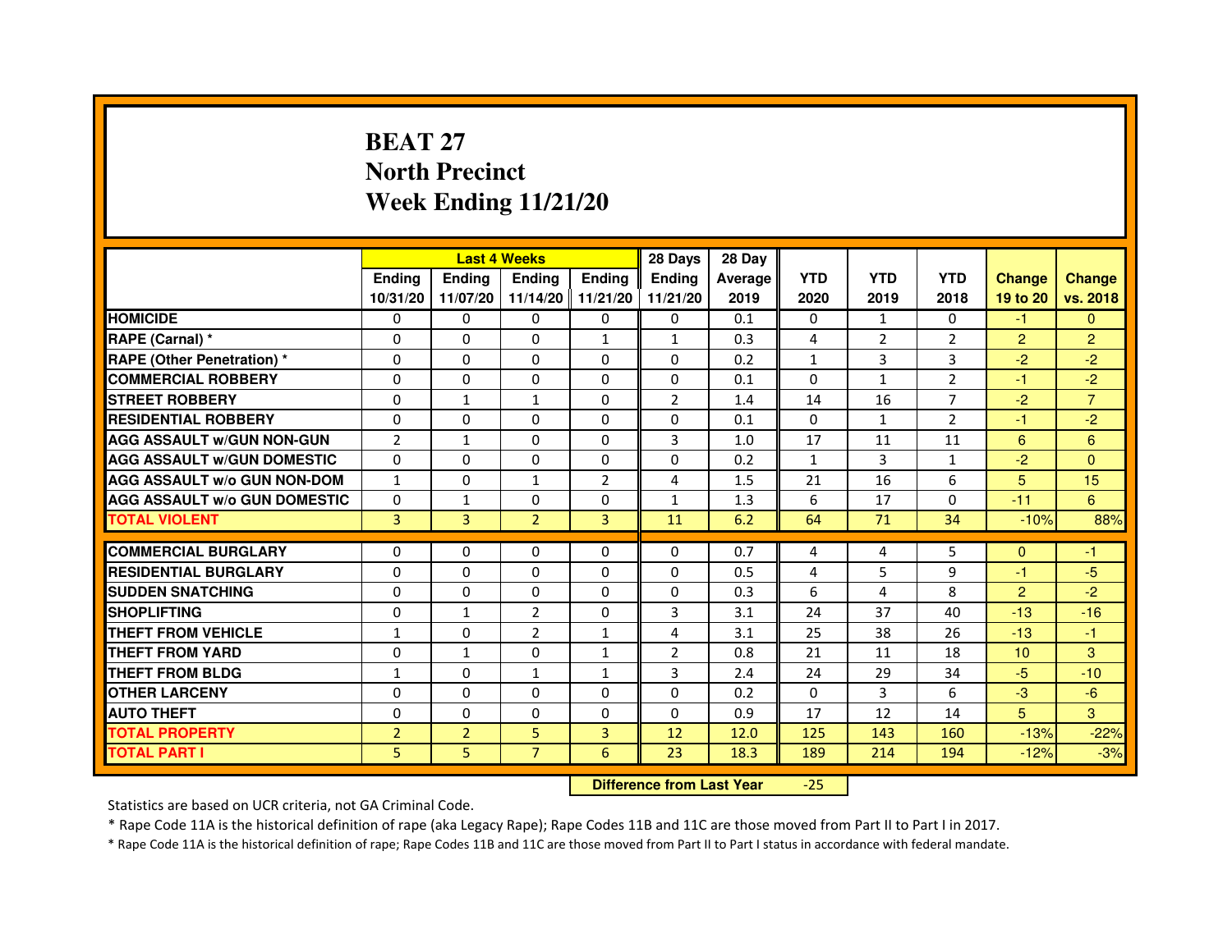# BEAT 27
## North Precinct
## Week Ending 11/21/20

| | Last 4 Weeks | | | | 28 Days | 28 Day | | | | | |
|---|---|---|---|---|---|---|---|---|---|---|---|
| | Ending 10/31/20 | Ending 11/07/20 | Ending 11/14/20 | Ending 11/21/20 | Ending 11/21/20 | Average 2019 | YTD 2020 | YTD 2019 | YTD 2018 | Change 19 to 20 | Change vs. 2018 |
| HOMICIDE | 0 | 0 | 0 | 0 | 0 | 0.1 | 0 | 1 | 0 | -1 | 0 |
| RAPE (Carnal) * | 0 | 0 | 0 | 1 | 1 | 0.3 | 4 | 2 | 2 | 2 | 2 |
| RAPE (Other Penetration) * | 0 | 0 | 0 | 0 | 0 | 0.2 | 1 | 3 | 3 | -2 | -2 |
| COMMERCIAL ROBBERY | 0 | 0 | 0 | 0 | 0 | 0.1 | 0 | 1 | 2 | -1 | -2 |
| STREET ROBBERY | 0 | 1 | 1 | 0 | 2 | 1.4 | 14 | 16 | 7 | -2 | 7 |
| RESIDENTIAL ROBBERY | 0 | 0 | 0 | 0 | 0 | 0.1 | 0 | 1 | 2 | -1 | -2 |
| AGG ASSAULT w/GUN NON-GUN | 2 | 1 | 0 | 0 | 3 | 1.0 | 17 | 11 | 11 | 6 | 6 |
| AGG ASSAULT w/GUN DOMESTIC | 0 | 0 | 0 | 0 | 0 | 0.2 | 1 | 3 | 1 | -2 | 0 |
| AGG ASSAULT w/o GUN NON-DOM | 1 | 0 | 1 | 2 | 4 | 1.5 | 21 | 16 | 6 | 5 | 15 |
| AGG ASSAULT w/o GUN DOMESTIC | 0 | 1 | 0 | 0 | 1 | 1.3 | 6 | 17 | 0 | -11 | 6 |
| TOTAL VIOLENT | 3 | 3 | 2 | 3 | 11 | 6.2 | 64 | 71 | 34 | -10% | 88% |
| COMMERCIAL BURGLARY | 0 | 0 | 0 | 0 | 0 | 0.7 | 4 | 4 | 5 | 0 | -1 |
| RESIDENTIAL BURGLARY | 0 | 0 | 0 | 0 | 0 | 0.5 | 4 | 5 | 9 | -1 | -5 |
| SUDDEN SNATCHING | 0 | 0 | 0 | 0 | 0 | 0.3 | 6 | 4 | 8 | 2 | -2 |
| SHOPLIFTING | 0 | 1 | 2 | 0 | 3 | 3.1 | 24 | 37 | 40 | -13 | -16 |
| THEFT FROM VEHICLE | 1 | 0 | 2 | 1 | 4 | 3.1 | 25 | 38 | 26 | -13 | -1 |
| THEFT FROM YARD | 0 | 1 | 0 | 1 | 2 | 0.8 | 21 | 11 | 18 | 10 | 3 |
| THEFT FROM BLDG | 1 | 0 | 1 | 1 | 3 | 2.4 | 24 | 29 | 34 | -5 | -10 |
| OTHER LARCENY | 0 | 0 | 0 | 0 | 0 | 0.2 | 0 | 3 | 6 | -3 | -6 |
| AUTO THEFT | 0 | 0 | 0 | 0 | 0 | 0.9 | 17 | 12 | 14 | 5 | 3 |
| TOTAL PROPERTY | 2 | 2 | 5 | 3 | 12 | 12.0 | 125 | 143 | 160 | -13% | -22% |
| TOTAL PART I | 5 | 5 | 7 | 6 | 23 | 18.3 | 189 | 214 | 194 | -12% | -3% |

**Difference from Last Year** -25

Statistics are based on UCR criteria, not GA Criminal Code.

* Rape Code 11A is the historical definition of rape (aka Legacy Rape); Rape Codes 11B and 11C are those moved from Part II to Part I in 2017.

* Rape Code 11A is the historical definition of rape; Rape Codes 11B and 11C are those moved from Part II to Part I status in accordance with federal mandate.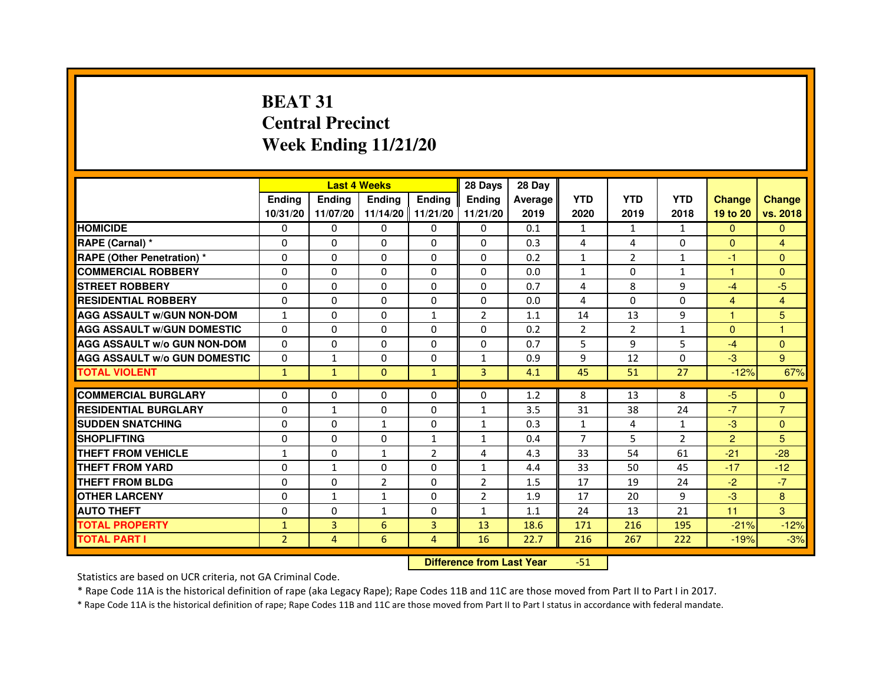# BEAT 31
# Central Precinct
# Week Ending 11/21/20

| | Last 4 Weeks | | | | 28 Days | 28 Day | | | | | |
|---|---|---|---|---|---|---|---|---|---|---|---|
| | Ending 10/31/20 | Ending 11/07/20 | Ending 11/14/20 | Ending 11/21/20 | Ending 11/21/20 | Average 2019 | YTD 2020 | YTD 2019 | YTD 2018 | Change 19 to 20 | Change vs. 2018 |
| HOMICIDE | 0 | 0 | 0 | 0 | 0 | 0.1 | 1 | 1 | 1 | 0 | 0 |
| RAPE (Carnal) * | 0 | 0 | 0 | 0 | 0 | 0.3 | 4 | 4 | 0 | 0 | 4 |
| RAPE (Other Penetration) * | 0 | 0 | 0 | 0 | 0 | 0.2 | 1 | 2 | 1 | -1 | 0 |
| COMMERCIAL ROBBERY | 0 | 0 | 0 | 0 | 0 | 0.0 | 1 | 0 | 1 | 1 | 0 |
| STREET ROBBERY | 0 | 0 | 0 | 0 | 0 | 0.7 | 4 | 8 | 9 | -4 | -5 |
| RESIDENTIAL ROBBERY | 0 | 0 | 0 | 0 | 0 | 0.0 | 4 | 0 | 0 | 4 | 4 |
| AGG ASSAULT w/GUN NON-DOM | 1 | 0 | 0 | 1 | 2 | 1.1 | 14 | 13 | 9 | 1 | 5 |
| AGG ASSAULT w/GUN DOMESTIC | 0 | 0 | 0 | 0 | 0 | 0.2 | 2 | 2 | 1 | 0 | 1 |
| AGG ASSAULT w/o GUN NON-DOM | 0 | 0 | 0 | 0 | 0 | 0.7 | 5 | 9 | 5 | -4 | 0 |
| AGG ASSAULT w/o GUN DOMESTIC | 0 | 1 | 0 | 0 | 1 | 0.9 | 9 | 12 | 0 | -3 | 9 |
| TOTAL VIOLENT | 1 | 1 | 0 | 1 | 3 | 4.1 | 45 | 51 | 27 | -12% | 67% |
| COMMERCIAL BURGLARY | 0 | 0 | 0 | 0 | 0 | 1.2 | 8 | 13 | 8 | -5 | 0 |
| RESIDENTIAL BURGLARY | 0 | 1 | 0 | 0 | 1 | 3.5 | 31 | 38 | 24 | -7 | 7 |
| SUDDEN SNATCHING | 0 | 0 | 1 | 0 | 1 | 0.3 | 1 | 4 | 1 | -3 | 0 |
| SHOPLIFTING | 0 | 0 | 0 | 1 | 1 | 0.4 | 7 | 5 | 2 | 2 | 5 |
| THEFT FROM VEHICLE | 1 | 0 | 1 | 2 | 4 | 4.3 | 33 | 54 | 61 | -21 | -28 |
| THEFT FROM YARD | 0 | 1 | 0 | 0 | 1 | 4.4 | 33 | 50 | 45 | -17 | -12 |
| THEFT FROM BLDG | 0 | 0 | 2 | 0 | 2 | 1.5 | 17 | 19 | 24 | -2 | -7 |
| OTHER LARCENY | 0 | 1 | 1 | 0 | 2 | 1.9 | 17 | 20 | 9 | -3 | 8 |
| AUTO THEFT | 0 | 0 | 1 | 0 | 1 | 1.1 | 24 | 13 | 21 | 11 | 3 |
| TOTAL PROPERTY | 1 | 3 | 6 | 3 | 13 | 18.6 | 171 | 216 | 195 | -21% | -12% |
| TOTAL PART I | 2 | 4 | 6 | 4 | 16 | 22.7 | 216 | 267 | 222 | -19% | -3% |

**Difference from Last Year** -51

Statistics are based on UCR criteria, not GA Criminal Code.

* Rape Code 11A is the historical definition of rape (aka Legacy Rape); Rape Codes 11B and 11C are those moved from Part II to Part I in 2017.

* Rape Code 11A is the historical definition of rape; Rape Codes 11B and 11C are those moved from Part II to Part I status in accordance with federal mandate.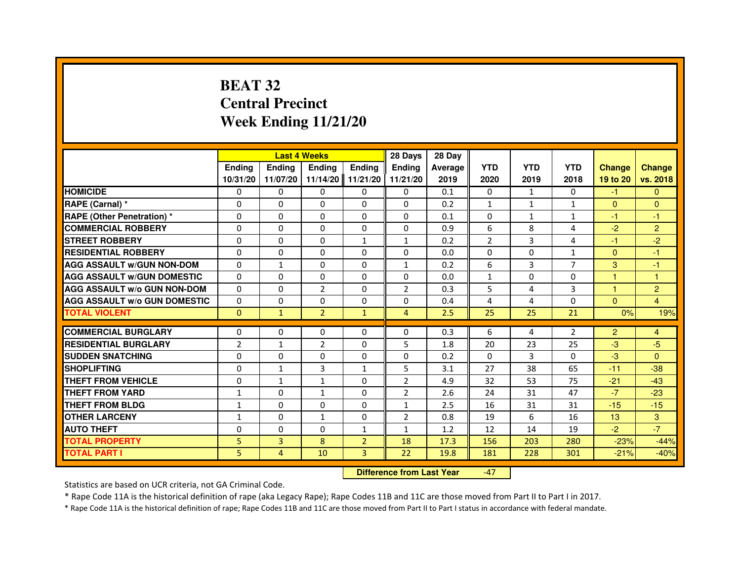# BEAT 32
# Central Precinct
# Week Ending 11/21/20

| | Last 4 Weeks | | | | 28 Days | 28 Day | | | | | |
|---|---|---|---|---|---|---|---|---|---|---|---|
| | Ending 10/31/20 | Ending 11/07/20 | Ending 11/14/20 | Ending 11/21/20 | Ending 11/21/20 | Average 2019 | YTD 2020 | YTD 2019 | YTD 2018 | Change 19 to 20 | Change vs. 2018 |
| **HOMICIDE** | 0 | 0 | 0 | 0 | 0 | 0.1 | 0 | 1 | 0 | -1 | 0 |
| **RAPE (Carnal) *** | 0 | 0 | 0 | 0 | 0 | 0.2 | 1 | 1 | 1 | 0 | 0 |
| **RAPE (Other Penetration) *** | 0 | 0 | 0 | 0 | 0 | 0.1 | 0 | 1 | 1 | -1 | -1 |
| **COMMERCIAL ROBBERY** | 0 | 0 | 0 | 0 | 0 | 0.9 | 6 | 8 | 4 | -2 | 2 |
| **STREET ROBBERY** | 0 | 0 | 0 | 1 | 1 | 0.2 | 2 | 3 | 4 | -1 | -2 |
| **RESIDENTIAL ROBBERY** | 0 | 0 | 0 | 0 | 0 | 0.0 | 0 | 0 | 1 | 0 | -1 |
| **AGG ASSAULT w/GUN NON-DOM** | 0 | 1 | 0 | 0 | 1 | 0.2 | 6 | 3 | 7 | 3 | -1 |
| **AGG ASSAULT w/GUN DOMESTIC** | 0 | 0 | 0 | 0 | 0 | 0.0 | 1 | 0 | 0 | 1 | 1 |
| **AGG ASSAULT w/o GUN NON-DOM** | 0 | 0 | 2 | 0 | 2 | 0.3 | 5 | 4 | 3 | 1 | 2 |
| **AGG ASSAULT w/o GUN DOMESTIC** | 0 | 0 | 0 | 0 | 0 | 0.4 | 4 | 4 | 0 | 0 | 4 |
| **TOTAL VIOLENT** | 0 | 1 | 2 | 1 | 4 | 2.5 | 25 | 25 | 21 | 0% | 19% |
| **COMMERCIAL BURGLARY** | 0 | 0 | 0 | 0 | 0 | 0.3 | 6 | 4 | 2 | 2 | 4 |
| **RESIDENTIAL BURGLARY** | 2 | 1 | 2 | 0 | 5 | 1.8 | 20 | 23 | 25 | -3 | -5 |
| **SUDDEN SNATCHING** | 0 | 0 | 0 | 0 | 0 | 0.2 | 0 | 3 | 0 | -3 | 0 |
| **SHOPLIFTING** | 0 | 1 | 3 | 1 | 5 | 3.1 | 27 | 38 | 65 | -11 | -38 |
| **THEFT FROM VEHICLE** | 0 | 1 | 1 | 0 | 2 | 4.9 | 32 | 53 | 75 | -21 | -43 |
| **THEFT FROM YARD** | 1 | 0 | 1 | 0 | 2 | 2.6 | 24 | 31 | 47 | -7 | -23 |
| **THEFT FROM BLDG** | 1 | 0 | 0 | 0 | 1 | 2.5 | 16 | 31 | 31 | -15 | -15 |
| **OTHER LARCENY** | 1 | 0 | 1 | 0 | 2 | 0.8 | 19 | 6 | 16 | 13 | 3 |
| **AUTO THEFT** | 0 | 0 | 0 | 1 | 1 | 1.2 | 12 | 14 | 19 | -2 | -7 |
| **TOTAL PROPERTY** | 5 | 3 | 8 | 2 | 18 | 17.3 | 156 | 203 | 280 | -23% | -44% |
| **TOTAL PART I** | 5 | 4 | 10 | 3 | 22 | 19.8 | 181 | 228 | 301 | -21% | -40% |

**Difference from Last Year** -47

Statistics are based on UCR criteria, not GA Criminal Code.

* Rape Code 11A is the historical definition of rape (aka Legacy Rape); Rape Codes 11B and 11C are those moved from Part II to Part I in 2017.

* Rape Code 11A is the historical definition of rape; Rape Codes 11B and 11C are those moved from Part II to Part I status in accordance with federal mandate.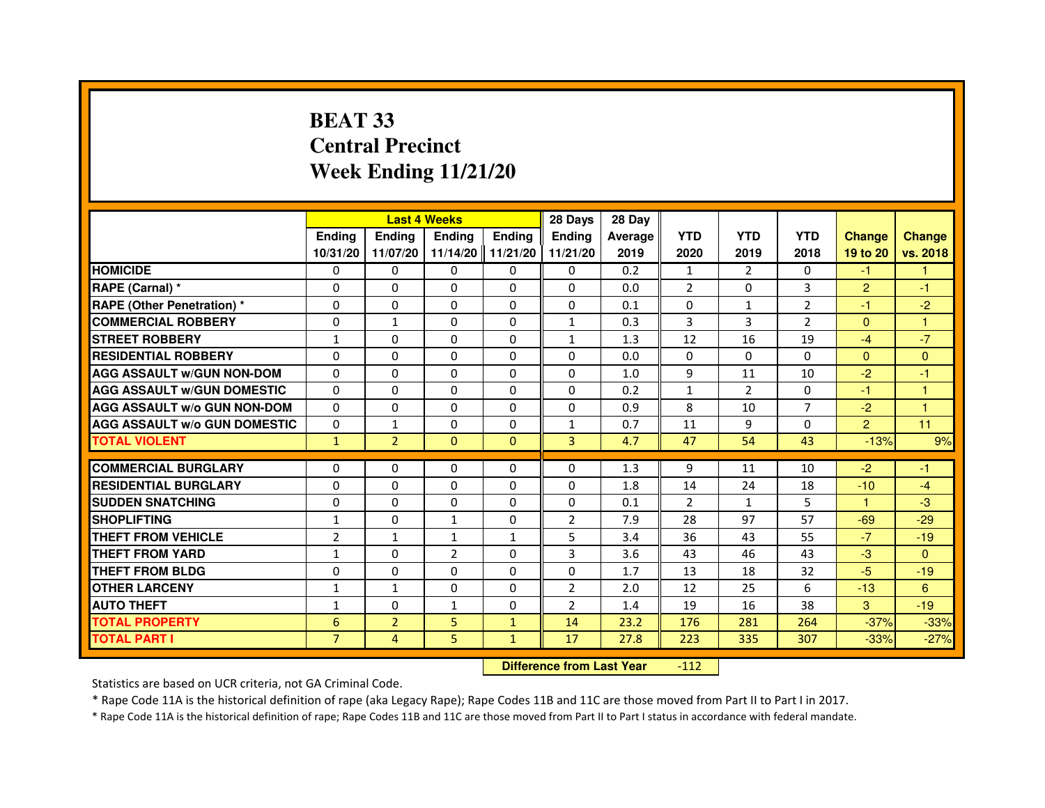# BEAT 33
## Central Precinct
## Week Ending 11/21/20

| | Last 4 Weeks | | | | 28 Days | 28 Day | | | | | |
|---|---|---|---|---|---|---|---|---|---|---|---|
| | Ending 10/31/20 | Ending 11/07/20 | Ending 11/14/20 | Ending 11/21/20 | Ending 11/21/20 | Average 2019 | YTD 2020 | YTD 2019 | YTD 2018 | Change 19 to 20 | Change vs. 2018 |
| **HOMICIDE** | 0 | 0 | 0 | 0 | 0 | 0.2 | 1 | 2 | 0 | -1 | 1 |
| **RAPE (Carnal) *** | 0 | 0 | 0 | 0 | 0 | 0.0 | 2 | 0 | 3 | 2 | -1 |
| **RAPE (Other Penetration) *** | 0 | 0 | 0 | 0 | 0 | 0.1 | 0 | 1 | 2 | -1 | -2 |
| **COMMERCIAL ROBBERY** | 0 | 1 | 0 | 0 | 1 | 0.3 | 3 | 3 | 2 | 0 | 1 |
| **STREET ROBBERY** | 1 | 0 | 0 | 0 | 1 | 1.3 | 12 | 16 | 19 | -4 | -7 |
| **RESIDENTIAL ROBBERY** | 0 | 0 | 0 | 0 | 0 | 0.0 | 0 | 0 | 0 | 0 | 0 |
| **AGG ASSAULT w/GUN NON-DOM** | 0 | 0 | 0 | 0 | 0 | 1.0 | 9 | 11 | 10 | -2 | -1 |
| **AGG ASSAULT w/GUN DOMESTIC** | 0 | 0 | 0 | 0 | 0 | 0.2 | 1 | 2 | 0 | -1 | 1 |
| **AGG ASSAULT w/o GUN NON-DOM** | 0 | 0 | 0 | 0 | 0 | 0.9 | 8 | 10 | 7 | -2 | 1 |
| **AGG ASSAULT w/o GUN DOMESTIC** | 0 | 1 | 0 | 0 | 1 | 0.7 | 11 | 9 | 0 | 2 | 11 |
| **TOTAL VIOLENT** | 1 | 2 | 0 | 0 | 3 | 4.7 | 47 | 54 | 43 | -13% | 9% |
| **COMMERCIAL BURGLARY** | 0 | 0 | 0 | 0 | 0 | 1.3 | 9 | 11 | 10 | -2 | -1 |
| **RESIDENTIAL BURGLARY** | 0 | 0 | 0 | 0 | 0 | 1.8 | 14 | 24 | 18 | -10 | -4 |
| **SUDDEN SNATCHING** | 0 | 0 | 0 | 0 | 0 | 0.1 | 2 | 1 | 5 | 1 | -3 |
| **SHOPLIFTING** | 1 | 0 | 1 | 0 | 2 | 7.9 | 28 | 97 | 57 | -69 | -29 |
| **THEFT FROM VEHICLE** | 2 | 1 | 1 | 1 | 5 | 3.4 | 36 | 43 | 55 | -7 | -19 |
| **THEFT FROM YARD** | 1 | 0 | 2 | 0 | 3 | 3.6 | 43 | 46 | 43 | -3 | 0 |
| **THEFT FROM BLDG** | 0 | 0 | 0 | 0 | 0 | 1.7 | 13 | 18 | 32 | -5 | -19 |
| **OTHER LARCENY** | 1 | 1 | 0 | 0 | 2 | 2.0 | 12 | 25 | 6 | -13 | 6 |
| **AUTO THEFT** | 1 | 0 | 1 | 0 | 2 | 1.4 | 19 | 16 | 38 | 3 | -19 |
| **TOTAL PROPERTY** | 6 | 2 | 5 | 1 | 14 | 23.2 | 176 | 281 | 264 | -37% | -33% |
| **TOTAL PART I** | 7 | 4 | 5 | 1 | 17 | 27.8 | 223 | 335 | 307 | -33% | -27% |

**Difference from Last Year** -112

Statistics are based on UCR criteria, not GA Criminal Code.

* Rape Code 11A is the historical definition of rape (aka Legacy Rape); Rape Codes 11B and 11C are those moved from Part II to Part I in 2017.

* Rape Code 11A is the historical definition of rape; Rape Codes 11B and 11C are those moved from Part II to Part I status in accordance with federal mandate.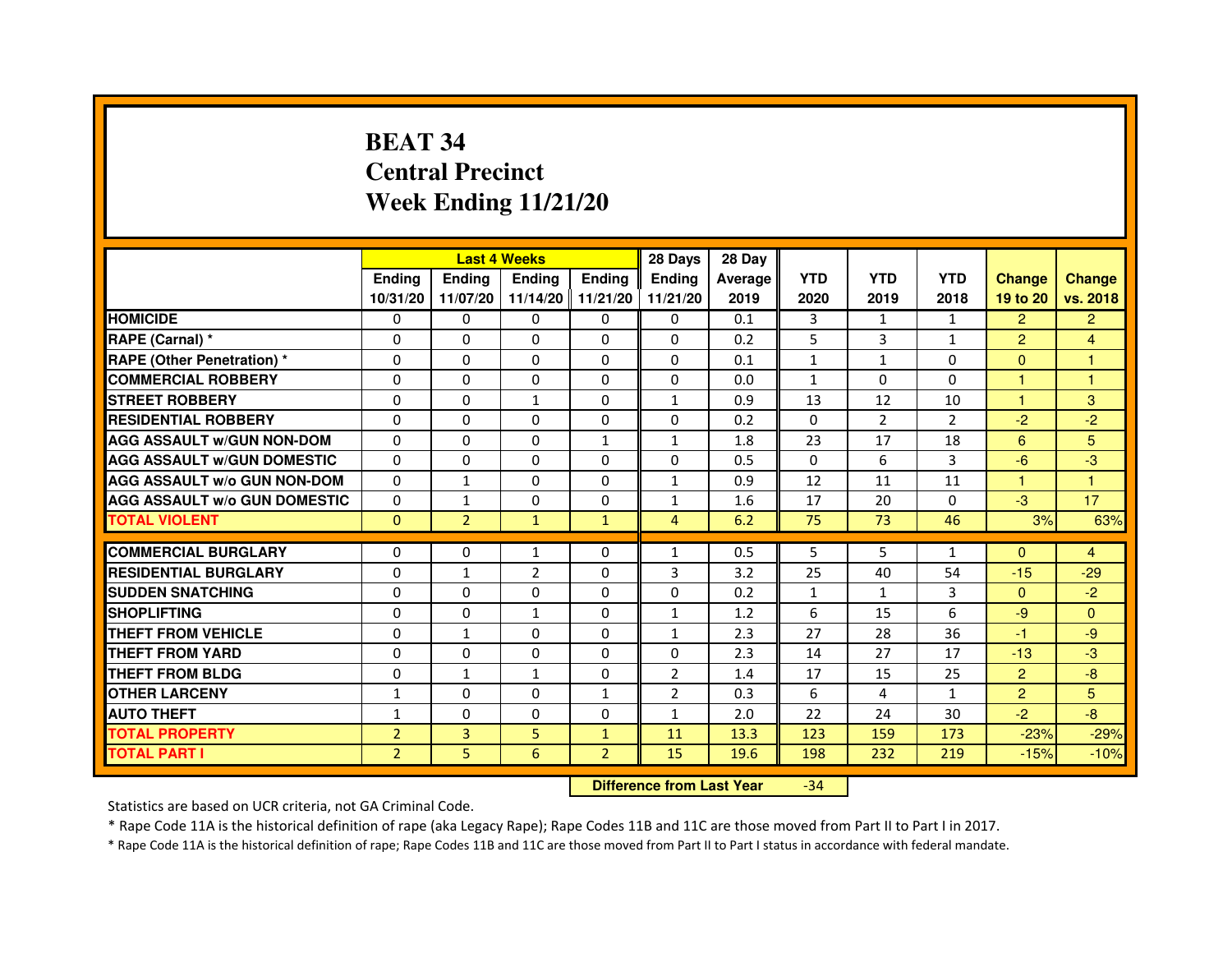# BEAT 34
# Central Precinct
# Week Ending 11/21/20

| | Last 4 Weeks | | | | 28 Days | 28 Day | | | | | |
|---|---|---|---|---|---|---|---|---|---|---|---|
| | Ending 10/31/20 | Ending 11/07/20 | Ending 11/14/20 | Ending 11/21/20 | Ending 11/21/20 | Average 2019 | YTD 2020 | YTD 2019 | YTD 2018 | Change 19 to 20 | Change vs. 2018 |
| **HOMICIDE** | 0 | 0 | 0 | 0 | 0 | 0.1 | 3 | 1 | 1 | 2 | 2 |
| **RAPE (Carnal) *** | 0 | 0 | 0 | 0 | 0 | 0.2 | 5 | 3 | 1 | 2 | 4 |
| **RAPE (Other Penetration) *** | 0 | 0 | 0 | 0 | 0 | 0.1 | 1 | 1 | 0 | 0 | 1 |
| **COMMERCIAL ROBBERY** | 0 | 0 | 0 | 0 | 0 | 0.0 | 1 | 0 | 0 | 1 | 1 |
| **STREET ROBBERY** | 0 | 0 | 1 | 0 | 1 | 0.9 | 13 | 12 | 10 | 1 | 3 |
| **RESIDENTIAL ROBBERY** | 0 | 0 | 0 | 0 | 0 | 0.2 | 0 | 2 | 2 | -2 | -2 |
| **AGG ASSAULT w/GUN NON-DOM** | 0 | 0 | 0 | 1 | 1 | 1.8 | 23 | 17 | 18 | 6 | 5 |
| **AGG ASSAULT w/GUN DOMESTIC** | 0 | 0 | 0 | 0 | 0 | 0.5 | 0 | 6 | 3 | -6 | -3 |
| **AGG ASSAULT w/o GUN NON-DOM** | 0 | 1 | 0 | 0 | 1 | 0.9 | 12 | 11 | 11 | 1 | 1 |
| **AGG ASSAULT w/o GUN DOMESTIC** | 0 | 1 | 0 | 0 | 1 | 1.6 | 17 | 20 | 0 | -3 | 17 |
| **TOTAL VIOLENT** | 0 | 2 | 1 | 1 | 4 | 6.2 | 75 | 73 | 46 | 3% | 63% |
| **COMMERCIAL BURGLARY** | 0 | 0 | 1 | 0 | 1 | 0.5 | 5 | 5 | 1 | 0 | 4 |
| **RESIDENTIAL BURGLARY** | 0 | 1 | 2 | 0 | 3 | 3.2 | 25 | 40 | 54 | -15 | -29 |
| **SUDDEN SNATCHING** | 0 | 0 | 0 | 0 | 0 | 0.2 | 1 | 1 | 3 | 0 | -2 |
| **SHOPLIFTING** | 0 | 0 | 1 | 0 | 1 | 1.2 | 6 | 15 | 6 | -9 | 0 |
| **THEFT FROM VEHICLE** | 0 | 1 | 0 | 0 | 1 | 2.3 | 27 | 28 | 36 | -1 | -9 |
| **THEFT FROM YARD** | 0 | 0 | 0 | 0 | 0 | 2.3 | 14 | 27 | 17 | -13 | -3 |
| **THEFT FROM BLDG** | 0 | 1 | 1 | 0 | 2 | 1.4 | 17 | 15 | 25 | 2 | -8 |
| **OTHER LARCENY** | 1 | 0 | 0 | 1 | 2 | 0.3 | 6 | 4 | 1 | 2 | 5 |
| **AUTO THEFT** | 1 | 0 | 0 | 0 | 1 | 2.0 | 22 | 24 | 30 | -2 | -8 |
| **TOTAL PROPERTY** | 2 | 3 | 5 | 1 | 11 | 13.3 | 123 | 159 | 173 | -23% | -29% |
| **TOTAL PART I** | 2 | 5 | 6 | 2 | 15 | 19.6 | 198 | 232 | 219 | -15% | -10% |

**Difference from Last Year** -34

Statistics are based on UCR criteria, not GA Criminal Code.

* Rape Code 11A is the historical definition of rape (aka Legacy Rape); Rape Codes 11B and 11C are those moved from Part II to Part I in 2017.

* Rape Code 11A is the historical definition of rape; Rape Codes 11B and 11C are those moved from Part II to Part I status in accordance with federal mandate.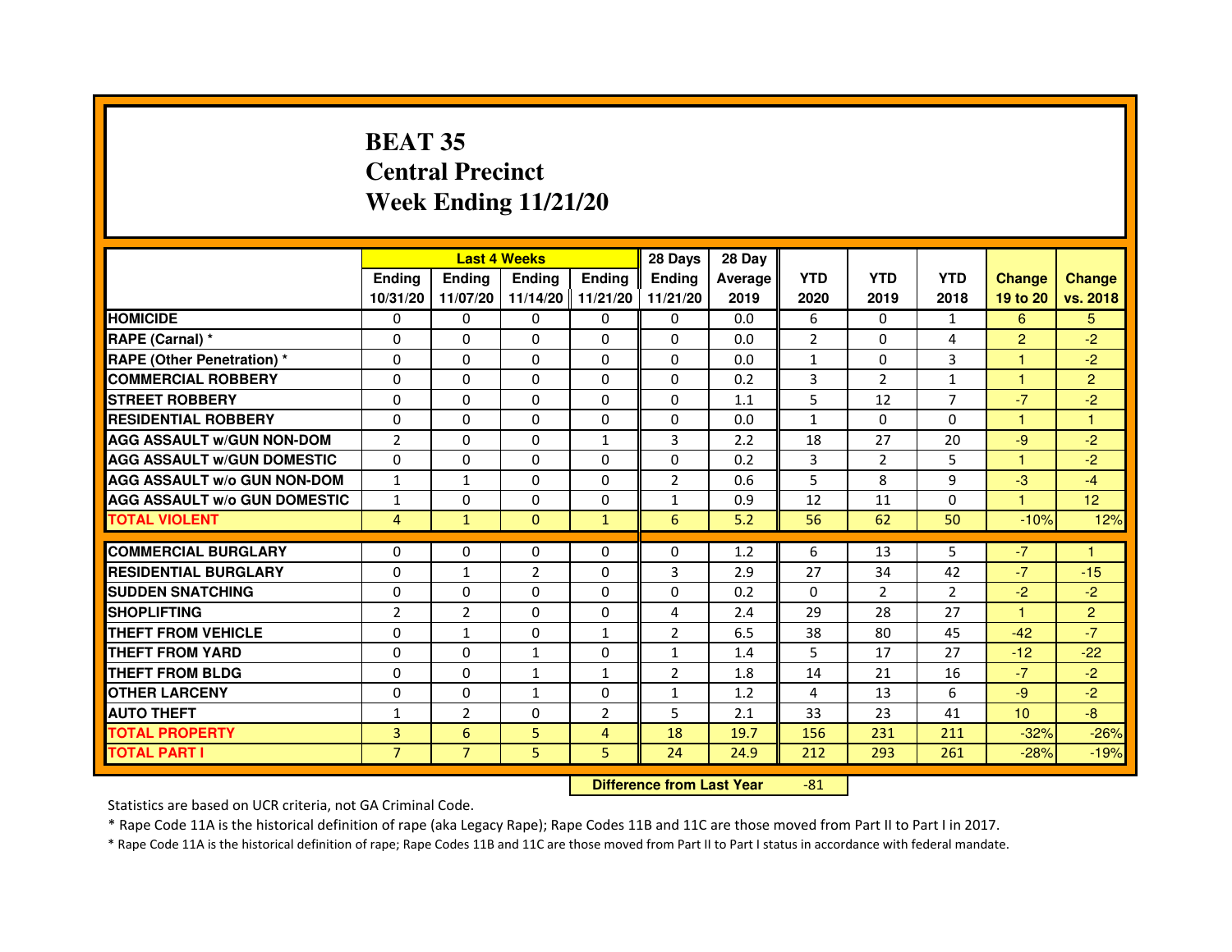# BEAT 35
# Central Precinct
# Week Ending 11/21/20

| | Last 4 Weeks | | | | 28 Days | 28 Day | | | | | |
|---|---|---|---|---|---|---|---|---|---|---|---|
| | Ending 10/31/20 | Ending 11/07/20 | Ending 11/14/20 | Ending 11/21/20 | Ending 11/21/20 | Average 2019 | YTD 2020 | YTD 2019 | YTD 2018 | Change 19 to 20 | Change vs. 2018 |
| **HOMICIDE** | 0 | 0 | 0 | 0 | 0 | 0.0 | 6 | 0 | 1 | 6 | 5 |
| **RAPE (Carnal) *** | 0 | 0 | 0 | 0 | 0 | 0.0 | 2 | 0 | 4 | 2 | -2 |
| **RAPE (Other Penetration) *** | 0 | 0 | 0 | 0 | 0 | 0.0 | 1 | 0 | 3 | 1 | -2 |
| **COMMERCIAL ROBBERY** | 0 | 0 | 0 | 0 | 0 | 0.2 | 3 | 2 | 1 | 1 | 2 |
| **STREET ROBBERY** | 0 | 0 | 0 | 0 | 0 | 1.1 | 5 | 12 | 7 | -7 | -2 |
| **RESIDENTIAL ROBBERY** | 0 | 0 | 0 | 0 | 0 | 0.0 | 1 | 0 | 0 | 1 | 1 |
| **AGG ASSAULT w/GUN NON-DOM** | 2 | 0 | 0 | 1 | 3 | 2.2 | 18 | 27 | 20 | -9 | -2 |
| **AGG ASSAULT w/GUN DOMESTIC** | 0 | 0 | 0 | 0 | 0 | 0.2 | 3 | 2 | 5 | 1 | -2 |
| **AGG ASSAULT w/o GUN NON-DOM** | 1 | 1 | 0 | 0 | 2 | 0.6 | 5 | 8 | 9 | -3 | -4 |
| **AGG ASSAULT w/o GUN DOMESTIC** | 1 | 0 | 0 | 0 | 1 | 0.9 | 12 | 11 | 0 | 1 | 12 |
| **TOTAL VIOLENT** | 4 | 1 | 0 | 1 | 6 | 5.2 | 56 | 62 | 50 | -10% | 12% |
| **COMMERCIAL BURGLARY** | 0 | 0 | 0 | 0 | 0 | 1.2 | 6 | 13 | 5 | -7 | 1 |
| **RESIDENTIAL BURGLARY** | 0 | 1 | 2 | 0 | 3 | 2.9 | 27 | 34 | 42 | -7 | -15 |
| **SUDDEN SNATCHING** | 0 | 0 | 0 | 0 | 0 | 0.2 | 0 | 2 | 2 | -2 | -2 |
| **SHOPLIFTING** | 2 | 2 | 0 | 0 | 4 | 2.4 | 29 | 28 | 27 | 1 | 2 |
| **THEFT FROM VEHICLE** | 0 | 1 | 0 | 1 | 2 | 6.5 | 38 | 80 | 45 | -42 | -7 |
| **THEFT FROM YARD** | 0 | 0 | 1 | 0 | 1 | 1.4 | 5 | 17 | 27 | -12 | -22 |
| **THEFT FROM BLDG** | 0 | 0 | 1 | 1 | 2 | 1.8 | 14 | 21 | 16 | -7 | -2 |
| **OTHER LARCENY** | 0 | 0 | 1 | 0 | 1 | 1.2 | 4 | 13 | 6 | -9 | -2 |
| **AUTO THEFT** | 1 | 2 | 0 | 2 | 5 | 2.1 | 33 | 23 | 41 | 10 | -8 |
| **TOTAL PROPERTY** | 3 | 6 | 5 | 4 | 18 | 19.7 | 156 | 231 | 211 | -32% | -26% |
| **TOTAL PART I** | 7 | 7 | 5 | 5 | 24 | 24.9 | 212 | 293 | 261 | -28% | -19% |

**Difference from Last Year** -81

Statistics are based on UCR criteria, not GA Criminal Code.

* Rape Code 11A is the historical definition of rape (aka Legacy Rape); Rape Codes 11B and 11C are those moved from Part II to Part I in 2017.

* Rape Code 11A is the historical definition of rape; Rape Codes 11B and 11C are those moved from Part II to Part I status in accordance with federal mandate.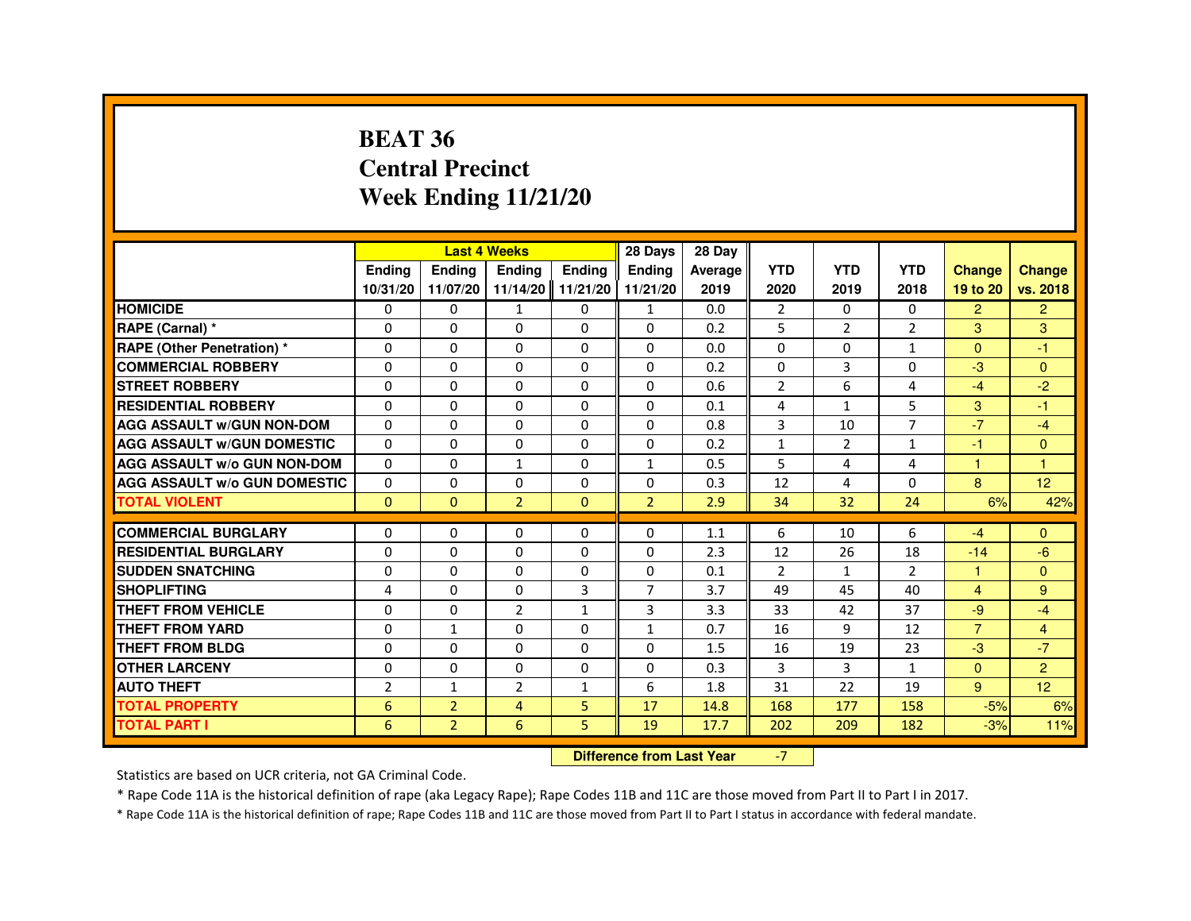# BEAT 36
# Central Precinct
# Week Ending 11/21/20

| | Last 4 Weeks | | | | 28 Days | 28 Day | | | | | |
|---|---|---|---|---|---|---|---|---|---|---|---|
| | Ending 10/31/20 | Ending 11/07/20 | Ending 11/14/20 | Ending 11/21/20 | Ending 11/21/20 | Average 2019 | YTD 2020 | YTD 2019 | YTD 2018 | Change 19 to 20 | Change vs. 2018 |
| HOMICIDE | 0 | 0 | 1 | 0 | 1 | 0.0 | 2 | 0 | 0 | 2 | 2 |
| RAPE (Carnal) * | 0 | 0 | 0 | 0 | 0 | 0.2 | 5 | 2 | 2 | 3 | 3 |
| RAPE (Other Penetration) * | 0 | 0 | 0 | 0 | 0 | 0.0 | 0 | 0 | 1 | 0 | -1 |
| COMMERCIAL ROBBERY | 0 | 0 | 0 | 0 | 0 | 0.2 | 0 | 3 | 0 | -3 | 0 |
| STREET ROBBERY | 0 | 0 | 0 | 0 | 0 | 0.6 | 2 | 6 | 4 | -4 | -2 |
| RESIDENTIAL ROBBERY | 0 | 0 | 0 | 0 | 0 | 0.1 | 4 | 1 | 5 | 3 | -1 |
| AGG ASSAULT w/GUN NON-DOM | 0 | 0 | 0 | 0 | 0 | 0.8 | 3 | 10 | 7 | -7 | -4 |
| AGG ASSAULT w/GUN DOMESTIC | 0 | 0 | 0 | 0 | 0 | 0.2 | 1 | 2 | 1 | -1 | 0 |
| AGG ASSAULT w/o GUN NON-DOM | 0 | 0 | 1 | 0 | 1 | 0.5 | 5 | 4 | 4 | 1 | 1 |
| AGG ASSAULT w/o GUN DOMESTIC | 0 | 0 | 0 | 0 | 0 | 0.3 | 12 | 4 | 0 | 8 | 12 |
| TOTAL VIOLENT | 0 | 0 | 2 | 0 | 2 | 2.9 | 34 | 32 | 24 | 6% | 42% |
| COMMERCIAL BURGLARY | 0 | 0 | 0 | 0 | 0 | 1.1 | 6 | 10 | 6 | -4 | 0 |
| RESIDENTIAL BURGLARY | 0 | 0 | 0 | 0 | 0 | 2.3 | 12 | 26 | 18 | -14 | -6 |
| SUDDEN SNATCHING | 0 | 0 | 0 | 0 | 0 | 0.1 | 2 | 1 | 2 | 1 | 0 |
| SHOPLIFTING | 4 | 0 | 0 | 3 | 7 | 3.7 | 49 | 45 | 40 | 4 | 9 |
| THEFT FROM VEHICLE | 0 | 0 | 2 | 1 | 3 | 3.3 | 33 | 42 | 37 | -9 | -4 |
| THEFT FROM YARD | 0 | 1 | 0 | 0 | 1 | 0.7 | 16 | 9 | 12 | 7 | 4 |
| THEFT FROM BLDG | 0 | 0 | 0 | 0 | 0 | 1.5 | 16 | 19 | 23 | -3 | -7 |
| OTHER LARCENY | 0 | 0 | 0 | 0 | 0 | 0.3 | 3 | 3 | 1 | 0 | 2 |
| AUTO THEFT | 2 | 1 | 2 | 1 | 6 | 1.8 | 31 | 22 | 19 | 9 | 12 |
| TOTAL PROPERTY | 6 | 2 | 4 | 5 | 17 | 14.8 | 168 | 177 | 158 | -5% | 6% |
| TOTAL PART I | 6 | 2 | 6 | 5 | 19 | 17.7 | 202 | 209 | 182 | -3% | 11% |

**Difference from Last Year** -7

Statistics are based on UCR criteria, not GA Criminal Code.

* Rape Code 11A is the historical definition of rape (aka Legacy Rape); Rape Codes 11B and 11C are those moved from Part II to Part I in 2017.

* Rape Code 11A is the historical definition of rape; Rape Codes 11B and 11C are those moved from Part II to Part I status in accordance with federal mandate.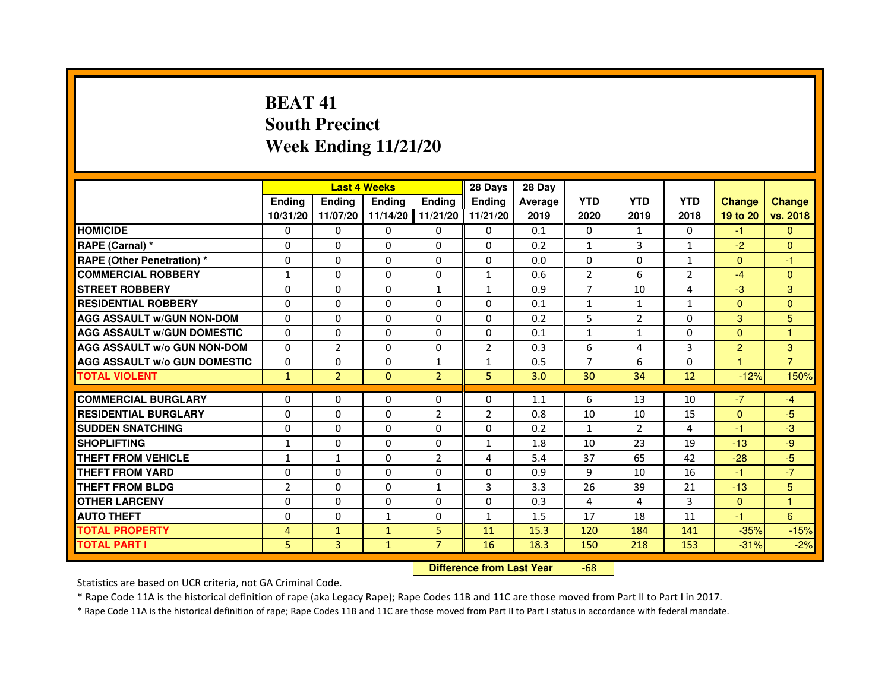# BEAT 41
## South Precinct
## Week Ending 11/21/20

| | Last 4 Weeks | | | | 28 Days | 28 Day | | | | | |
|---|---|---|---|---|---|---|---|---|---|---|---|
| | Ending 10/31/20 | Ending 11/07/20 | Ending 11/14/20 | Ending 11/21/20 | Ending 11/21/20 | Average 2019 | YTD 2020 | YTD 2019 | YTD 2018 | Change 19 to 20 | Change vs. 2018 |
| HOMICIDE | 0 | 0 | 0 | 0 | 0 | 0.1 | 0 | 1 | 0 | -1 | 0 |
| RAPE (Carnal) * | 0 | 0 | 0 | 0 | 0 | 0.2 | 1 | 3 | 1 | -2 | 0 |
| RAPE (Other Penetration) * | 0 | 0 | 0 | 0 | 0 | 0.0 | 0 | 0 | 1 | 0 | -1 |
| COMMERCIAL ROBBERY | 1 | 0 | 0 | 0 | 1 | 0.6 | 2 | 6 | 2 | -4 | 0 |
| STREET ROBBERY | 0 | 0 | 0 | 1 | 1 | 0.9 | 7 | 10 | 4 | -3 | 3 |
| RESIDENTIAL ROBBERY | 0 | 0 | 0 | 0 | 0 | 0.1 | 1 | 1 | 1 | 0 | 0 |
| AGG ASSAULT w/GUN NON-DOM | 0 | 0 | 0 | 0 | 0 | 0.2 | 5 | 2 | 0 | 3 | 5 |
| AGG ASSAULT w/GUN DOMESTIC | 0 | 0 | 0 | 0 | 0 | 0.1 | 1 | 1 | 0 | 0 | 1 |
| AGG ASSAULT w/o GUN NON-DOM | 0 | 2 | 0 | 0 | 2 | 0.3 | 6 | 4 | 3 | 2 | 3 |
| AGG ASSAULT w/o GUN DOMESTIC | 0 | 0 | 0 | 1 | 1 | 0.5 | 7 | 6 | 0 | 1 | 7 |
| TOTAL VIOLENT | 1 | 2 | 0 | 2 | 5 | 3.0 | 30 | 34 | 12 | -12% | 150% |
| COMMERCIAL BURGLARY | 0 | 0 | 0 | 0 | 0 | 1.1 | 6 | 13 | 10 | -7 | -4 |
| RESIDENTIAL BURGLARY | 0 | 0 | 0 | 2 | 2 | 0.8 | 10 | 10 | 15 | 0 | -5 |
| SUDDEN SNATCHING | 0 | 0 | 0 | 0 | 0 | 0.2 | 1 | 2 | 4 | -1 | -3 |
| SHOPLIFTING | 1 | 0 | 0 | 0 | 1 | 1.8 | 10 | 23 | 19 | -13 | -9 |
| THEFT FROM VEHICLE | 1 | 1 | 0 | 2 | 4 | 5.4 | 37 | 65 | 42 | -28 | -5 |
| THEFT FROM YARD | 0 | 0 | 0 | 0 | 0 | 0.9 | 9 | 10 | 16 | -1 | -7 |
| THEFT FROM BLDG | 2 | 0 | 0 | 1 | 3 | 3.3 | 26 | 39 | 21 | -13 | 5 |
| OTHER LARCENY | 0 | 0 | 0 | 0 | 0 | 0.3 | 4 | 4 | 3 | 0 | 1 |
| AUTO THEFT | 0 | 0 | 1 | 0 | 1 | 1.5 | 17 | 18 | 11 | -1 | 6 |
| TOTAL PROPERTY | 4 | 1 | 1 | 5 | 11 | 15.3 | 120 | 184 | 141 | -35% | -15% |
| TOTAL PART I | 5 | 3 | 1 | 7 | 16 | 18.3 | 150 | 218 | 153 | -31% | -2% |

**Difference from Last Year** -68

Statistics are based on UCR criteria, not GA Criminal Code.

* Rape Code 11A is the historical definition of rape (aka Legacy Rape); Rape Codes 11B and 11C are those moved from Part II to Part I in 2017.

* Rape Code 11A is the historical definition of rape; Rape Codes 11B and 11C are those moved from Part II to Part I status in accordance with federal mandate.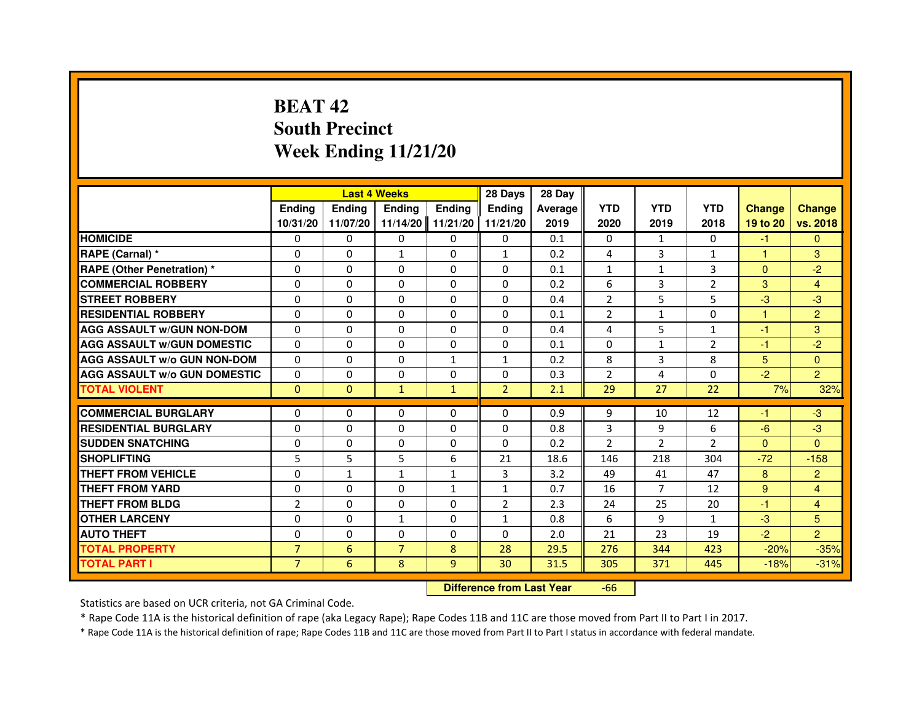# BEAT 42
## South Precinct
## Week Ending 11/21/20

| | Last 4 Weeks | | | | 28 Days | 28 Day | | | | | |
|---|---|---|---|---|---|---|---|---|---|---|---|
| | Ending 10/31/20 | Ending 11/07/20 | Ending 11/14/20 | Ending 11/21/20 | Ending 11/21/20 | Average 2019 | YTD 2020 | YTD 2019 | YTD 2018 | Change 19 to 20 | Change vs. 2018 |
| HOMICIDE | 0 | 0 | 0 | 0 | 0 | 0.1 | 0 | 1 | 0 | -1 | 0 |
| RAPE (Carnal) * | 0 | 0 | 1 | 0 | 1 | 0.2 | 4 | 3 | 1 | 1 | 3 |
| RAPE (Other Penetration) * | 0 | 0 | 0 | 0 | 0 | 0.1 | 1 | 1 | 3 | 0 | -2 |
| COMMERCIAL ROBBERY | 0 | 0 | 0 | 0 | 0 | 0.2 | 6 | 3 | 2 | 3 | 4 |
| STREET ROBBERY | 0 | 0 | 0 | 0 | 0 | 0.4 | 2 | 5 | 5 | -3 | -3 |
| RESIDENTIAL ROBBERY | 0 | 0 | 0 | 0 | 0 | 0.1 | 2 | 1 | 0 | 1 | 2 |
| AGG ASSAULT w/GUN NON-DOM | 0 | 0 | 0 | 0 | 0 | 0.4 | 4 | 5 | 1 | -1 | 3 |
| AGG ASSAULT w/GUN DOMESTIC | 0 | 0 | 0 | 0 | 0 | 0.1 | 0 | 1 | 2 | -1 | -2 |
| AGG ASSAULT w/o GUN NON-DOM | 0 | 0 | 0 | 1 | 1 | 0.2 | 8 | 3 | 8 | 5 | 0 |
| AGG ASSAULT w/o GUN DOMESTIC | 0 | 0 | 0 | 0 | 0 | 0.3 | 2 | 4 | 0 | -2 | 2 |
| TOTAL VIOLENT | 0 | 0 | 1 | 1 | 2 | 2.1 | 29 | 27 | 22 | 7% | 32% |
| COMMERCIAL BURGLARY | 0 | 0 | 0 | 0 | 0 | 0.9 | 9 | 10 | 12 | -1 | -3 |
| RESIDENTIAL BURGLARY | 0 | 0 | 0 | 0 | 0 | 0.8 | 3 | 9 | 6 | -6 | -3 |
| SUDDEN SNATCHING | 0 | 0 | 0 | 0 | 0 | 0.2 | 2 | 2 | 2 | 0 | 0 |
| SHOPLIFTING | 5 | 5 | 5 | 6 | 21 | 18.6 | 146 | 218 | 304 | -72 | -158 |
| THEFT FROM VEHICLE | 0 | 1 | 1 | 1 | 3 | 3.2 | 49 | 41 | 47 | 8 | 2 |
| THEFT FROM YARD | 0 | 0 | 0 | 1 | 1 | 0.7 | 16 | 7 | 12 | 9 | 4 |
| THEFT FROM BLDG | 2 | 0 | 0 | 0 | 2 | 2.3 | 24 | 25 | 20 | -1 | 4 |
| OTHER LARCENY | 0 | 0 | 1 | 0 | 1 | 0.8 | 6 | 9 | 1 | -3 | 5 |
| AUTO THEFT | 0 | 0 | 0 | 0 | 0 | 2.0 | 21 | 23 | 19 | -2 | 2 |
| TOTAL PROPERTY | 7 | 6 | 7 | 8 | 28 | 29.5 | 276 | 344 | 423 | -20% | -35% |
| TOTAL PART I | 7 | 6 | 8 | 9 | 30 | 31.5 | 305 | 371 | 445 | -18% | -31% |

**Difference from Last Year** -66

Statistics are based on UCR criteria, not GA Criminal Code.

* Rape Code 11A is the historical definition of rape (aka Legacy Rape); Rape Codes 11B and 11C are those moved from Part II to Part I in 2017.

* Rape Code 11A is the historical definition of rape; Rape Codes 11B and 11C are those moved from Part II to Part I status in accordance with federal mandate.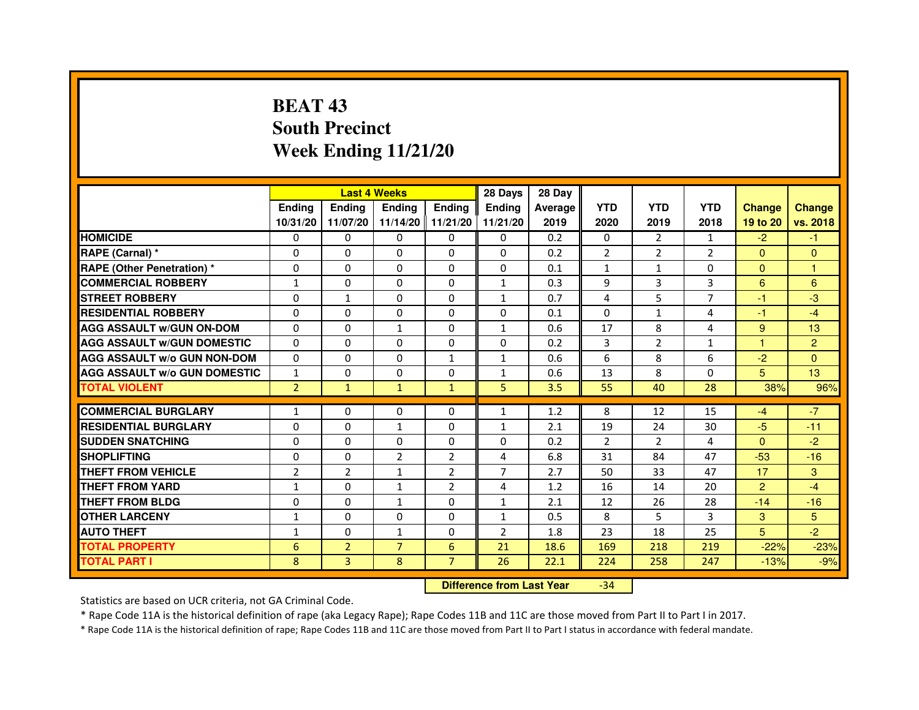# BEAT 43
## South Precinct
## Week Ending 11/21/20

| | Last 4 Weeks | | | | 28 Days | 28 Day | | | | | |
|---|---|---|---|---|---|---|---|---|---|---|---|
| | Ending 10/31/20 | Ending 11/07/20 | Ending 11/14/20 | Ending 11/21/20 | Ending 11/21/20 | Average 2019 | YTD 2020 | YTD 2019 | YTD 2018 | Change 19 to 20 | Change vs. 2018 |
| HOMICIDE | 0 | 0 | 0 | 0 | 0 | 0.2 | 0 | 2 | 1 | -2 | -1 |
| RAPE (Carnal) * | 0 | 0 | 0 | 0 | 0 | 0.2 | 2 | 2 | 2 | 0 | 0 |
| RAPE (Other Penetration) * | 0 | 0 | 0 | 0 | 0 | 0.1 | 1 | 1 | 0 | 0 | 1 |
| COMMERCIAL ROBBERY | 1 | 0 | 0 | 0 | 1 | 0.3 | 9 | 3 | 3 | 6 | 6 |
| STREET ROBBERY | 0 | 1 | 0 | 0 | 1 | 0.7 | 4 | 5 | 7 | -1 | -3 |
| RESIDENTIAL ROBBERY | 0 | 0 | 0 | 0 | 0 | 0.1 | 0 | 1 | 4 | -1 | -4 |
| AGG ASSAULT w/GUN ON-DOM | 0 | 0 | 1 | 0 | 1 | 0.6 | 17 | 8 | 4 | 9 | 13 |
| AGG ASSAULT w/GUN DOMESTIC | 0 | 0 | 0 | 0 | 0 | 0.2 | 3 | 2 | 1 | 1 | 2 |
| AGG ASSAULT w/o GUN NON-DOM | 0 | 0 | 0 | 1 | 1 | 0.6 | 6 | 8 | 6 | -2 | 0 |
| AGG ASSAULT w/o GUN DOMESTIC | 1 | 0 | 0 | 0 | 1 | 0.6 | 13 | 8 | 0 | 5 | 13 |
| TOTAL VIOLENT | 2 | 1 | 1 | 1 | 5 | 3.5 | 55 | 40 | 28 | 38% | 96% |
| COMMERCIAL BURGLARY | 1 | 0 | 0 | 0 | 1 | 1.2 | 8 | 12 | 15 | -4 | -7 |
| RESIDENTIAL BURGLARY | 0 | 0 | 1 | 0 | 1 | 2.1 | 19 | 24 | 30 | -5 | -11 |
| SUDDEN SNATCHING | 0 | 0 | 0 | 0 | 0 | 0.2 | 2 | 2 | 4 | 0 | -2 |
| SHOPLIFTING | 0 | 0 | 2 | 2 | 4 | 6.8 | 31 | 84 | 47 | -53 | -16 |
| THEFT FROM VEHICLE | 2 | 2 | 1 | 2 | 7 | 2.7 | 50 | 33 | 47 | 17 | 3 |
| THEFT FROM YARD | 1 | 0 | 1 | 2 | 4 | 1.2 | 16 | 14 | 20 | 2 | -4 |
| THEFT FROM BLDG | 0 | 0 | 1 | 0 | 1 | 2.1 | 12 | 26 | 28 | -14 | -16 |
| OTHER LARCENY | 1 | 0 | 0 | 0 | 1 | 0.5 | 8 | 5 | 3 | 3 | 5 |
| AUTO THEFT | 1 | 0 | 1 | 0 | 2 | 1.8 | 23 | 18 | 25 | 5 | -2 |
| TOTAL PROPERTY | 6 | 2 | 7 | 6 | 21 | 18.6 | 169 | 218 | 219 | -22% | -23% |
| TOTAL PART I | 8 | 3 | 8 | 7 | 26 | 22.1 | 224 | 258 | 247 | -13% | -9% |

**Difference from Last Year** -34

Statistics are based on UCR criteria, not GA Criminal Code.

* Rape Code 11A is the historical definition of rape (aka Legacy Rape); Rape Codes 11B and 11C are those moved from Part II to Part I in 2017.

* Rape Code 11A is the historical definition of rape; Rape Codes 11B and 11C are those moved from Part II to Part I status in accordance with federal mandate.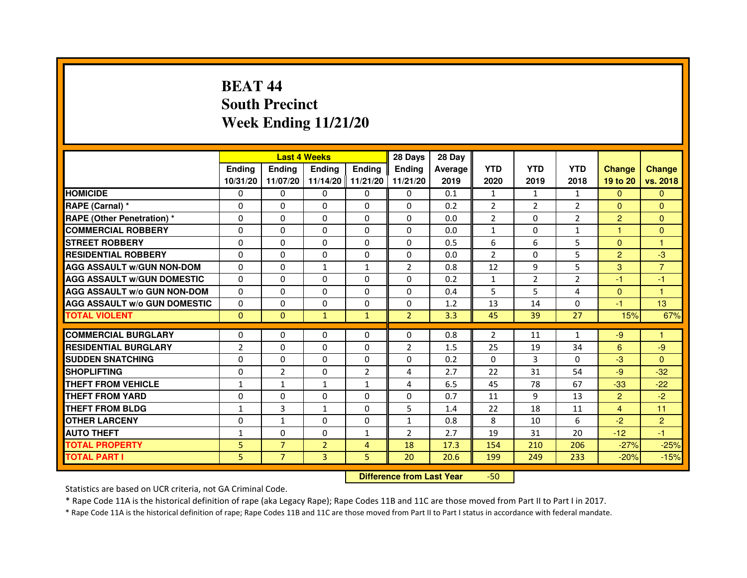# BEAT 44
## South Precinct
## Week Ending 11/21/20

| | Last 4 Weeks | | | | 28 Days | 28 Day | | | | | |
|---|---|---|---|---|---|---|---|---|---|---|---|
| | Ending 10/31/20 | Ending 11/07/20 | Ending 11/14/20 | Ending 11/21/20 | Ending 11/21/20 | Average 2019 | YTD 2020 | YTD 2019 | YTD 2018 | Change 19 to 20 | Change vs. 2018 |
| HOMICIDE | 0 | 0 | 0 | 0 | 0 | 0.1 | 1 | 1 | 1 | 0 | 0 |
| RAPE (Carnal) * | 0 | 0 | 0 | 0 | 0 | 0.2 | 2 | 2 | 2 | 0 | 0 |
| RAPE (Other Penetration) * | 0 | 0 | 0 | 0 | 0 | 0.0 | 2 | 0 | 2 | 2 | 0 |
| COMMERCIAL ROBBERY | 0 | 0 | 0 | 0 | 0 | 0.0 | 1 | 0 | 1 | 1 | 0 |
| STREET ROBBERY | 0 | 0 | 0 | 0 | 0 | 0.5 | 6 | 6 | 5 | 0 | 1 |
| RESIDENTIAL ROBBERY | 0 | 0 | 0 | 0 | 0 | 0.0 | 2 | 0 | 5 | 2 | -3 |
| AGG ASSAULT w/GUN NON-DOM | 0 | 0 | 1 | 1 | 2 | 0.8 | 12 | 9 | 5 | 3 | 7 |
| AGG ASSAULT w/GUN DOMESTIC | 0 | 0 | 0 | 0 | 0 | 0.2 | 1 | 2 | 2 | -1 | -1 |
| AGG ASSAULT w/o GUN NON-DOM | 0 | 0 | 0 | 0 | 0 | 0.4 | 5 | 5 | 4 | 0 | 1 |
| AGG ASSAULT w/o GUN DOMESTIC | 0 | 0 | 0 | 0 | 0 | 1.2 | 13 | 14 | 0 | -1 | 13 |
| TOTAL VIOLENT | 0 | 0 | 1 | 1 | 2 | 3.3 | 45 | 39 | 27 | 15% | 67% |
| COMMERCIAL BURGLARY | 0 | 0 | 0 | 0 | 0 | 0.8 | 2 | 11 | 1 | -9 | 1 |
| RESIDENTIAL BURGLARY | 2 | 0 | 0 | 0 | 2 | 1.5 | 25 | 19 | 34 | 6 | -9 |
| SUDDEN SNATCHING | 0 | 0 | 0 | 0 | 0 | 0.2 | 0 | 3 | 0 | -3 | 0 |
| SHOPLIFTING | 0 | 2 | 0 | 2 | 4 | 2.7 | 22 | 31 | 54 | -9 | -32 |
| THEFT FROM VEHICLE | 1 | 1 | 1 | 1 | 4 | 6.5 | 45 | 78 | 67 | -33 | -22 |
| THEFT FROM YARD | 0 | 0 | 0 | 0 | 0 | 0.7 | 11 | 9 | 13 | 2 | -2 |
| THEFT FROM BLDG | 1 | 3 | 1 | 0 | 5 | 1.4 | 22 | 18 | 11 | 4 | 11 |
| OTHER LARCENY | 0 | 1 | 0 | 0 | 1 | 0.8 | 8 | 10 | 6 | -2 | 2 |
| AUTO THEFT | 1 | 0 | 0 | 1 | 2 | 2.7 | 19 | 31 | 20 | -12 | -1 |
| TOTAL PROPERTY | 5 | 7 | 2 | 4 | 18 | 17.3 | 154 | 210 | 206 | -27% | -25% |
| TOTAL PART I | 5 | 7 | 3 | 5 | 20 | 20.6 | 199 | 249 | 233 | -20% | -15% |

**Difference from Last Year** -50

Statistics are based on UCR criteria, not GA Criminal Code.

* Rape Code 11A is the historical definition of rape (aka Legacy Rape); Rape Codes 11B and 11C are those moved from Part II to Part I in 2017.

* Rape Code 11A is the historical definition of rape; Rape Codes 11B and 11C are those moved from Part II to Part I status in accordance with federal mandate.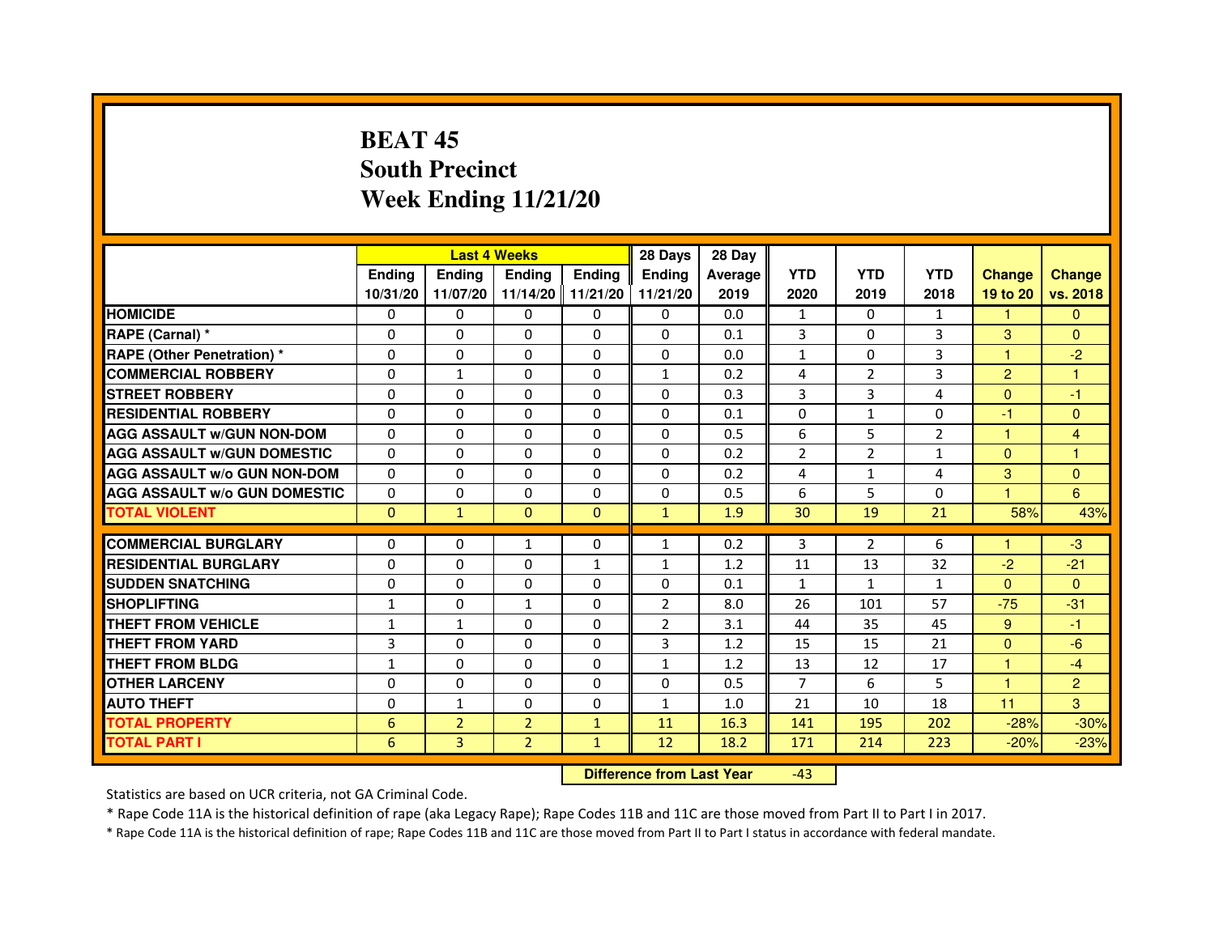# BEAT 45
## South Precinct
## Week Ending 11/21/20

| | Last 4 Weeks | | | | 28 Days | 28 Day | | | | | |
|---|---|---|---|---|---|---|---|---|---|---|---|
| | Ending 10/31/20 | Ending 11/07/20 | Ending 11/14/20 | Ending 11/21/20 | Ending 11/21/20 | Average 2019 | YTD 2020 | YTD 2019 | YTD 2018 | Change 19 to 20 | Change vs. 2018 |
| HOMICIDE | 0 | 0 | 0 | 0 | 0 | 0.0 | 1 | 0 | 1 | 1 | 0 |
| RAPE (Carnal) * | 0 | 0 | 0 | 0 | 0 | 0.1 | 3 | 0 | 3 | 3 | 0 |
| RAPE (Other Penetration) * | 0 | 0 | 0 | 0 | 0 | 0.0 | 1 | 0 | 3 | 1 | -2 |
| COMMERCIAL ROBBERY | 0 | 1 | 0 | 0 | 1 | 0.2 | 4 | 2 | 3 | 2 | 1 |
| STREET ROBBERY | 0 | 0 | 0 | 0 | 0 | 0.3 | 3 | 3 | 4 | 0 | -1 |
| RESIDENTIAL ROBBERY | 0 | 0 | 0 | 0 | 0 | 0.1 | 0 | 1 | 0 | -1 | 0 |
| AGG ASSAULT w/GUN NON-DOM | 0 | 0 | 0 | 0 | 0 | 0.5 | 6 | 5 | 2 | 1 | 4 |
| AGG ASSAULT w/GUN DOMESTIC | 0 | 0 | 0 | 0 | 0 | 0.2 | 2 | 2 | 1 | 0 | 1 |
| AGG ASSAULT w/o GUN NON-DOM | 0 | 0 | 0 | 0 | 0 | 0.2 | 4 | 1 | 4 | 3 | 0 |
| AGG ASSAULT w/o GUN DOMESTIC | 0 | 0 | 0 | 0 | 0 | 0.5 | 6 | 5 | 0 | 1 | 6 |
| TOTAL VIOLENT | 0 | 1 | 0 | 0 | 1 | 1.9 | 30 | 19 | 21 | 58% | 43% |
| COMMERCIAL BURGLARY | 0 | 0 | 1 | 0 | 1 | 0.2 | 3 | 2 | 6 | 1 | -3 |
| RESIDENTIAL BURGLARY | 0 | 0 | 0 | 1 | 1 | 1.2 | 11 | 13 | 32 | -2 | -21 |
| SUDDEN SNATCHING | 0 | 0 | 0 | 0 | 0 | 0.1 | 1 | 1 | 1 | 0 | 0 |
| SHOPLIFTING | 1 | 0 | 1 | 0 | 2 | 8.0 | 26 | 101 | 57 | -75 | -31 |
| THEFT FROM VEHICLE | 1 | 1 | 0 | 0 | 2 | 3.1 | 44 | 35 | 45 | 9 | -1 |
| THEFT FROM YARD | 3 | 0 | 0 | 0 | 3 | 1.2 | 15 | 15 | 21 | 0 | -6 |
| THEFT FROM BLDG | 1 | 0 | 0 | 0 | 1 | 1.2 | 13 | 12 | 17 | 1 | -4 |
| OTHER LARCENY | 0 | 0 | 0 | 0 | 0 | 0.5 | 7 | 6 | 5 | 1 | 2 |
| AUTO THEFT | 0 | 1 | 0 | 0 | 1 | 1.0 | 21 | 10 | 18 | 11 | 3 |
| TOTAL PROPERTY | 6 | 2 | 2 | 1 | 11 | 16.3 | 141 | 195 | 202 | -28% | -30% |
| TOTAL PART I | 6 | 3 | 2 | 1 | 12 | 18.2 | 171 | 214 | 223 | -20% | -23% |

**Difference from Last Year** -43

Statistics are based on UCR criteria, not GA Criminal Code.

* Rape Code 11A is the historical definition of rape (aka Legacy Rape); Rape Codes 11B and 11C are those moved from Part II to Part I in 2017.

* Rape Code 11A is the historical definition of rape; Rape Codes 11B and 11C are those moved from Part II to Part I status in accordance with federal mandate.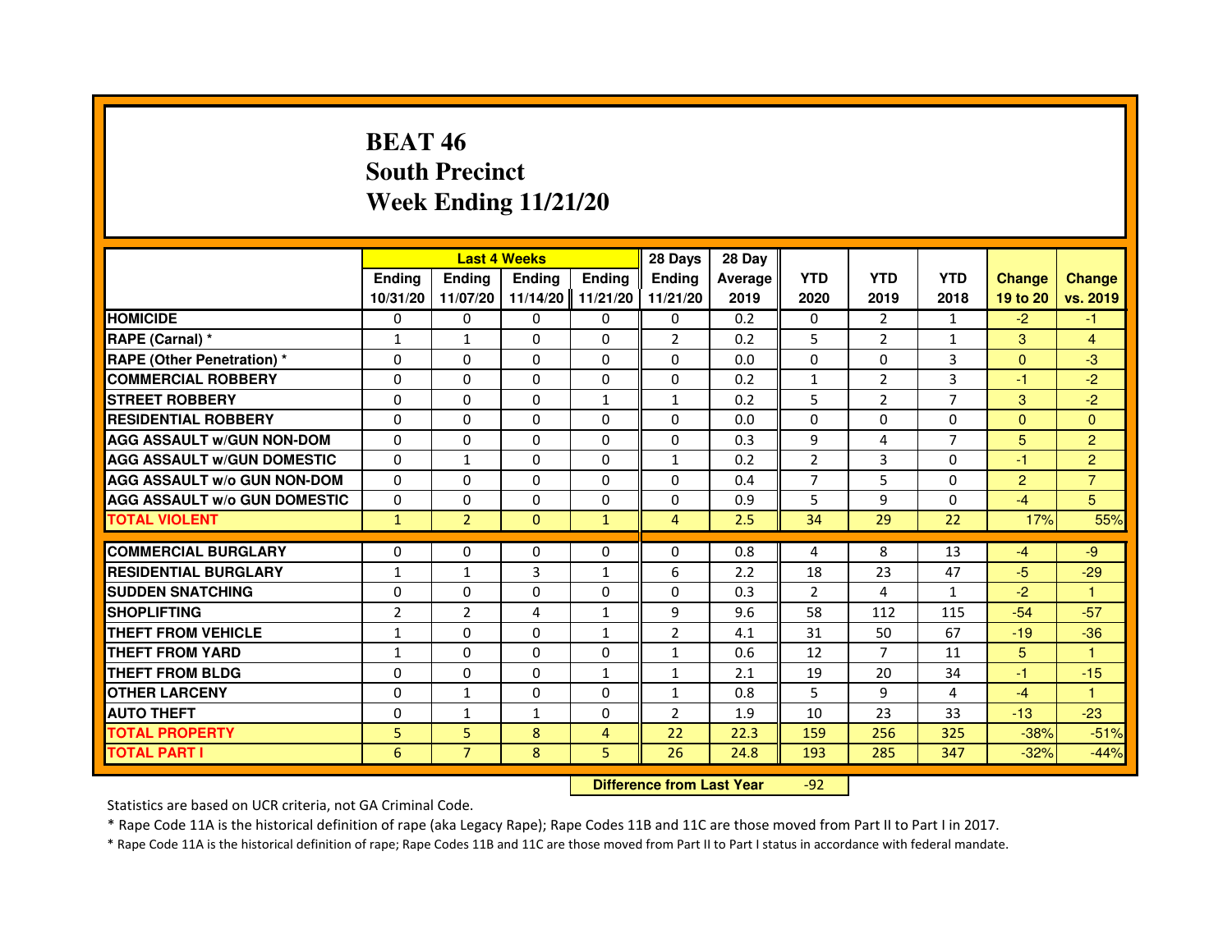# BEAT 46
## South Precinct
## Week Ending 11/21/20

| | Last 4 Weeks | | | | 28 Days | 28 Day | | | | | |
|---|---|---|---|---|---|---|---|---|---|---|---|
| | Ending 10/31/20 | Ending 11/07/20 | Ending 11/14/20 | Ending 11/21/20 | Ending 11/21/20 | Average 2019 | YTD 2020 | YTD 2019 | YTD 2018 | Change 19 to 20 | Change vs. 2019 |
| HOMICIDE | 0 | 0 | 0 | 0 | 0 | 0.2 | 0 | 2 | 1 | -2 | -1 |
| RAPE (Carnal) * | 1 | 1 | 0 | 0 | 2 | 0.2 | 5 | 2 | 1 | 3 | 4 |
| RAPE (Other Penetration) * | 0 | 0 | 0 | 0 | 0 | 0.0 | 0 | 0 | 3 | 0 | -3 |
| COMMERCIAL ROBBERY | 0 | 0 | 0 | 0 | 0 | 0.2 | 1 | 2 | 3 | -1 | -2 |
| STREET ROBBERY | 0 | 0 | 0 | 1 | 1 | 0.2 | 5 | 2 | 7 | 3 | -2 |
| RESIDENTIAL ROBBERY | 0 | 0 | 0 | 0 | 0 | 0.0 | 0 | 0 | 0 | 0 | 0 |
| AGG ASSAULT w/GUN NON-DOM | 0 | 0 | 0 | 0 | 0 | 0.3 | 9 | 4 | 7 | 5 | 2 |
| AGG ASSAULT w/GUN DOMESTIC | 0 | 1 | 0 | 0 | 1 | 0.2 | 2 | 3 | 0 | -1 | 2 |
| AGG ASSAULT w/o GUN NON-DOM | 0 | 0 | 0 | 0 | 0 | 0.4 | 7 | 5 | 0 | 2 | 7 |
| AGG ASSAULT w/o GUN DOMESTIC | 0 | 0 | 0 | 0 | 0 | 0.9 | 5 | 9 | 0 | -4 | 5 |
| TOTAL VIOLENT | 1 | 2 | 0 | 1 | 4 | 2.5 | 34 | 29 | 22 | 17% | 55% |
| COMMERCIAL BURGLARY | 0 | 0 | 0 | 0 | 0 | 0.8 | 4 | 8 | 13 | -4 | -9 |
| RESIDENTIAL BURGLARY | 1 | 1 | 3 | 1 | 6 | 2.2 | 18 | 23 | 47 | -5 | -29 |
| SUDDEN SNATCHING | 0 | 0 | 0 | 0 | 0 | 0.3 | 2 | 4 | 1 | -2 | 1 |
| SHOPLIFTING | 2 | 2 | 4 | 1 | 9 | 9.6 | 58 | 112 | 115 | -54 | -57 |
| THEFT FROM VEHICLE | 1 | 0 | 0 | 1 | 2 | 4.1 | 31 | 50 | 67 | -19 | -36 |
| THEFT FROM YARD | 1 | 0 | 0 | 0 | 1 | 0.6 | 12 | 7 | 11 | 5 | 1 |
| THEFT FROM BLDG | 0 | 0 | 0 | 1 | 1 | 2.1 | 19 | 20 | 34 | -1 | -15 |
| OTHER LARCENY | 0 | 1 | 0 | 0 | 1 | 0.8 | 5 | 9 | 4 | -4 | 1 |
| AUTO THEFT | 0 | 1 | 1 | 0 | 2 | 1.9 | 10 | 23 | 33 | -13 | -23 |
| TOTAL PROPERTY | 5 | 5 | 8 | 4 | 22 | 22.3 | 159 | 256 | 325 | -38% | -51% |
| TOTAL PART I | 6 | 7 | 8 | 5 | 26 | 24.8 | 193 | 285 | 347 | -32% | -44% |

| Difference from Last Year | -92 |
|---|---|

Statistics are based on UCR criteria, not GA Criminal Code.

* Rape Code 11A is the historical definition of rape (aka Legacy Rape); Rape Codes 11B and 11C are those moved from Part II to Part I in 2017.

* Rape Code 11A is the historical definition of rape; Rape Codes 11B and 11C are those moved from Part II to Part I status in accordance with federal mandate.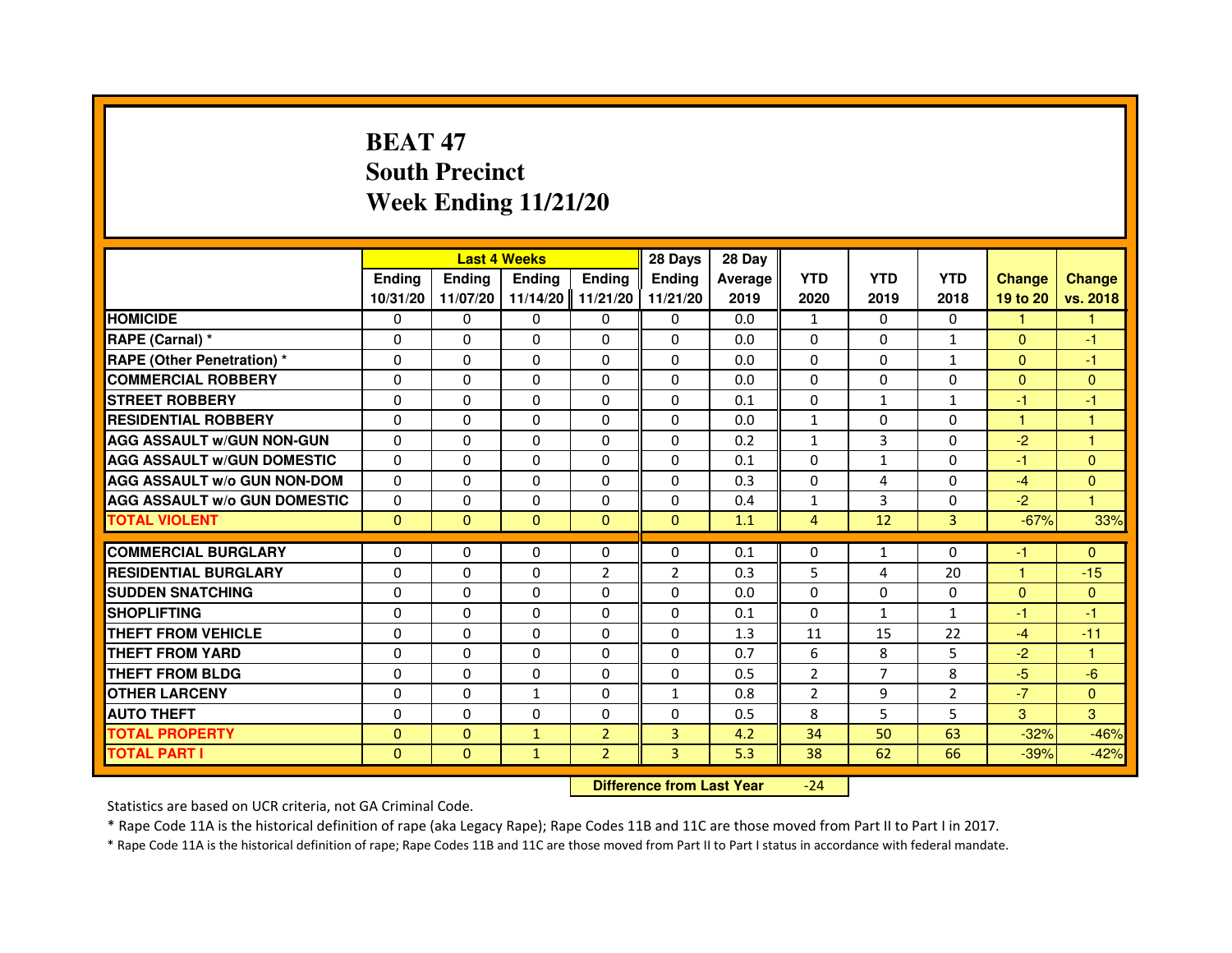# BEAT 47
# South Precinct
# Week Ending 11/21/20

| | Last 4 Weeks | | | | 28 Days | 28 Day | | | | | |
|---|---|---|---|---|---|---|---|---|---|---|---|
| | Ending 10/31/20 | Ending 11/07/20 | Ending 11/14/20 | Ending 11/21/20 | Ending 11/21/20 | Average 2019 | YTD 2020 | YTD 2019 | YTD 2018 | Change 19 to 20 | Change vs. 2018 |
| HOMICIDE | 0 | 0 | 0 | 0 | 0 | 0.0 | 1 | 0 | 0 | 1 | 1 |
| RAPE (Carnal) * | 0 | 0 | 0 | 0 | 0 | 0.0 | 0 | 0 | 1 | 0 | -1 |
| RAPE (Other Penetration) * | 0 | 0 | 0 | 0 | 0 | 0.0 | 0 | 0 | 1 | 0 | -1 |
| COMMERCIAL ROBBERY | 0 | 0 | 0 | 0 | 0 | 0.0 | 0 | 0 | 0 | 0 | 0 |
| STREET ROBBERY | 0 | 0 | 0 | 0 | 0 | 0.1 | 0 | 1 | 1 | -1 | -1 |
| RESIDENTIAL ROBBERY | 0 | 0 | 0 | 0 | 0 | 0.0 | 1 | 0 | 0 | 1 | 1 |
| AGG ASSAULT w/GUN NON-GUN | 0 | 0 | 0 | 0 | 0 | 0.2 | 1 | 3 | 0 | -2 | 1 |
| AGG ASSAULT w/GUN DOMESTIC | 0 | 0 | 0 | 0 | 0 | 0.1 | 0 | 1 | 0 | -1 | 0 |
| AGG ASSAULT w/o GUN NON-DOM | 0 | 0 | 0 | 0 | 0 | 0.3 | 0 | 4 | 0 | -4 | 0 |
| AGG ASSAULT w/o GUN DOMESTIC | 0 | 0 | 0 | 0 | 0 | 0.4 | 1 | 3 | 0 | -2 | 1 |
| TOTAL VIOLENT | 0 | 0 | 0 | 0 | 0 | 1.1 | 4 | 12 | 3 | -67% | 33% |
| COMMERCIAL BURGLARY | 0 | 0 | 0 | 0 | 0 | 0.1 | 0 | 1 | 0 | -1 | 0 |
| RESIDENTIAL BURGLARY | 0 | 0 | 0 | 2 | 2 | 0.3 | 5 | 4 | 20 | 1 | -15 |
| SUDDEN SNATCHING | 0 | 0 | 0 | 0 | 0 | 0.0 | 0 | 0 | 0 | 0 | 0 |
| SHOPLIFTING | 0 | 0 | 0 | 0 | 0 | 0.1 | 0 | 1 | 1 | -1 | -1 |
| THEFT FROM VEHICLE | 0 | 0 | 0 | 0 | 0 | 1.3 | 11 | 15 | 22 | -4 | -11 |
| THEFT FROM YARD | 0 | 0 | 0 | 0 | 0 | 0.7 | 6 | 8 | 5 | -2 | 1 |
| THEFT FROM BLDG | 0 | 0 | 0 | 0 | 0 | 0.5 | 2 | 7 | 8 | -5 | -6 |
| OTHER LARCENY | 0 | 0 | 1 | 0 | 1 | 0.8 | 2 | 9 | 2 | -7 | 0 |
| AUTO THEFT | 0 | 0 | 0 | 0 | 0 | 0.5 | 8 | 5 | 5 | 3 | 3 |
| TOTAL PROPERTY | 0 | 0 | 1 | 2 | 3 | 4.2 | 34 | 50 | 63 | -32% | -46% |
| TOTAL PART I | 0 | 0 | 1 | 2 | 3 | 5.3 | 38 | 62 | 66 | -39% | -42% |

**Difference from Last Year** -24

Statistics are based on UCR criteria, not GA Criminal Code.

* Rape Code 11A is the historical definition of rape (aka Legacy Rape); Rape Codes 11B and 11C are those moved from Part II to Part I in 2017.

* Rape Code 11A is the historical definition of rape; Rape Codes 11B and 11C are those moved from Part II to Part I status in accordance with federal mandate.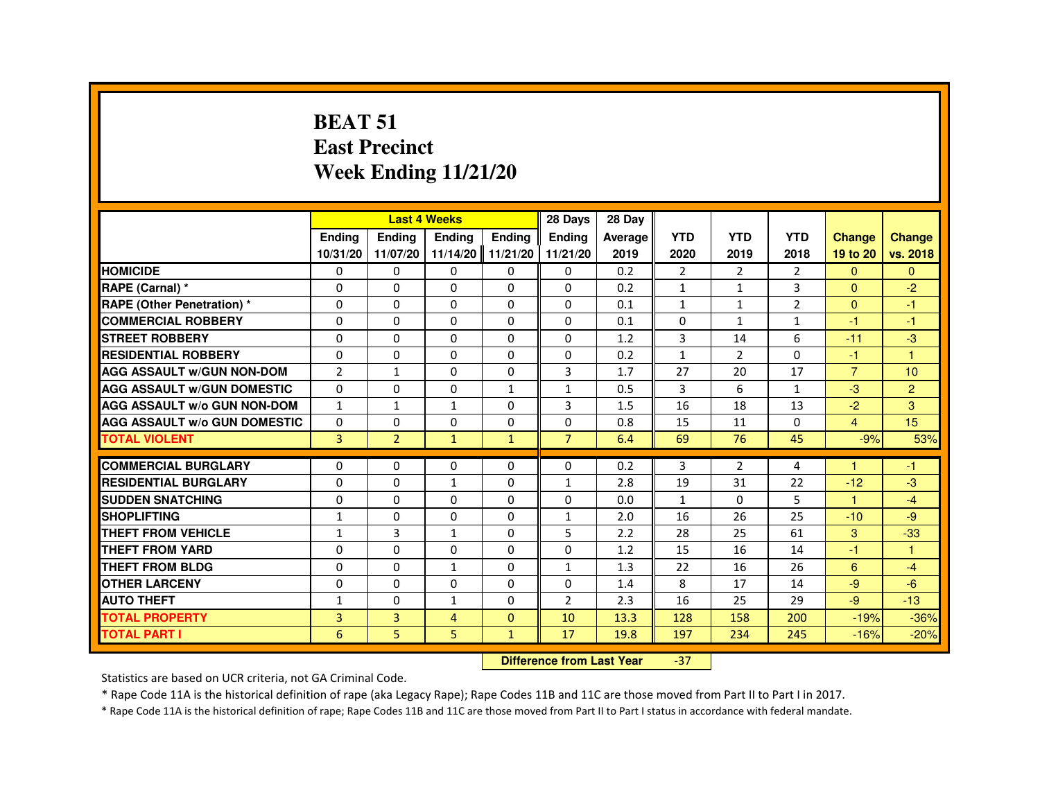# BEAT 51
# East Precinct
# Week Ending 11/21/20

| | Last 4 Weeks | | | | 28 Days | 28 Day | | | | | |
|---|---|---|---|---|---|---|---|---|---|---|---|
| | Ending 10/31/20 | Ending 11/07/20 | Ending 11/14/20 | Ending 11/21/20 | Ending 11/21/20 | Average 2019 | YTD 2020 | YTD 2019 | YTD 2018 | Change 19 to 20 | Change vs. 2018 |
| HOMICIDE | 0 | 0 | 0 | 0 | 0 | 0.2 | 2 | 2 | 2 | 0 | 0 |
| RAPE (Carnal) * | 0 | 0 | 0 | 0 | 0 | 0.2 | 1 | 1 | 3 | 0 | -2 |
| RAPE (Other Penetration) * | 0 | 0 | 0 | 0 | 0 | 0.1 | 1 | 1 | 2 | 0 | -1 |
| COMMERCIAL ROBBERY | 0 | 0 | 0 | 0 | 0 | 0.1 | 0 | 1 | 1 | -1 | -1 |
| STREET ROBBERY | 0 | 0 | 0 | 0 | 0 | 1.2 | 3 | 14 | 6 | -11 | -3 |
| RESIDENTIAL ROBBERY | 0 | 0 | 0 | 0 | 0 | 0.2 | 1 | 2 | 0 | -1 | 1 |
| AGG ASSAULT w/GUN NON-DOM | 2 | 1 | 0 | 0 | 3 | 1.7 | 27 | 20 | 17 | 7 | 10 |
| AGG ASSAULT w/GUN DOMESTIC | 0 | 0 | 0 | 1 | 1 | 0.5 | 3 | 6 | 1 | -3 | 2 |
| AGG ASSAULT w/o GUN NON-DOM | 1 | 1 | 1 | 0 | 3 | 1.5 | 16 | 18 | 13 | -2 | 3 |
| AGG ASSAULT w/o GUN DOMESTIC | 0 | 0 | 0 | 0 | 0 | 0.8 | 15 | 11 | 0 | 4 | 15 |
| TOTAL VIOLENT | 3 | 2 | 1 | 1 | 7 | 6.4 | 69 | 76 | 45 | -9% | 53% |
| COMMERCIAL BURGLARY | 0 | 0 | 0 | 0 | 0 | 0.2 | 3 | 2 | 4 | 1 | -1 |
| RESIDENTIAL BURGLARY | 0 | 0 | 1 | 0 | 1 | 2.8 | 19 | 31 | 22 | -12 | -3 |
| SUDDEN SNATCHING | 0 | 0 | 0 | 0 | 0 | 0.0 | 1 | 0 | 5 | 1 | -4 |
| SHOPLIFTING | 1 | 0 | 0 | 0 | 1 | 2.0 | 16 | 26 | 25 | -10 | -9 |
| THEFT FROM VEHICLE | 1 | 3 | 1 | 0 | 5 | 2.2 | 28 | 25 | 61 | 3 | -33 |
| THEFT FROM YARD | 0 | 0 | 0 | 0 | 0 | 1.2 | 15 | 16 | 14 | -1 | 1 |
| THEFT FROM BLDG | 0 | 0 | 1 | 0 | 1 | 1.3 | 22 | 16 | 26 | 6 | -4 |
| OTHER LARCENY | 0 | 0 | 0 | 0 | 0 | 1.4 | 8 | 17 | 14 | -9 | -6 |
| AUTO THEFT | 1 | 0 | 1 | 0 | 2 | 2.3 | 16 | 25 | 29 | -9 | -13 |
| TOTAL PROPERTY | 3 | 3 | 4 | 0 | 10 | 13.3 | 128 | 158 | 200 | -19% | -36% |
| TOTAL PART I | 6 | 5 | 5 | 1 | 17 | 19.8 | 197 | 234 | 245 | -16% | -20% |

**Difference from Last Year** -37

Statistics are based on UCR criteria, not GA Criminal Code.

* Rape Code 11A is the historical definition of rape (aka Legacy Rape); Rape Codes 11B and 11C are those moved from Part II to Part I in 2017.

* Rape Code 11A is the historical definition of rape; Rape Codes 11B and 11C are those moved from Part II to Part I status in accordance with federal mandate.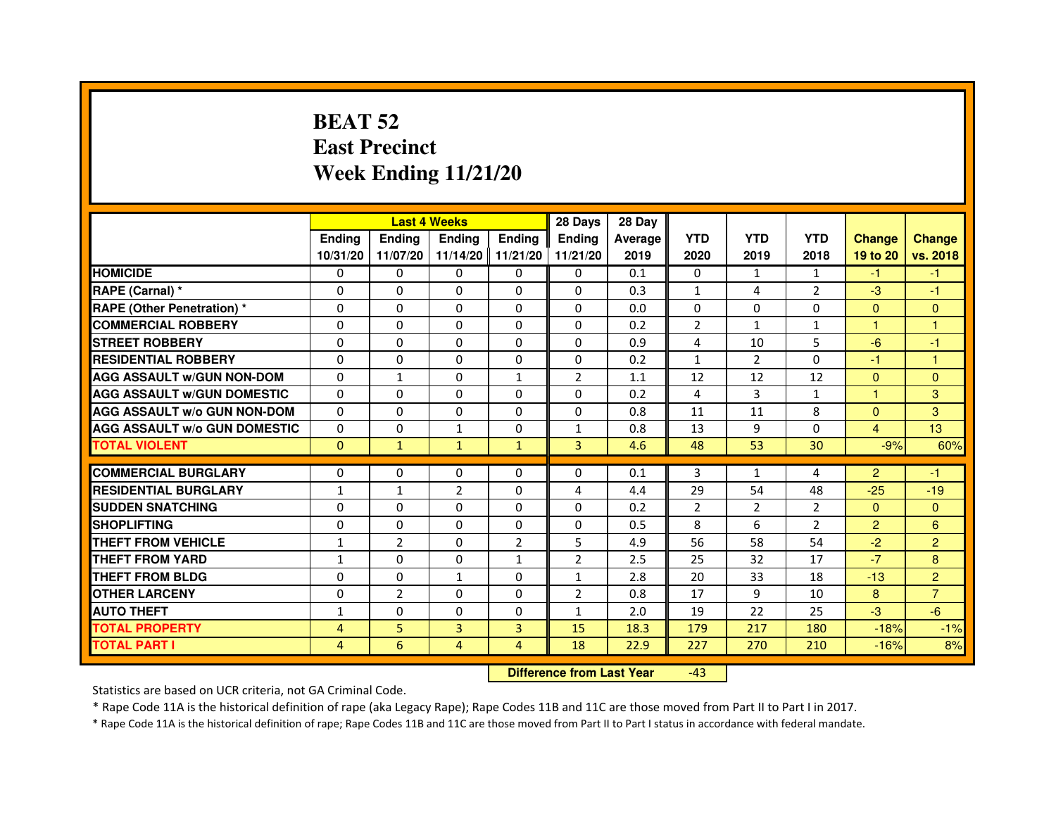# BEAT 52
# East Precinct
# Week Ending 11/21/20

| | Last 4 Weeks | | | | 28 Days | 28 Day | | | | | |
|---|---|---|---|---|---|---|---|---|---|---|---|
| | Ending 10/31/20 | Ending 11/07/20 | Ending 11/14/20 | Ending 11/21/20 | Ending 11/21/20 | Average 2019 | YTD 2020 | YTD 2019 | YTD 2018 | Change 19 to 20 | Change vs. 2018 |
| HOMICIDE | 0 | 0 | 0 | 0 | 0 | 0.1 | 0 | 1 | 1 | -1 | -1 |
| RAPE (Carnal) * | 0 | 0 | 0 | 0 | 0 | 0.3 | 1 | 4 | 2 | -3 | -1 |
| RAPE (Other Penetration) * | 0 | 0 | 0 | 0 | 0 | 0.0 | 0 | 0 | 0 | 0 | 0 |
| COMMERCIAL ROBBERY | 0 | 0 | 0 | 0 | 0 | 0.2 | 2 | 1 | 1 | 1 | 1 |
| STREET ROBBERY | 0 | 0 | 0 | 0 | 0 | 0.9 | 4 | 10 | 5 | -6 | -1 |
| RESIDENTIAL ROBBERY | 0 | 0 | 0 | 0 | 0 | 0.2 | 1 | 2 | 0 | -1 | 1 |
| AGG ASSAULT w/GUN NON-DOM | 0 | 1 | 0 | 1 | 2 | 1.1 | 12 | 12 | 12 | 0 | 0 |
| AGG ASSAULT w/GUN DOMESTIC | 0 | 0 | 0 | 0 | 0 | 0.2 | 4 | 3 | 1 | 1 | 3 |
| AGG ASSAULT w/o GUN NON-DOM | 0 | 0 | 0 | 0 | 0 | 0.8 | 11 | 11 | 8 | 0 | 3 |
| AGG ASSAULT w/o GUN DOMESTIC | 0 | 0 | 1 | 0 | 1 | 0.8 | 13 | 9 | 0 | 4 | 13 |
| TOTAL VIOLENT | 0 | 1 | 1 | 1 | 3 | 4.6 | 48 | 53 | 30 | -9% | 60% |
| COMMERCIAL BURGLARY | 0 | 0 | 0 | 0 | 0 | 0.1 | 3 | 1 | 4 | 2 | -1 |
| RESIDENTIAL BURGLARY | 1 | 1 | 2 | 0 | 4 | 4.4 | 29 | 54 | 48 | -25 | -19 |
| SUDDEN SNATCHING | 0 | 0 | 0 | 0 | 0 | 0.2 | 2 | 2 | 2 | 0 | 0 |
| SHOPLIFTING | 0 | 0 | 0 | 0 | 0 | 0.5 | 8 | 6 | 2 | 2 | 6 |
| THEFT FROM VEHICLE | 1 | 2 | 0 | 2 | 5 | 4.9 | 56 | 58 | 54 | -2 | 2 |
| THEFT FROM YARD | 1 | 0 | 0 | 1 | 2 | 2.5 | 25 | 32 | 17 | -7 | 8 |
| THEFT FROM BLDG | 0 | 0 | 1 | 0 | 1 | 2.8 | 20 | 33 | 18 | -13 | 2 |
| OTHER LARCENY | 0 | 2 | 0 | 0 | 2 | 0.8 | 17 | 9 | 10 | 8 | 7 |
| AUTO THEFT | 1 | 0 | 0 | 0 | 1 | 2.0 | 19 | 22 | 25 | -3 | -6 |
| TOTAL PROPERTY | 4 | 5 | 3 | 3 | 15 | 18.3 | 179 | 217 | 180 | -18% | -1% |
| TOTAL PART I | 4 | 6 | 4 | 4 | 18 | 22.9 | 227 | 270 | 210 | -16% | 8% |

**Difference from Last Year** -43

Statistics are based on UCR criteria, not GA Criminal Code.

* Rape Code 11A is the historical definition of rape (aka Legacy Rape); Rape Codes 11B and 11C are those moved from Part II to Part I in 2017.

* Rape Code 11A is the historical definition of rape; Rape Codes 11B and 11C are those moved from Part II to Part I status in accordance with federal mandate.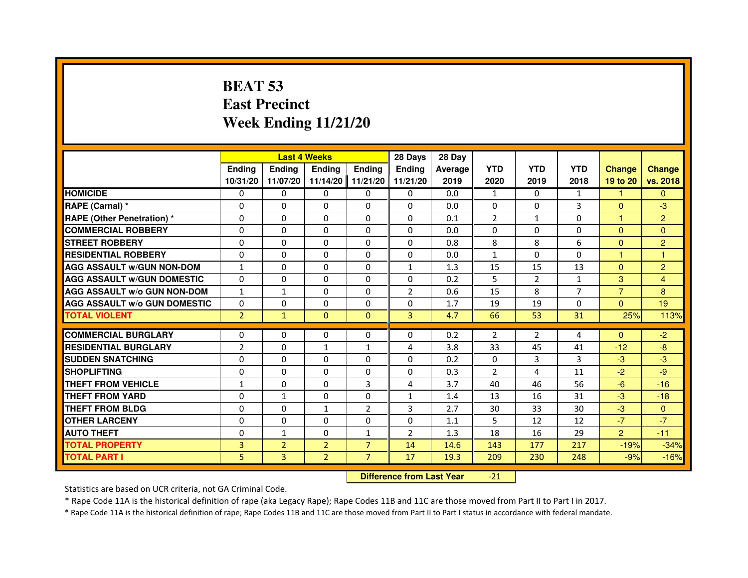# BEAT 53
# East Precinct
# Week Ending 11/21/20

| | Last 4 Weeks | | | | 28 Days | 28 Day | | | | | |
|---|---|---|---|---|---|---|---|---|---|---|---|
| | Ending 10/31/20 | Ending 11/07/20 | Ending 11/14/20 | Ending 11/21/20 | Ending 11/21/20 | Average 2019 | YTD 2020 | YTD 2019 | YTD 2018 | Change 19 to 20 | Change vs. 2018 |
| HOMICIDE | 0 | 0 | 0 | 0 | 0 | 0.0 | 1 | 0 | 1 | 1 | 0 |
| RAPE (Carnal) * | 0 | 0 | 0 | 0 | 0 | 0.0 | 0 | 0 | 3 | 0 | -3 |
| RAPE (Other Penetration) * | 0 | 0 | 0 | 0 | 0 | 0.1 | 2 | 1 | 0 | 1 | 2 |
| COMMERCIAL ROBBERY | 0 | 0 | 0 | 0 | 0 | 0.0 | 0 | 0 | 0 | 0 | 0 |
| STREET ROBBERY | 0 | 0 | 0 | 0 | 0 | 0.8 | 8 | 8 | 6 | 0 | 2 |
| RESIDENTIAL ROBBERY | 0 | 0 | 0 | 0 | 0 | 0.0 | 1 | 0 | 0 | 1 | 1 |
| AGG ASSAULT w/GUN NON-DOM | 1 | 0 | 0 | 0 | 1 | 1.3 | 15 | 15 | 13 | 0 | 2 |
| AGG ASSAULT w/GUN DOMESTIC | 0 | 0 | 0 | 0 | 0 | 0.2 | 5 | 2 | 1 | 3 | 4 |
| AGG ASSAULT w/o GUN NON-DOM | 1 | 1 | 0 | 0 | 2 | 0.6 | 15 | 8 | 7 | 7 | 8 |
| AGG ASSAULT w/o GUN DOMESTIC | 0 | 0 | 0 | 0 | 0 | 1.7 | 19 | 19 | 0 | 0 | 19 |
| TOTAL VIOLENT | 2 | 1 | 0 | 0 | 3 | 4.7 | 66 | 53 | 31 | 25% | 113% |
| COMMERCIAL BURGLARY | 0 | 0 | 0 | 0 | 0 | 0.2 | 2 | 2 | 4 | 0 | -2 |
| RESIDENTIAL BURGLARY | 2 | 0 | 1 | 1 | 4 | 3.8 | 33 | 45 | 41 | -12 | -8 |
| SUDDEN SNATCHING | 0 | 0 | 0 | 0 | 0 | 0.2 | 0 | 3 | 3 | -3 | -3 |
| SHOPLIFTING | 0 | 0 | 0 | 0 | 0 | 0.3 | 2 | 4 | 11 | -2 | -9 |
| THEFT FROM VEHICLE | 1 | 0 | 0 | 3 | 4 | 3.7 | 40 | 46 | 56 | -6 | -16 |
| THEFT FROM YARD | 0 | 1 | 0 | 0 | 1 | 1.4 | 13 | 16 | 31 | -3 | -18 |
| THEFT FROM BLDG | 0 | 0 | 1 | 2 | 3 | 2.7 | 30 | 33 | 30 | -3 | 0 |
| OTHER LARCENY | 0 | 0 | 0 | 0 | 0 | 1.1 | 5 | 12 | 12 | -7 | -7 |
| AUTO THEFT | 0 | 1 | 0 | 1 | 2 | 1.3 | 18 | 16 | 29 | 2 | -11 |
| TOTAL PROPERTY | 3 | 2 | 2 | 7 | 14 | 14.6 | 143 | 177 | 217 | -19% | -34% |
| TOTAL PART I | 5 | 3 | 2 | 7 | 17 | 19.3 | 209 | 230 | 248 | -9% | -16% |

**Difference from Last Year** -21

Statistics are based on UCR criteria, not GA Criminal Code.

* Rape Code 11A is the historical definition of rape (aka Legacy Rape); Rape Codes 11B and 11C are those moved from Part II to Part I in 2017.

* Rape Code 11A is the historical definition of rape; Rape Codes 11B and 11C are those moved from Part II to Part I status in accordance with federal mandate.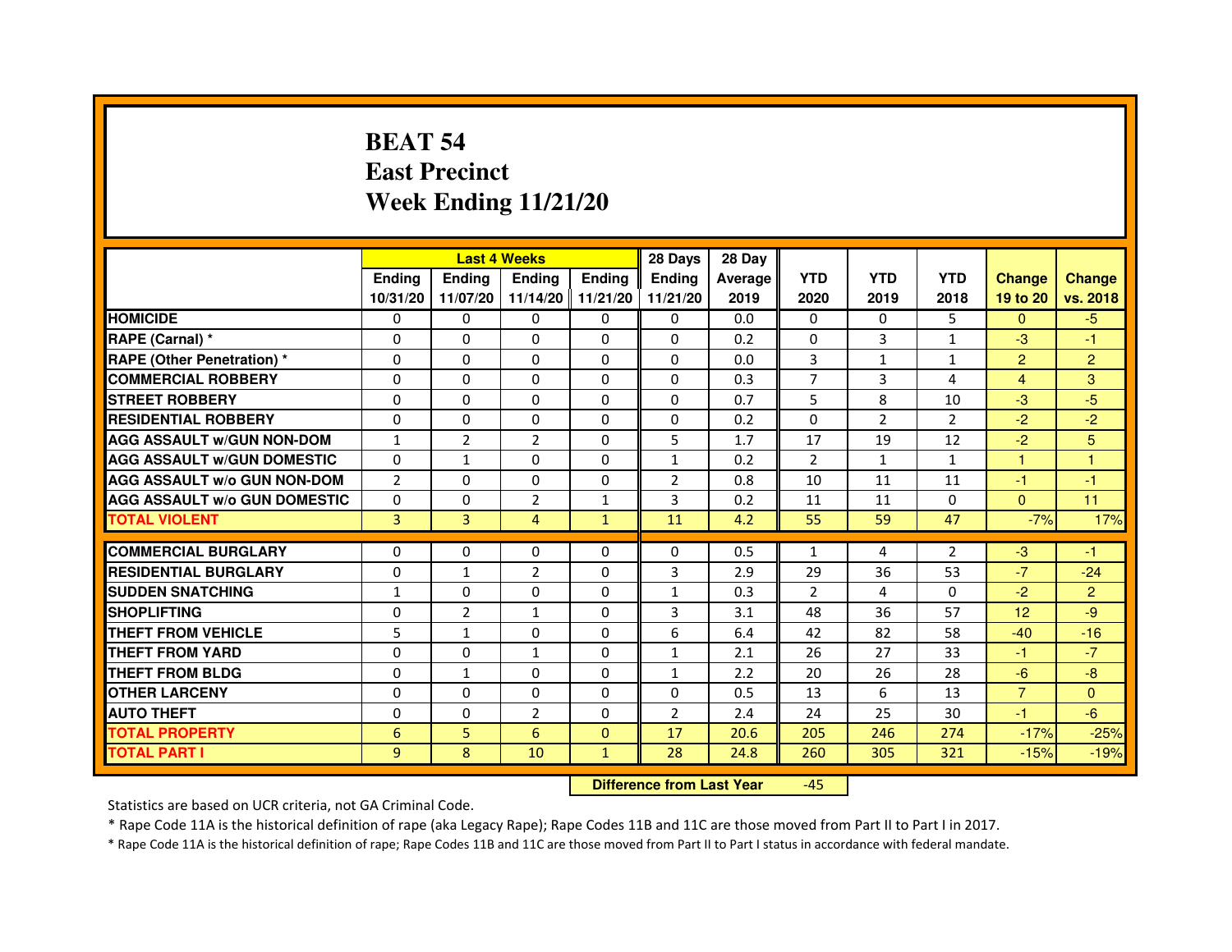# BEAT 54
# East Precinct
# Week Ending 11/21/20

| | Last 4 Weeks | | | | 28 Days | 28 Day | | | | | |
|---|---|---|---|---|---|---|---|---|---|---|---|
| | Ending 10/31/20 | Ending 11/07/20 | Ending 11/14/20 | Ending 11/21/20 | Ending 11/21/20 | Average 2019 | YTD 2020 | YTD 2019 | YTD 2018 | Change 19 to 20 | Change vs. 2018 |
| HOMICIDE | 0 | 0 | 0 | 0 | 0 | 0.0 | 0 | 0 | 5 | 0 | -5 |
| RAPE (Carnal) * | 0 | 0 | 0 | 0 | 0 | 0.2 | 0 | 3 | 1 | -3 | -1 |
| RAPE (Other Penetration) * | 0 | 0 | 0 | 0 | 0 | 0.0 | 3 | 1 | 1 | 2 | 2 |
| COMMERCIAL ROBBERY | 0 | 0 | 0 | 0 | 0 | 0.3 | 7 | 3 | 4 | 4 | 3 |
| STREET ROBBERY | 0 | 0 | 0 | 0 | 0 | 0.7 | 5 | 8 | 10 | -3 | -5 |
| RESIDENTIAL ROBBERY | 0 | 0 | 0 | 0 | 0 | 0.2 | 0 | 2 | 2 | -2 | -2 |
| AGG ASSAULT w/GUN NON-DOM | 1 | 2 | 2 | 0 | 5 | 1.7 | 17 | 19 | 12 | -2 | 5 |
| AGG ASSAULT w/GUN DOMESTIC | 0 | 1 | 0 | 0 | 1 | 0.2 | 2 | 1 | 1 | 1 | 1 |
| AGG ASSAULT w/o GUN NON-DOM | 2 | 0 | 0 | 0 | 2 | 0.8 | 10 | 11 | 11 | -1 | -1 |
| AGG ASSAULT w/o GUN DOMESTIC | 0 | 0 | 2 | 1 | 3 | 0.2 | 11 | 11 | 0 | 0 | 11 |
| TOTAL VIOLENT | 3 | 3 | 4 | 1 | 11 | 4.2 | 55 | 59 | 47 | -7% | 17% |
| COMMERCIAL BURGLARY | 0 | 0 | 0 | 0 | 0 | 0.5 | 1 | 4 | 2 | -3 | -1 |
| RESIDENTIAL BURGLARY | 0 | 1 | 2 | 0 | 3 | 2.9 | 29 | 36 | 53 | -7 | -24 |
| SUDDEN SNATCHING | 1 | 0 | 0 | 0 | 1 | 0.3 | 2 | 4 | 0 | -2 | 2 |
| SHOPLIFTING | 0 | 2 | 1 | 0 | 3 | 3.1 | 48 | 36 | 57 | 12 | -9 |
| THEFT FROM VEHICLE | 5 | 1 | 0 | 0 | 6 | 6.4 | 42 | 82 | 58 | -40 | -16 |
| THEFT FROM YARD | 0 | 0 | 1 | 0 | 1 | 2.1 | 26 | 27 | 33 | -1 | -7 |
| THEFT FROM BLDG | 0 | 1 | 0 | 0 | 1 | 2.2 | 20 | 26 | 28 | -6 | -8 |
| OTHER LARCENY | 0 | 0 | 0 | 0 | 0 | 0.5 | 13 | 6 | 13 | 7 | 0 |
| AUTO THEFT | 0 | 0 | 2 | 0 | 2 | 2.4 | 24 | 25 | 30 | -1 | -6 |
| TOTAL PROPERTY | 6 | 5 | 6 | 0 | 17 | 20.6 | 205 | 246 | 274 | -17% | -25% |
| TOTAL PART I | 9 | 8 | 10 | 1 | 28 | 24.8 | 260 | 305 | 321 | -15% | -19% |

**Difference from Last Year** -45

Statistics are based on UCR criteria, not GA Criminal Code.

* Rape Code 11A is the historical definition of rape (aka Legacy Rape); Rape Codes 11B and 11C are those moved from Part II to Part I in 2017.

* Rape Code 11A is the historical definition of rape; Rape Codes 11B and 11C are those moved from Part II to Part I status in accordance with federal mandate.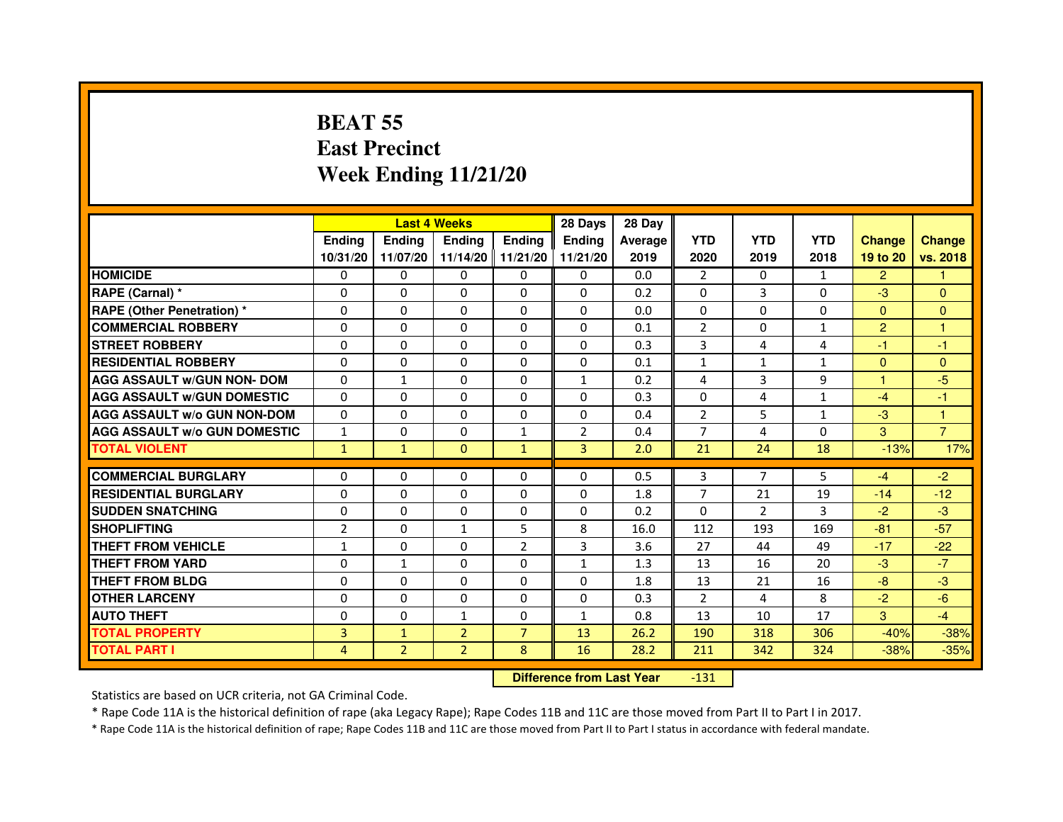# BEAT 55
# East Precinct
# Week Ending 11/21/20

| | Last 4 Weeks | | | | 28 Days | 28 Day | | | | | |
|---|---|---|---|---|---|---|---|---|---|---|---|
| | Ending 10/31/20 | Ending 11/07/20 | Ending 11/14/20 | Ending 11/21/20 | Ending 11/21/20 | Average 2019 | YTD 2020 | YTD 2019 | YTD 2018 | Change 19 to 20 | Change vs. 2018 |
| **HOMICIDE** | 0 | 0 | 0 | 0 | 0 | 0.0 | 2 | 0 | 1 | 2 | 1 |
| **RAPE (Carnal) *** | 0 | 0 | 0 | 0 | 0 | 0.2 | 0 | 3 | 0 | -3 | 0 |
| **RAPE (Other Penetration) *** | 0 | 0 | 0 | 0 | 0 | 0.0 | 0 | 0 | 0 | 0 | 0 |
| **COMMERCIAL ROBBERY** | 0 | 0 | 0 | 0 | 0 | 0.1 | 2 | 0 | 1 | 2 | 1 |
| **STREET ROBBERY** | 0 | 0 | 0 | 0 | 0 | 0.3 | 3 | 4 | 4 | -1 | -1 |
| **RESIDENTIAL ROBBERY** | 0 | 0 | 0 | 0 | 0 | 0.1 | 1 | 1 | 1 | 0 | 0 |
| **AGG ASSAULT w/GUN NON- DOM** | 0 | 1 | 0 | 0 | 1 | 0.2 | 4 | 3 | 9 | 1 | -5 |
| **AGG ASSAULT w/GUN DOMESTIC** | 0 | 0 | 0 | 0 | 0 | 0.3 | 0 | 4 | 1 | -4 | -1 |
| **AGG ASSAULT w/o GUN NON-DOM** | 0 | 0 | 0 | 0 | 0 | 0.4 | 2 | 5 | 1 | -3 | 1 |
| **AGG ASSAULT w/o GUN DOMESTIC** | 1 | 0 | 0 | 1 | 2 | 0.4 | 7 | 4 | 0 | 3 | 7 |
| **TOTAL VIOLENT** | 1 | 1 | 0 | 1 | 3 | 2.0 | 21 | 24 | 18 | -13% | 17% |
| **COMMERCIAL BURGLARY** | 0 | 0 | 0 | 0 | 0 | 0.5 | 3 | 7 | 5 | -4 | -2 |
| **RESIDENTIAL BURGLARY** | 0 | 0 | 0 | 0 | 0 | 1.8 | 7 | 21 | 19 | -14 | -12 |
| **SUDDEN SNATCHING** | 0 | 0 | 0 | 0 | 0 | 0.2 | 0 | 2 | 3 | -2 | -3 |
| **SHOPLIFTING** | 2 | 0 | 1 | 5 | 8 | 16.0 | 112 | 193 | 169 | -81 | -57 |
| **THEFT FROM VEHICLE** | 1 | 0 | 0 | 2 | 3 | 3.6 | 27 | 44 | 49 | -17 | -22 |
| **THEFT FROM YARD** | 0 | 1 | 0 | 0 | 1 | 1.3 | 13 | 16 | 20 | -3 | -7 |
| **THEFT FROM BLDG** | 0 | 0 | 0 | 0 | 0 | 1.8 | 13 | 21 | 16 | -8 | -3 |
| **OTHER LARCENY** | 0 | 0 | 0 | 0 | 0 | 0.3 | 2 | 4 | 8 | -2 | -6 |
| **AUTO THEFT** | 0 | 0 | 1 | 0 | 1 | 0.8 | 13 | 10 | 17 | 3 | -4 |
| **TOTAL PROPERTY** | 3 | 1 | 2 | 7 | 13 | 26.2 | 190 | 318 | 306 | -40% | -38% |
| **TOTAL PART I** | 4 | 2 | 2 | 8 | 16 | 28.2 | 211 | 342 | 324 | -38% | -35% |

**Difference from Last Year** -131

Statistics are based on UCR criteria, not GA Criminal Code.

* Rape Code 11A is the historical definition of rape (aka Legacy Rape); Rape Codes 11B and 11C are those moved from Part II to Part I in 2017.

* Rape Code 11A is the historical definition of rape; Rape Codes 11B and 11C are those moved from Part II to Part I status in accordance with federal mandate.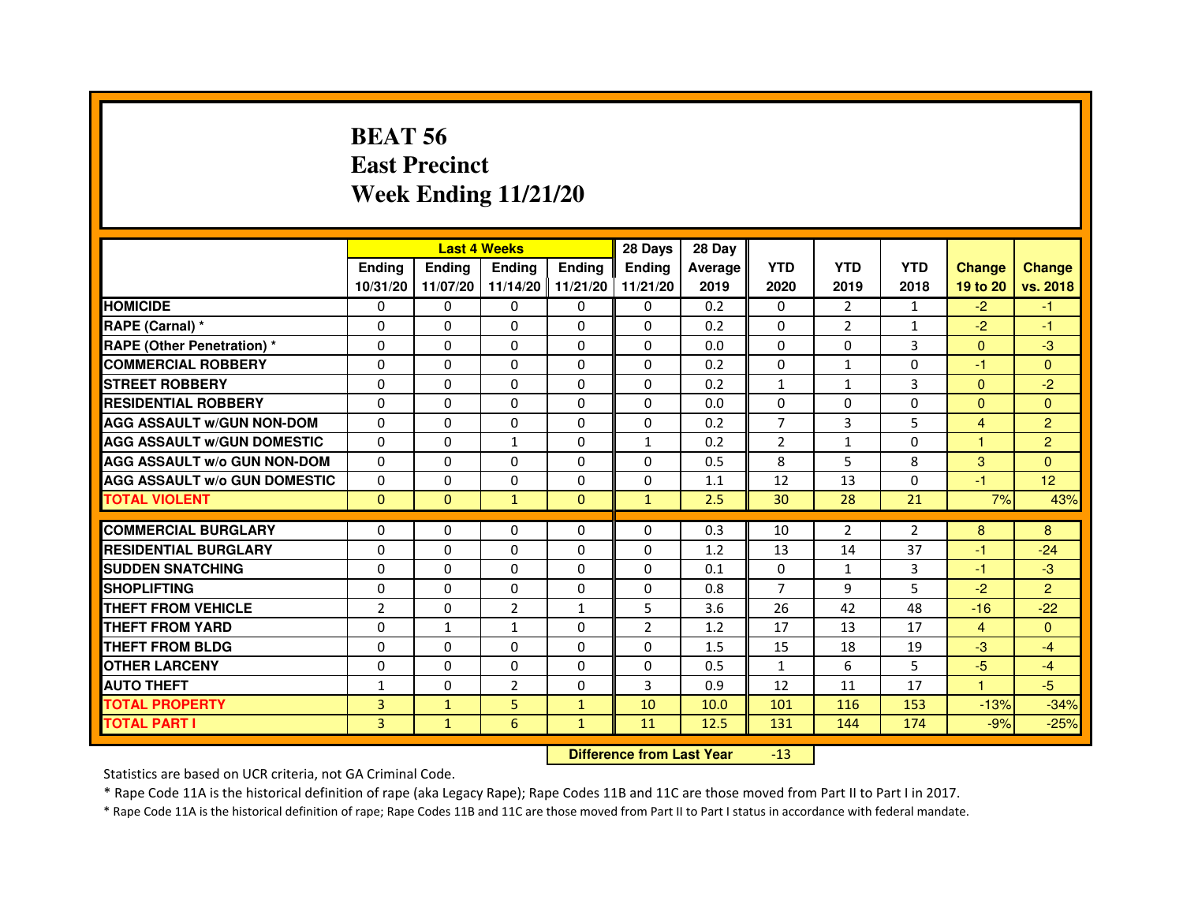# BEAT 56
# East Precinct
# Week Ending 11/21/20

| | Last 4 Weeks | | | | 28 Days | 28 Day | | | | | |
|---|---|---|---|---|---|---|---|---|---|---|---|
| | Ending 10/31/20 | Ending 11/07/20 | Ending 11/14/20 | Ending 11/21/20 | Ending 11/21/20 | Average 2019 | YTD 2020 | YTD 2019 | YTD 2018 | Change 19 to 20 | Change vs. 2018 |
| HOMICIDE | 0 | 0 | 0 | 0 | 0 | 0.2 | 0 | 2 | 1 | -2 | -1 |
| RAPE (Carnal) * | 0 | 0 | 0 | 0 | 0 | 0.2 | 0 | 2 | 1 | -2 | -1 |
| RAPE (Other Penetration) * | 0 | 0 | 0 | 0 | 0 | 0.0 | 0 | 0 | 3 | 0 | -3 |
| COMMERCIAL ROBBERY | 0 | 0 | 0 | 0 | 0 | 0.2 | 0 | 1 | 0 | -1 | 0 |
| STREET ROBBERY | 0 | 0 | 0 | 0 | 0 | 0.2 | 1 | 1 | 3 | 0 | -2 |
| RESIDENTIAL ROBBERY | 0 | 0 | 0 | 0 | 0 | 0.0 | 0 | 0 | 0 | 0 | 0 |
| AGG ASSAULT w/GUN NON-DOM | 0 | 0 | 0 | 0 | 0 | 0.2 | 7 | 3 | 5 | 4 | 2 |
| AGG ASSAULT w/GUN DOMESTIC | 0 | 0 | 1 | 0 | 1 | 0.2 | 2 | 1 | 0 | 1 | 2 |
| AGG ASSAULT w/o GUN NON-DOM | 0 | 0 | 0 | 0 | 0 | 0.5 | 8 | 5 | 8 | 3 | 0 |
| AGG ASSAULT w/o GUN DOMESTIC | 0 | 0 | 0 | 0 | 0 | 1.1 | 12 | 13 | 0 | -1 | 12 |
| TOTAL VIOLENT | 0 | 0 | 1 | 0 | 1 | 2.5 | 30 | 28 | 21 | 7% | 43% |
| COMMERCIAL BURGLARY | 0 | 0 | 0 | 0 | 0 | 0.3 | 10 | 2 | 2 | 8 | 8 |
| RESIDENTIAL BURGLARY | 0 | 0 | 0 | 0 | 0 | 1.2 | 13 | 14 | 37 | -1 | -24 |
| SUDDEN SNATCHING | 0 | 0 | 0 | 0 | 0 | 0.1 | 0 | 1 | 3 | -1 | -3 |
| SHOPLIFTING | 0 | 0 | 0 | 0 | 0 | 0.8 | 7 | 9 | 5 | -2 | 2 |
| THEFT FROM VEHICLE | 2 | 0 | 2 | 1 | 5 | 3.6 | 26 | 42 | 48 | -16 | -22 |
| THEFT FROM YARD | 0 | 1 | 1 | 0 | 2 | 1.2 | 17 | 13 | 17 | 4 | 0 |
| THEFT FROM BLDG | 0 | 0 | 0 | 0 | 0 | 1.5 | 15 | 18 | 19 | -3 | -4 |
| OTHER LARCENY | 0 | 0 | 0 | 0 | 0 | 0.5 | 1 | 6 | 5 | -5 | -4 |
| AUTO THEFT | 1 | 0 | 2 | 0 | 3 | 0.9 | 12 | 11 | 17 | 1 | -5 |
| TOTAL PROPERTY | 3 | 1 | 5 | 1 | 10 | 10.0 | 101 | 116 | 153 | -13% | -34% |
| TOTAL PART I | 3 | 1 | 6 | 1 | 11 | 12.5 | 131 | 144 | 174 | -9% | -25% |

**Difference from Last Year** -13

Statistics are based on UCR criteria, not GA Criminal Code.

* Rape Code 11A is the historical definition of rape (aka Legacy Rape); Rape Codes 11B and 11C are those moved from Part II to Part I in 2017.

* Rape Code 11A is the historical definition of rape; Rape Codes 11B and 11C are those moved from Part II to Part I status in accordance with federal mandate.